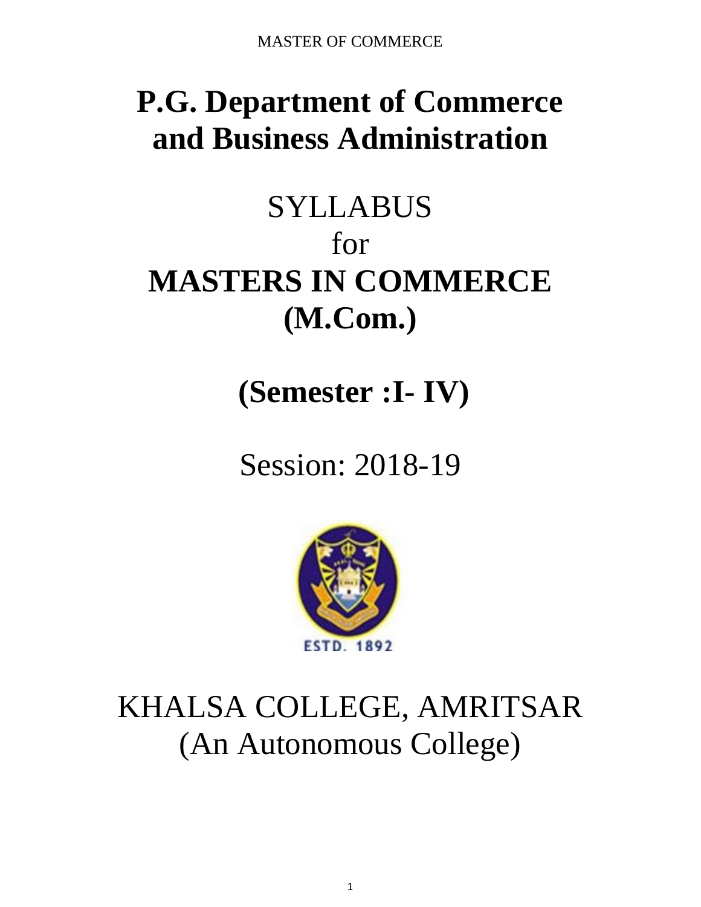# P.G. Department of Commerce and Business Administration

SYLLABUS

for

**MASTERS IN COMMERCE (M.Com.)**

**(Semester :I- IV)**

Session: 2018-19

ESTD. 1892

KHALSA COLLEGE, AMRITSAR

(An Autonomous College)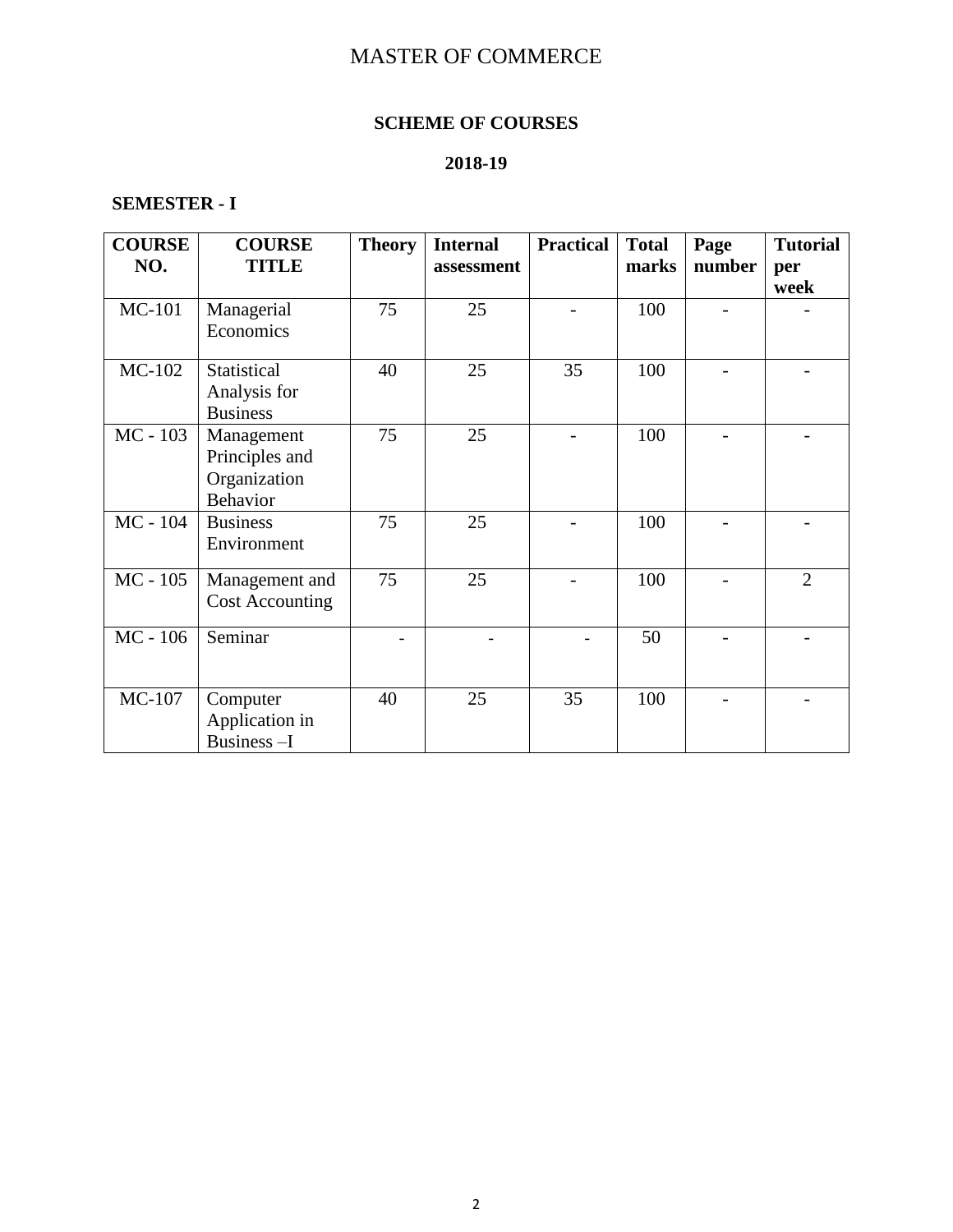# MASTER OF COMMERCE

## SCHEME OF COURSES

## 2018-19

### SEMESTER - I

| COURSE NO. | COURSE TITLE | Theory | Internal assessment | Practical | Total marks | Page number | Tutorial per week |
|---|---|---|---|---|---|---|---|
| MC-101 | Managerial Economics | 75 | 25 | - | 100 | - | - |
| MC-102 | Statistical Analysis for Business | 40 | 25 | 35 | 100 | - | - |
| MC - 103 | Management Principles and Organization Behavior | 75 | 25 | - | 100 | - | - |
| MC - 104 | Business Environment | 75 | 25 | - | 100 | - | - |
| MC - 105 | Management and Cost Accounting | 75 | 25 | - | 100 | - | 2 |
| MC - 106 | Seminar | - | - | - | 50 | - | - |
| MC-107 | Computer Application in Business –I | 40 | 25 | 35 | 100 | - | - |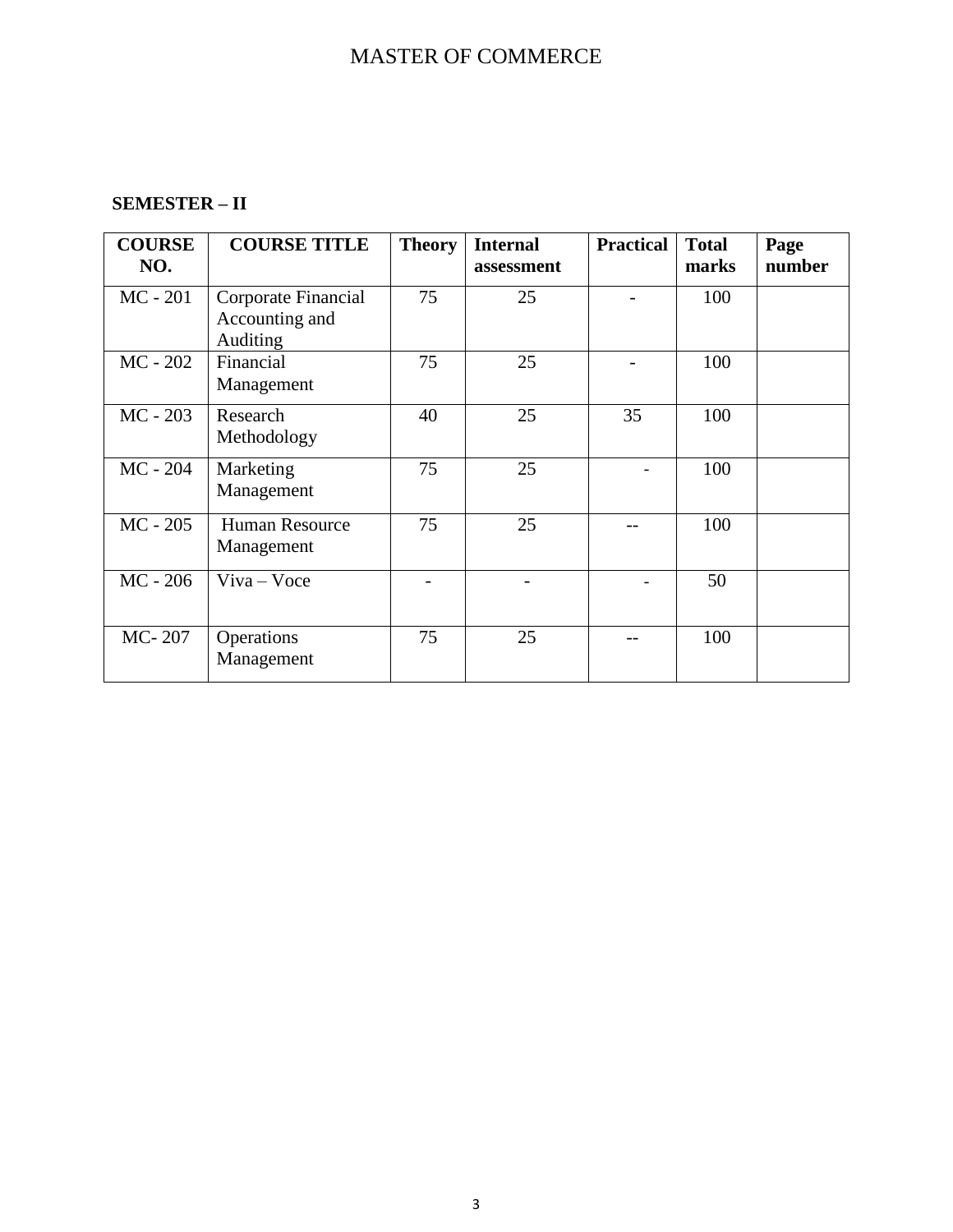# MASTER OF COMMERCE

**SEMESTER – II**

| **COURSE NO.** | **COURSE TITLE** | **Theory** | **Internal assessment** | **Practical** | **Total marks** | **Page number** |
|---|---|---|---|---|---|---|
| MC - 201 | Corporate Financial Accounting and Auditing | 75 | 25 | - | 100 | |
| MC - 202 | Financial Management | 75 | 25 | - | 100 | |
| MC - 203 | Research Methodology | 40 | 25 | 35 | 100 | |
| MC - 204 | Marketing Management | 75 | 25 | - | 100 | |
| MC - 205 | Human Resource Management | 75 | 25 | -- | 100 | |
| MC - 206 | Viva – Voce | - | - | - | 50 | |
| MC- 207 | Operations Management | 75 | 25 | -- | 100 | |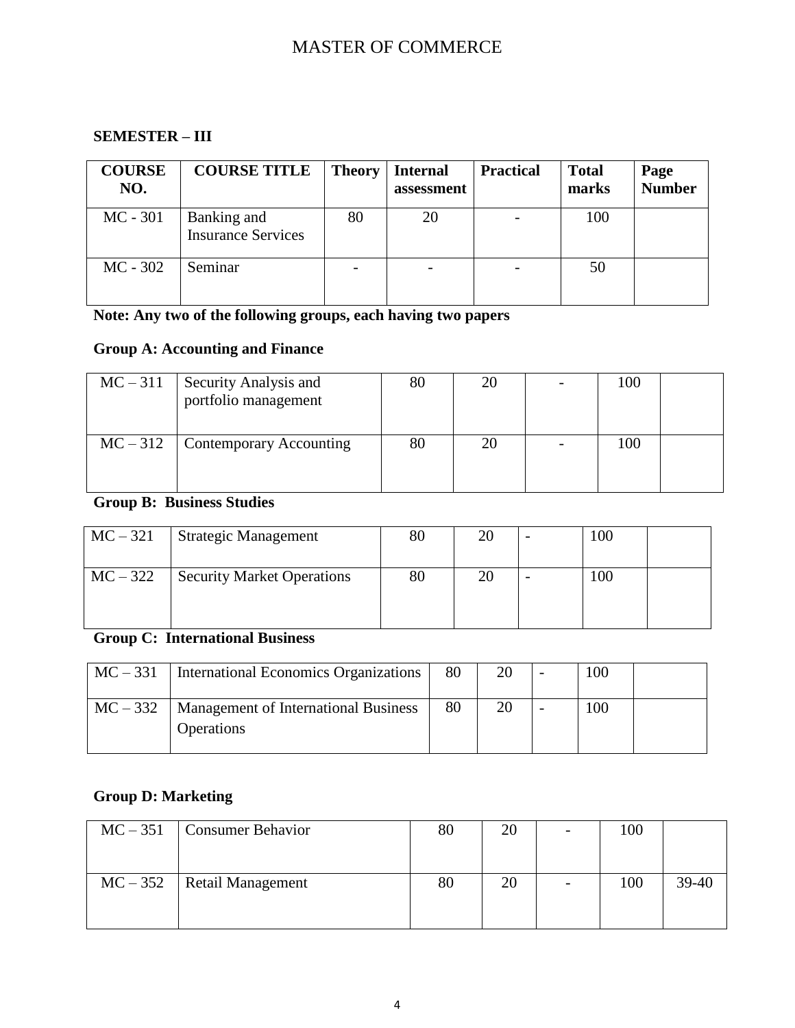# MASTER OF COMMERCE

**SEMESTER – III**

| COURSE NO. | COURSE TITLE | Theory | Internal assessment | Practical | Total marks | Page Number |
|---|---|---|---|---|---|---|
| MC - 301 | Banking and Insurance Services | 80 | 20 | - | 100 | |
| MC - 302 | Seminar | - | - | - | 50 | |

**Note: Any two of the following groups, each having two papers**

**Group A: Accounting and Finance**

| | | | | | | |
|---|---|---|---|---|---|---|
| MC – 311 | Security Analysis and portfolio management | 80 | 20 | - | 100 | |
| MC – 312 | Contemporary Accounting | 80 | 20 | - | 100 | |

**Group B: Business Studies**

| | | | | | | |
|---|---|---|---|---|---|---|
| MC – 321 | Strategic Management | 80 | 20 | - | 100 | |
| MC – 322 | Security Market Operations | 80 | 20 | - | 100 | |

**Group C: International Business**

| | | | | | | |
|---|---|---|---|---|---|---|
| MC – 331 | International Economics Organizations | 80 | 20 | - | 100 | |
| MC – 332 | Management of International Business Operations | 80 | 20 | - | 100 | |

**Group D: Marketing**

| | | | | | | |
|---|---|---|---|---|---|---|
| MC – 351 | Consumer Behavior | 80 | 20 | - | 100 | |
| MC – 352 | Retail Management | 80 | 20 | - | 100 | 39-40 |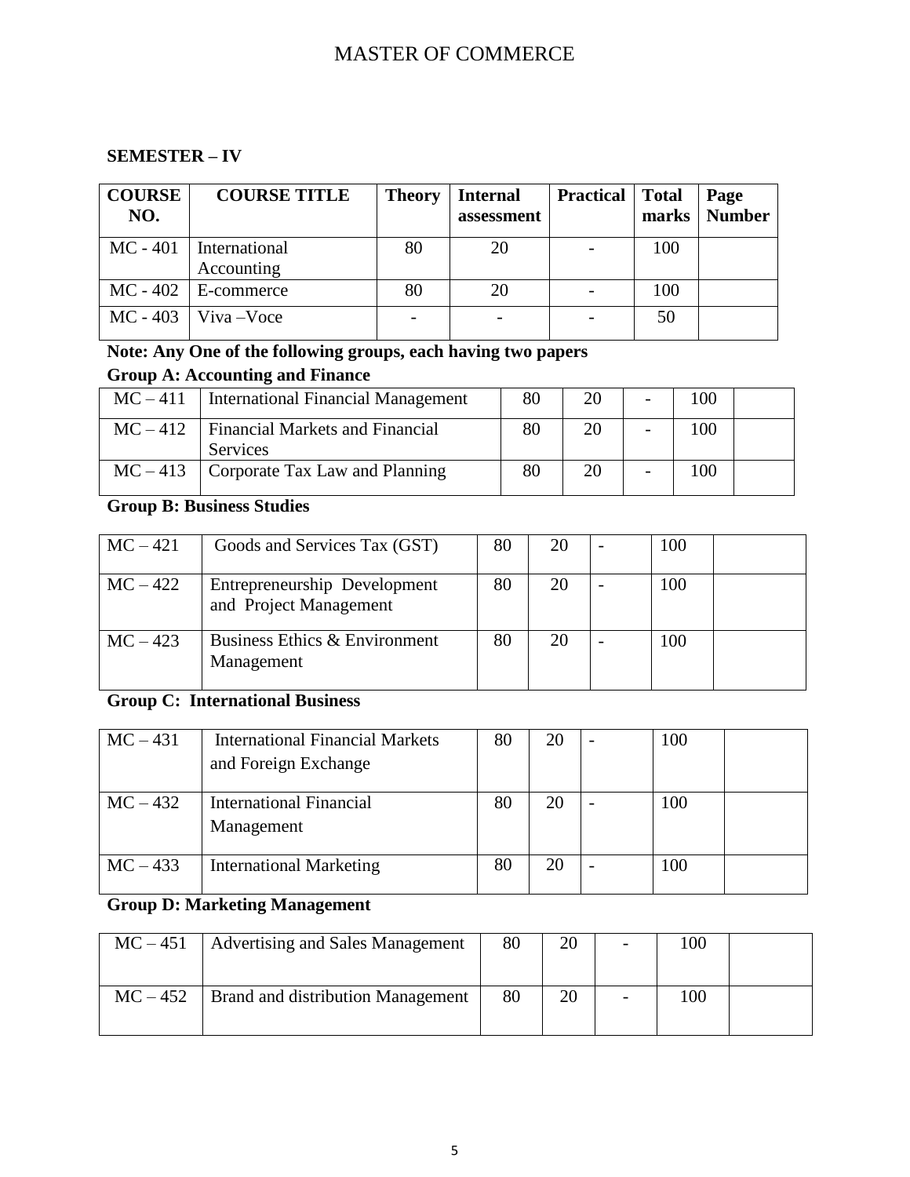# MASTER OF COMMERCE

**SEMESTER – IV**

| COURSE NO. | COURSE TITLE | Theory | Internal assessment | Practical | Total marks | Page Number |
|---|---|---|---|---|---|---|
| MC - 401 | International Accounting | 80 | 20 | - | 100 | |
| MC - 402 | E-commerce | 80 | 20 | - | 100 | |
| MC - 403 | Viva –Voce | - | - | - | 50 | |

**Note: Any One of the following groups, each having two papers**

**Group A: Accounting and Finance**

| | | | | | | |
|---|---|---|---|---|---|---|
| MC – 411 | International Financial Management | 80 | 20 | - | 100 | |
| MC – 412 | Financial Markets and Financial Services | 80 | 20 | - | 100 | |
| MC – 413 | Corporate Tax Law and Planning | 80 | 20 | - | 100 | |

**Group B: Business Studies**

| | | | | | | |
|---|---|---|---|---|---|---|
| MC – 421 | Goods and Services Tax (GST) | 80 | 20 | - | 100 | |
| MC – 422 | Entrepreneurship Development and Project Management | 80 | 20 | - | 100 | |
| MC – 423 | Business Ethics & Environment Management | 80 | 20 | - | 100 | |

**Group C: International Business**

| | | | | | | |
|---|---|---|---|---|---|---|
| MC – 431 | International Financial Markets and Foreign Exchange | 80 | 20 | - | 100 | |
| MC – 432 | International Financial Management | 80 | 20 | - | 100 | |
| MC – 433 | International Marketing | 80 | 20 | - | 100 | |

**Group D: Marketing Management**

| | | | | | | |
|---|---|---|---|---|---|---|
| MC – 451 | Advertising and Sales Management | 80 | 20 | - | 100 | |
| MC – 452 | Brand and distribution Management | 80 | 20 | - | 100 | |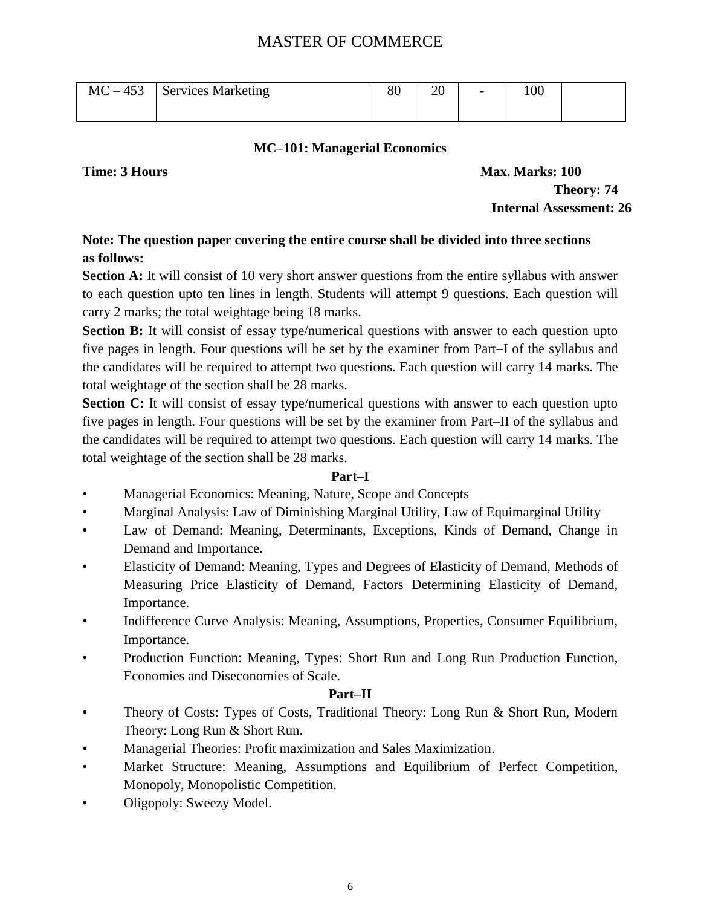MASTER OF COMMERCE

| MC – 453 | Services Marketing | 80 | 20 | - | 100 | |
|---|---|---|---|---|---|---|

**MC–101: Managerial Economics**

**Time: 3 Hours** **Max. Marks: 100**

**Theory: 74**

**Internal Assessment: 26**

**Note: The question paper covering the entire course shall be divided into three sections as follows:**

**Section A:** It will consist of 10 very short answer questions from the entire syllabus with answer to each question upto ten lines in length. Students will attempt 9 questions. Each question will carry 2 marks; the total weightage being 18 marks.

**Section B:** It will consist of essay type/numerical questions with answer to each question upto five pages in length. Four questions will be set by the examiner from Part–I of the syllabus and the candidates will be required to attempt two questions. Each question will carry 14 marks. The total weightage of the section shall be 28 marks.

**Section C:** It will consist of essay type/numerical questions with answer to each question upto five pages in length. Four questions will be set by the examiner from Part–II of the syllabus and the candidates will be required to attempt two questions. Each question will carry 14 marks. The total weightage of the section shall be 28 marks.

**Part–I**

- Managerial Economics: Meaning, Nature, Scope and Concepts
- Marginal Analysis: Law of Diminishing Marginal Utility, Law of Equimarginal Utility
- Law of Demand: Meaning, Determinants, Exceptions, Kinds of Demand, Change in Demand and Importance.
- Elasticity of Demand: Meaning, Types and Degrees of Elasticity of Demand, Methods of Measuring Price Elasticity of Demand, Factors Determining Elasticity of Demand, Importance.
- Indifference Curve Analysis: Meaning, Assumptions, Properties, Consumer Equilibrium, Importance.
- Production Function: Meaning, Types: Short Run and Long Run Production Function, Economies and Diseconomies of Scale.

**Part–II**

- Theory of Costs: Types of Costs, Traditional Theory: Long Run & Short Run, Modern Theory: Long Run & Short Run.
- Managerial Theories: Profit maximization and Sales Maximization.
- Market Structure: Meaning, Assumptions and Equilibrium of Perfect Competition, Monopoly, Monopolistic Competition.
- Oligopoly: Sweezy Model.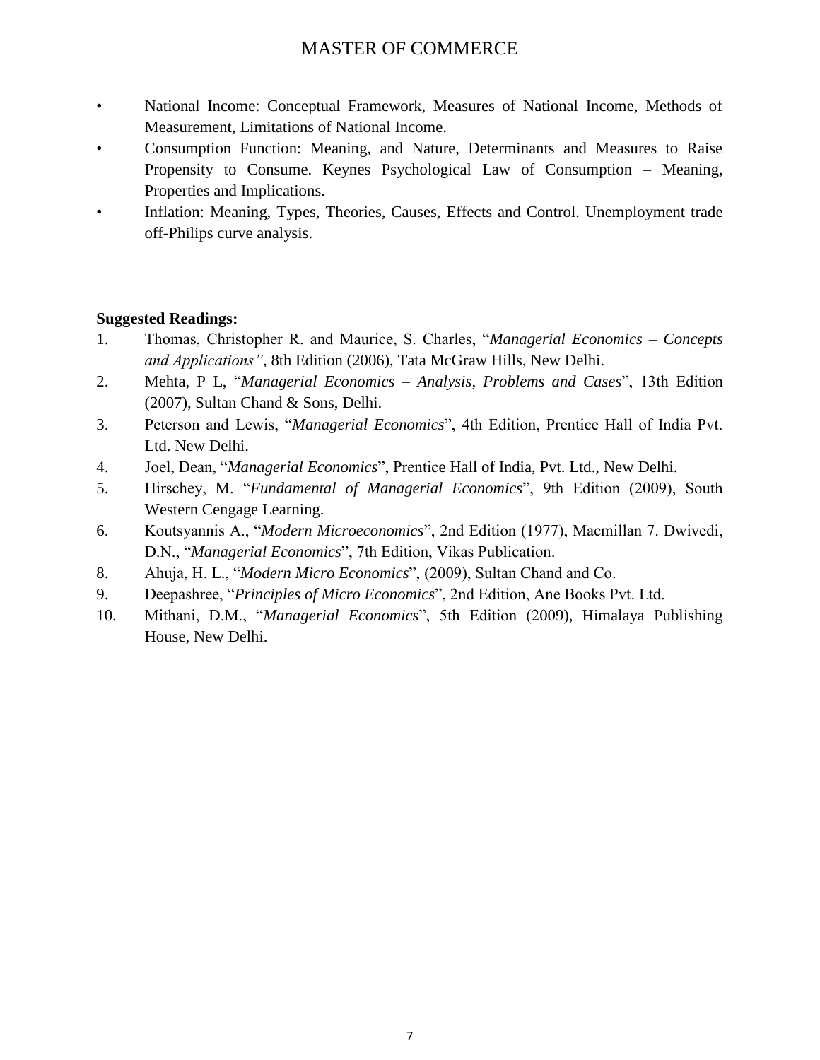- National Income: Conceptual Framework, Measures of National Income, Methods of Measurement, Limitations of National Income.
- Consumption Function: Meaning, and Nature, Determinants and Measures to Raise Propensity to Consume. Keynes Psychological Law of Consumption – Meaning, Properties and Implications.
- Inflation: Meaning, Types, Theories, Causes, Effects and Control. Unemployment trade off-Philips curve analysis.

**Suggested Readings:**

1. Thomas, Christopher R. and Maurice, S. Charles, "*Managerial Economics – Concepts and Applications"*, 8th Edition (2006), Tata McGraw Hills, New Delhi.
2. Mehta, P L, "*Managerial Economics – Analysis, Problems and Cases*", 13th Edition (2007), Sultan Chand & Sons, Delhi.
3. Peterson and Lewis, "*Managerial Economics*", 4th Edition, Prentice Hall of India Pvt. Ltd. New Delhi.
4. Joel, Dean, "*Managerial Economics*", Prentice Hall of India, Pvt. Ltd., New Delhi.
5. Hirschey, M. "*Fundamental of Managerial Economics*", 9th Edition (2009), South Western Cengage Learning.
6. Koutsyannis A., "*Modern Microeconomics*", 2nd Edition (1977), Macmillan 7. Dwivedi, D.N., "*Managerial Economics*", 7th Edition, Vikas Publication.
8. Ahuja, H. L., "*Modern Micro Economics*", (2009), Sultan Chand and Co.
9. Deepashree, "*Principles of Micro Economics*", 2nd Edition, Ane Books Pvt. Ltd.
10. Mithani, D.M., "*Managerial Economics*", 5th Edition (2009), Himalaya Publishing House, New Delhi.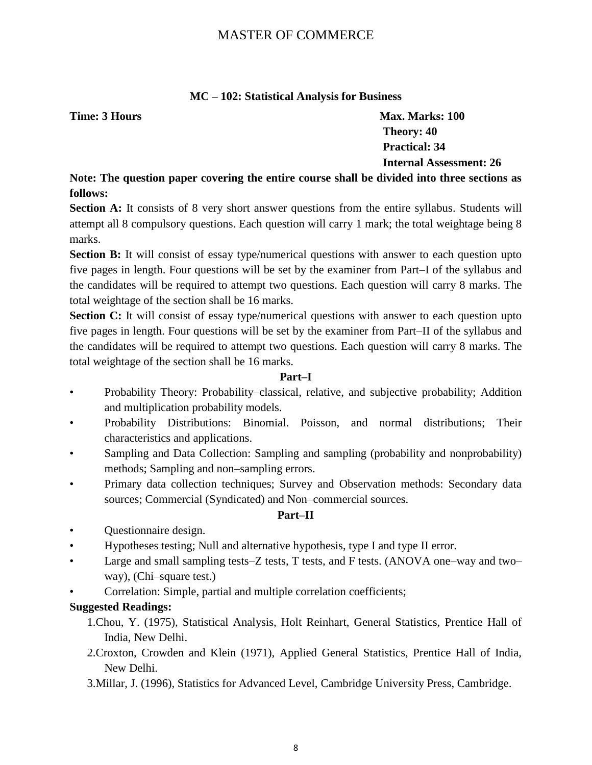# MASTER OF COMMERCE

## MC – 102: Statistical Analysis for Business

**Time: 3 Hours** **Max. Marks: 100**

**Theory: 40**

**Practical: 34**

**Internal Assessment: 26**

**Note: The question paper covering the entire course shall be divided into three sections as follows:**

**Section A:** It consists of 8 very short answer questions from the entire syllabus. Students will attempt all 8 compulsory questions. Each question will carry 1 mark; the total weightage being 8 marks.

**Section B:** It will consist of essay type/numerical questions with answer to each question upto five pages in length. Four questions will be set by the examiner from Part–I of the syllabus and the candidates will be required to attempt two questions. Each question will carry 8 marks. The total weightage of the section shall be 16 marks.

**Section C:** It will consist of essay type/numerical questions with answer to each question upto five pages in length. Four questions will be set by the examiner from Part–II of the syllabus and the candidates will be required to attempt two questions. Each question will carry 8 marks. The total weightage of the section shall be 16 marks.

### Part–I

- Probability Theory: Probability–classical, relative, and subjective probability; Addition and multiplication probability models.
- Probability Distributions: Binomial. Poisson, and normal distributions; Their characteristics and applications.
- Sampling and Data Collection: Sampling and sampling (probability and nonprobability) methods; Sampling and non–sampling errors.
- Primary data collection techniques; Survey and Observation methods: Secondary data sources; Commercial (Syndicated) and Non–commercial sources.

### Part–II

- Questionnaire design.
- Hypotheses testing; Null and alternative hypothesis, type I and type II error.
- Large and small sampling tests–Z tests, T tests, and F tests. (ANOVA one–way and two–way), (Chi–square test.)
- Correlation: Simple, partial and multiple correlation coefficients;

**Suggested Readings:**

1. Chou, Y. (1975), Statistical Analysis, Holt Reinhart, General Statistics, Prentice Hall of India, New Delhi.
2. Croxton, Crowden and Klein (1971), Applied General Statistics, Prentice Hall of India, New Delhi.
3. Millar, J. (1996), Statistics for Advanced Level, Cambridge University Press, Cambridge.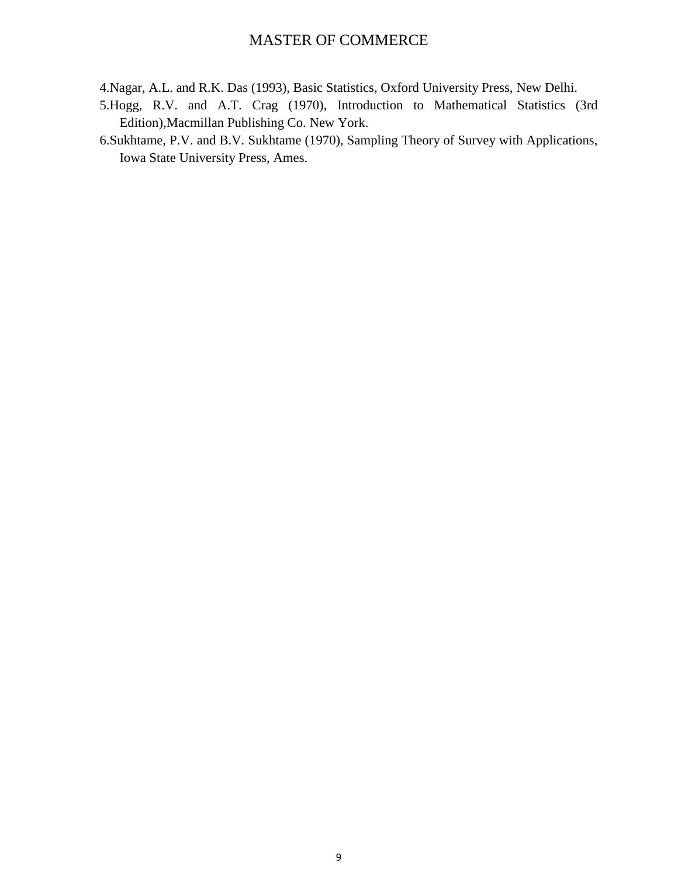4. Nagar, A.L. and R.K. Das (1993), Basic Statistics, Oxford University Press, New Delhi.
5. Hogg, R.V. and A.T. Crag (1970), Introduction to Mathematical Statistics (3rd Edition),Macmillan Publishing Co. New York.
6. Sukhtame, P.V. and B.V. Sukhtame (1970), Sampling Theory of Survey with Applications, Iowa State University Press, Ames.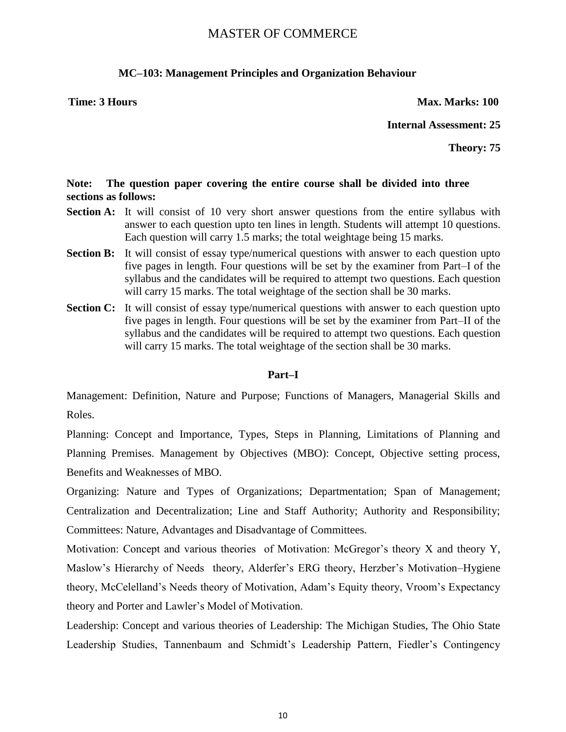# MASTER OF COMMERCE

## MC–103: Management Principles and Organization Behaviour

**Time: 3 Hours** **Max. Marks: 100**

**Internal Assessment: 25**

**Theory: 75**

**Note: The question paper covering the entire course shall be divided into three sections as follows:**

**Section A:** It will consist of 10 very short answer questions from the entire syllabus with answer to each question upto ten lines in length. Students will attempt 10 questions. Each question will carry 1.5 marks; the total weightage being 15 marks.

**Section B:** It will consist of essay type/numerical questions with answer to each question upto five pages in length. Four questions will be set by the examiner from Part–I of the syllabus and the candidates will be required to attempt two questions. Each question will carry 15 marks. The total weightage of the section shall be 30 marks.

**Section C:** It will consist of essay type/numerical questions with answer to each question upto five pages in length. Four questions will be set by the examiner from Part–II of the syllabus and the candidates will be required to attempt two questions. Each question will carry 15 marks. The total weightage of the section shall be 30 marks.

### Part–I

Management: Definition, Nature and Purpose; Functions of Managers, Managerial Skills and Roles.

Planning: Concept and Importance, Types, Steps in Planning, Limitations of Planning and Planning Premises. Management by Objectives (MBO): Concept, Objective setting process, Benefits and Weaknesses of MBO.

Organizing: Nature and Types of Organizations; Departmentation; Span of Management; Centralization and Decentralization; Line and Staff Authority; Authority and Responsibility; Committees: Nature, Advantages and Disadvantage of Committees.

Motivation: Concept and various theories of Motivation: McGregor's theory X and theory Y, Maslow's Hierarchy of Needs theory, Alderfer's ERG theory, Herzber's Motivation–Hygiene theory, McCelelland's Needs theory of Motivation, Adam's Equity theory, Vroom's Expectancy theory and Porter and Lawler's Model of Motivation.

Leadership: Concept and various theories of Leadership: The Michigan Studies, The Ohio State Leadership Studies, Tannenbaum and Schmidt's Leadership Pattern, Fiedler's Contingency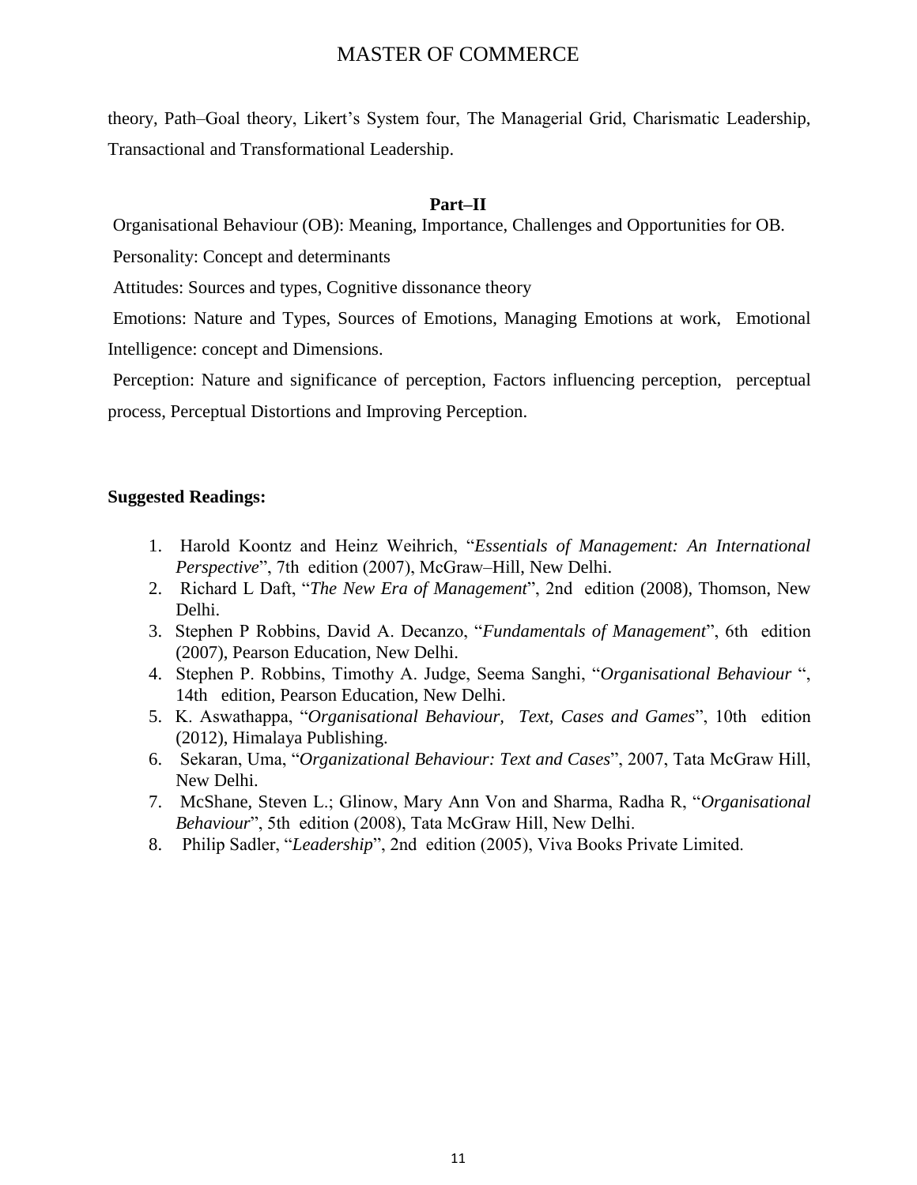theory, Path–Goal theory, Likert's System four, The Managerial Grid, Charismatic Leadership, Transactional and Transformational Leadership.

### Part–II

Organisational Behaviour (OB): Meaning, Importance, Challenges and Opportunities for OB.

Personality: Concept and determinants

Attitudes: Sources and types, Cognitive dissonance theory

Emotions: Nature and Types, Sources of Emotions, Managing Emotions at work, Emotional Intelligence: concept and Dimensions.

Perception: Nature and significance of perception, Factors influencing perception, perceptual process, Perceptual Distortions and Improving Perception.

**Suggested Readings:**

1. Harold Koontz and Heinz Weihrich, "*Essentials of Management: An International Perspective*", 7th edition (2007), McGraw–Hill, New Delhi.
2. Richard L Daft, "*The New Era of Management*", 2nd edition (2008), Thomson, New Delhi.
3. Stephen P Robbins, David A. Decanzo, "*Fundamentals of Management*", 6th edition (2007), Pearson Education, New Delhi.
4. Stephen P. Robbins, Timothy A. Judge, Seema Sanghi, "*Organisational Behaviour* ", 14th edition, Pearson Education, New Delhi.
5. K. Aswathappa, "*Organisational Behaviour, Text, Cases and Games*", 10th edition (2012), Himalaya Publishing.
6. Sekaran, Uma, "*Organizational Behaviour: Text and Cases*", 2007, Tata McGraw Hill, New Delhi.
7. McShane, Steven L.; Glinow, Mary Ann Von and Sharma, Radha R, "*Organisational Behaviour*", 5th edition (2008), Tata McGraw Hill, New Delhi.
8. Philip Sadler, "*Leadership*", 2nd edition (2005), Viva Books Private Limited.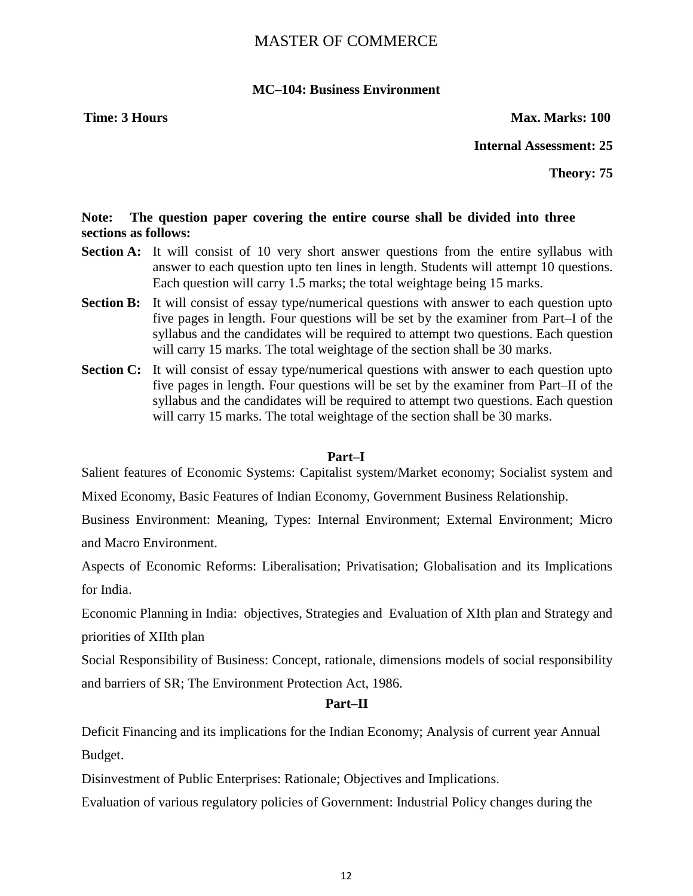# MASTER OF COMMERCE

## MC–104: Business Environment

**Time: 3 Hours** **Max. Marks: 100**

**Internal Assessment: 25**

**Theory: 75**

**Note: The question paper covering the entire course shall be divided into three sections as follows:**

**Section A:** It will consist of 10 very short answer questions from the entire syllabus with answer to each question upto ten lines in length. Students will attempt 10 questions. Each question will carry 1.5 marks; the total weightage being 15 marks.

**Section B:** It will consist of essay type/numerical questions with answer to each question upto five pages in length. Four questions will be set by the examiner from Part–I of the syllabus and the candidates will be required to attempt two questions. Each question will carry 15 marks. The total weightage of the section shall be 30 marks.

**Section C:** It will consist of essay type/numerical questions with answer to each question upto five pages in length. Four questions will be set by the examiner from Part–II of the syllabus and the candidates will be required to attempt two questions. Each question will carry 15 marks. The total weightage of the section shall be 30 marks.

### Part–I

Salient features of Economic Systems: Capitalist system/Market economy; Socialist system and Mixed Economy, Basic Features of Indian Economy, Government Business Relationship.

Business Environment: Meaning, Types: Internal Environment; External Environment; Micro and Macro Environment.

Aspects of Economic Reforms: Liberalisation; Privatisation; Globalisation and its Implications for India.

Economic Planning in India: objectives, Strategies and Evaluation of XIth plan and Strategy and priorities of XIIth plan

Social Responsibility of Business: Concept, rationale, dimensions models of social responsibility and barriers of SR; The Environment Protection Act, 1986.

### Part–II

Deficit Financing and its implications for the Indian Economy; Analysis of current year Annual Budget.

Disinvestment of Public Enterprises: Rationale; Objectives and Implications.

Evaluation of various regulatory policies of Government: Industrial Policy changes during the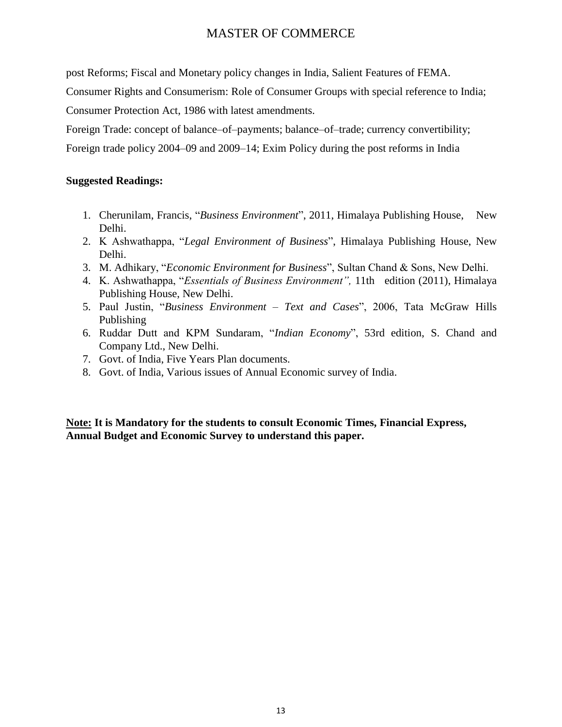post Reforms; Fiscal and Monetary policy changes in India, Salient Features of FEMA.

Consumer Rights and Consumerism: Role of Consumer Groups with special reference to India; Consumer Protection Act, 1986 with latest amendments.

Foreign Trade: concept of balance–of–payments; balance–of–trade; currency convertibility; Foreign trade policy 2004–09 and 2009–14; Exim Policy during the post reforms in India

**Suggested Readings:**

1. Cherunilam, Francis, "*Business Environment*", 2011, Himalaya Publishing House, New Delhi.
2. K Ashwathappa, "*Legal Environment of Business*", Himalaya Publishing House, New Delhi.
3. M. Adhikary, "*Economic Environment for Business*", Sultan Chand & Sons, New Delhi.
4. K. Ashwathappa, "*Essentials of Business Environment",* 11th edition (2011), Himalaya Publishing House, New Delhi.
5. Paul Justin, "*Business Environment – Text and Cases*", 2006, Tata McGraw Hills Publishing
6. Ruddar Dutt and KPM Sundaram, "*Indian Economy*", 53rd edition, S. Chand and Company Ltd., New Delhi.
7. Govt. of India, Five Years Plan documents.
8. Govt. of India, Various issues of Annual Economic survey of India.

**Note: It is Mandatory for the students to consult Economic Times, Financial Express, Annual Budget and Economic Survey to understand this paper.**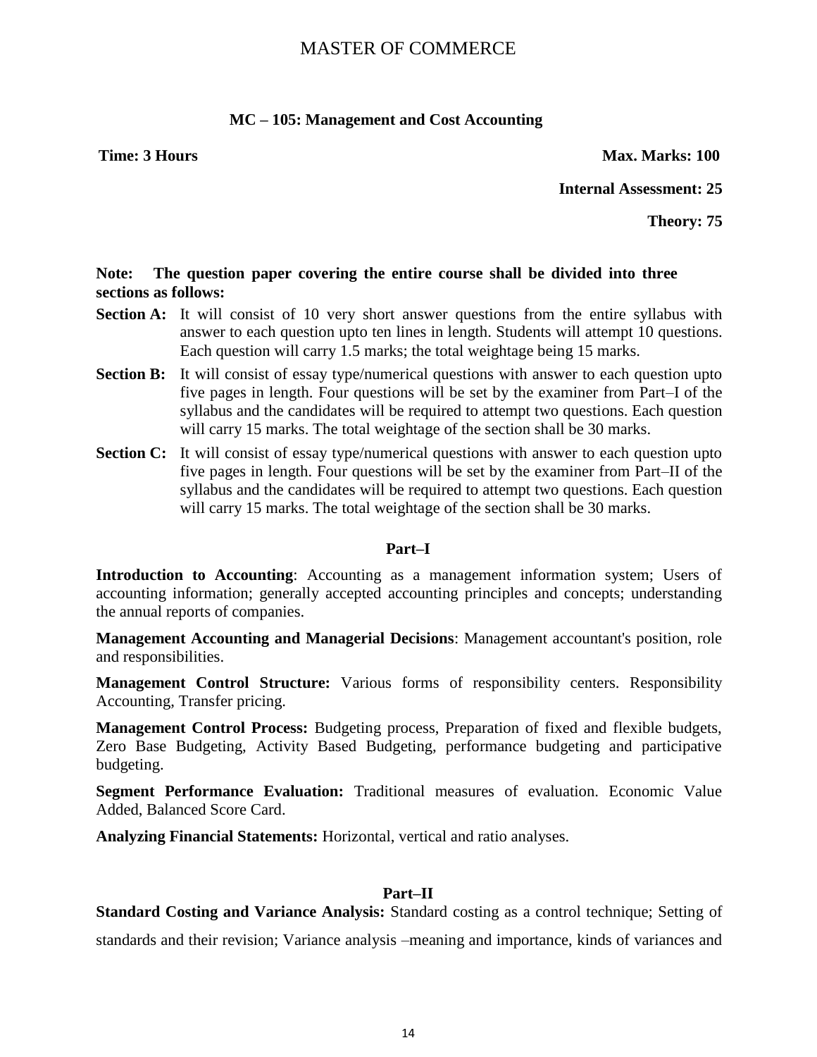# MASTER OF COMMERCE

## MC – 105: Management and Cost Accounting

**Time: 3 Hours** **Max. Marks: 100**

**Internal Assessment: 25**

**Theory: 75**

**Note: The question paper covering the entire course shall be divided into three sections as follows:**

**Section A:** It will consist of 10 very short answer questions from the entire syllabus with answer to each question upto ten lines in length. Students will attempt 10 questions. Each question will carry 1.5 marks; the total weightage being 15 marks.

**Section B:** It will consist of essay type/numerical questions with answer to each question upto five pages in length. Four questions will be set by the examiner from Part–I of the syllabus and the candidates will be required to attempt two questions. Each question will carry 15 marks. The total weightage of the section shall be 30 marks.

**Section C:** It will consist of essay type/numerical questions with answer to each question upto five pages in length. Four questions will be set by the examiner from Part–II of the syllabus and the candidates will be required to attempt two questions. Each question will carry 15 marks. The total weightage of the section shall be 30 marks.

### Part–I

**Introduction to Accounting**: Accounting as a management information system; Users of accounting information; generally accepted accounting principles and concepts; understanding the annual reports of companies.

**Management Accounting and Managerial Decisions**: Management accountant's position, role and responsibilities.

**Management Control Structure:** Various forms of responsibility centers. Responsibility Accounting, Transfer pricing.

**Management Control Process:** Budgeting process, Preparation of fixed and flexible budgets, Zero Base Budgeting, Activity Based Budgeting, performance budgeting and participative budgeting.

**Segment Performance Evaluation:** Traditional measures of evaluation. Economic Value Added, Balanced Score Card.

**Analyzing Financial Statements:** Horizontal, vertical and ratio analyses.

### Part–II

**Standard Costing and Variance Analysis:** Standard costing as a control technique; Setting of standards and their revision; Variance analysis –meaning and importance, kinds of variances and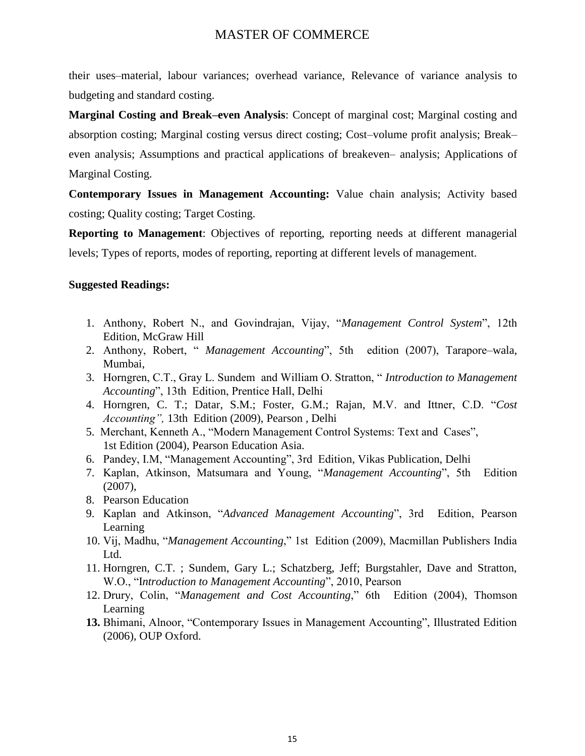their uses–material, labour variances; overhead variance, Relevance of variance analysis to budgeting and standard costing.

**Marginal Costing and Break–even Analysis**: Concept of marginal cost; Marginal costing and absorption costing; Marginal costing versus direct costing; Cost–volume profit analysis; Break–even analysis; Assumptions and practical applications of breakeven– analysis; Applications of Marginal Costing.

**Contemporary Issues in Management Accounting:** Value chain analysis; Activity based costing; Quality costing; Target Costing.

**Reporting to Management**: Objectives of reporting, reporting needs at different managerial levels; Types of reports, modes of reporting, reporting at different levels of management.

**Suggested Readings:**

1. Anthony, Robert N., and Govindrajan, Vijay, "*Management Control System*", 12th Edition, McGraw Hill
2. Anthony, Robert, " *Management Accounting*", 5th edition (2007), Tarapore–wala, Mumbai,
3. Horngren, C.T., Gray L. Sundem and William O. Stratton, " *Introduction to Management Accounting*", 13th Edition, Prentice Hall, Delhi
4. Horngren, C. T.; Datar, S.M.; Foster, G.M.; Rajan, M.V. and Ittner, C.D. "*Cost Accounting",* 13th Edition (2009), Pearson , Delhi
5. Merchant, Kenneth A., "Modern Management Control Systems: Text and Cases", 1st Edition (2004), Pearson Education Asia.
6. Pandey, I.M, "Management Accounting", 3rd Edition, Vikas Publication, Delhi
7. Kaplan, Atkinson, Matsumara and Young, "*Management Accounting*", 5th Edition (2007),
8. Pearson Education
9. Kaplan and Atkinson, "*Advanced Management Accounting*", 3rd Edition, Pearson Learning
10. Vij, Madhu, "*Management Accounting*," 1st Edition (2009), Macmillan Publishers India Ltd.
11. Horngren, C.T. ; Sundem, Gary L.; Schatzberg, Jeff; Burgstahler, Dave and Stratton, W.O., "I*ntroduction to Management Accounting*", 2010, Pearson
12. Drury, Colin, "*Management and Cost Accounting*," 6th Edition (2004), Thomson Learning
13. Bhimani, Alnoor, "Contemporary Issues in Management Accounting", Illustrated Edition (2006), OUP Oxford.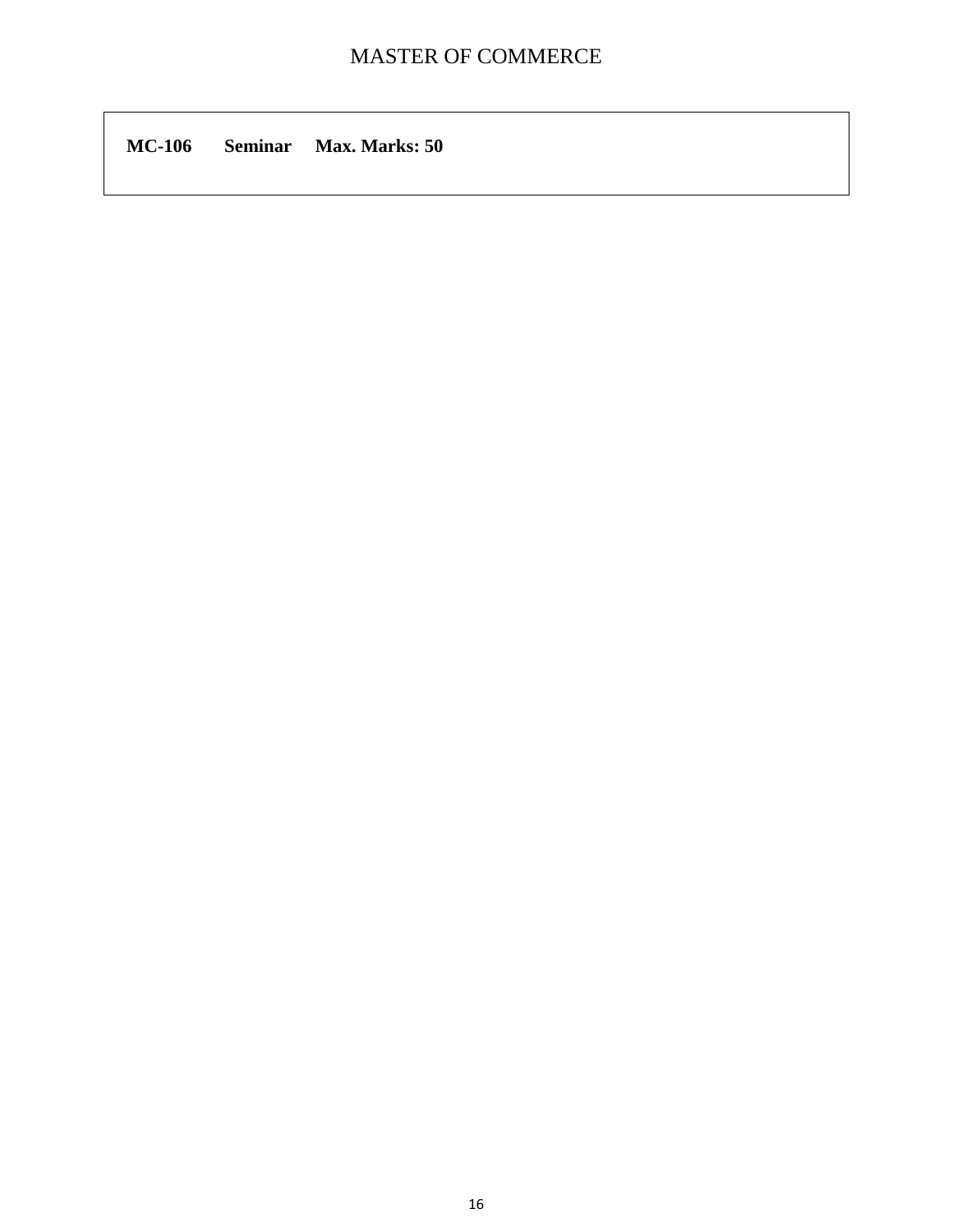**MC-106 Seminar Max. Marks: 50**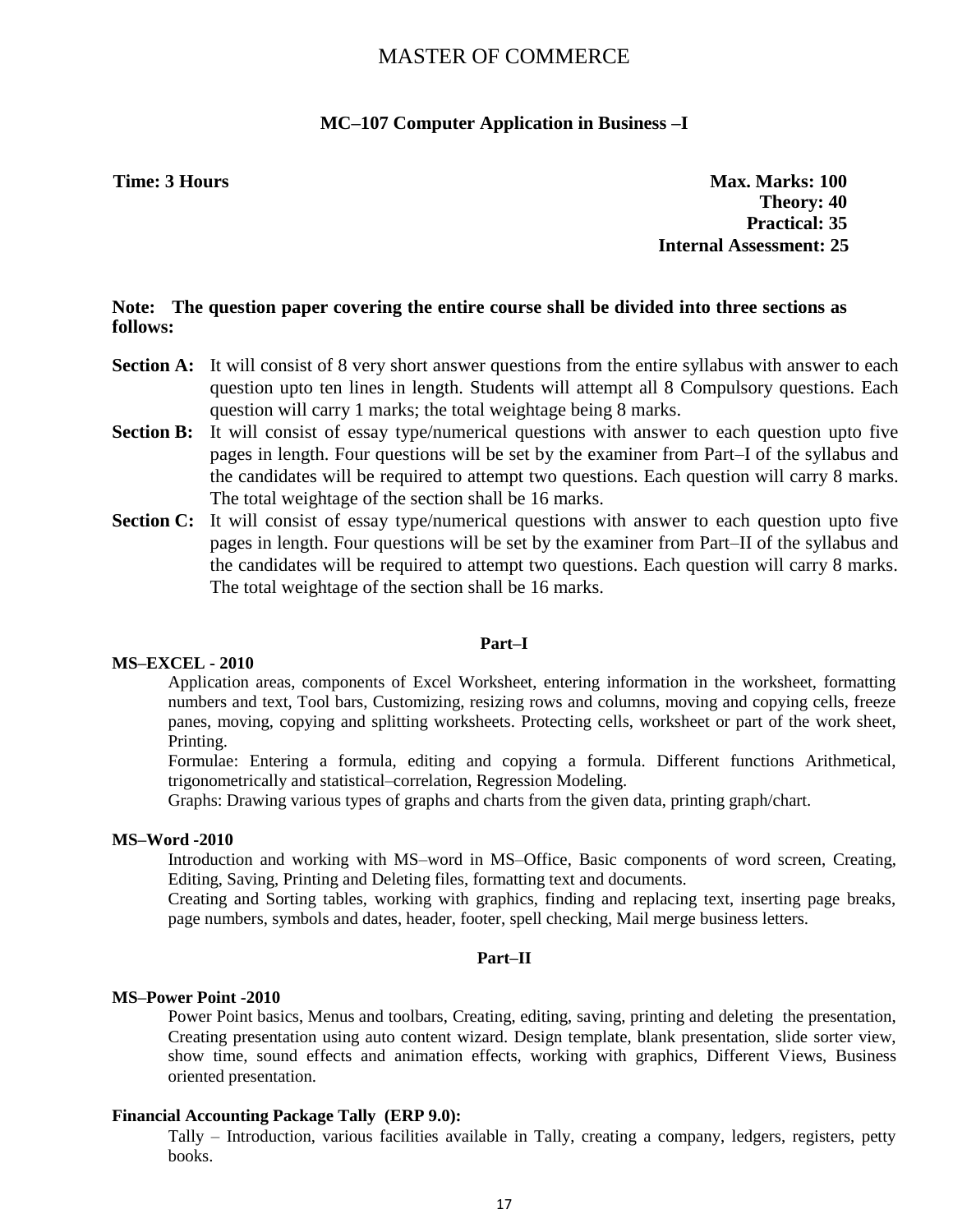# MASTER OF COMMERCE

## MC–107 Computer Application in Business –I

**Time: 3 Hours**

**Max. Marks: 100**
**Theory: 40**
**Practical: 35**
**Internal Assessment: 25**

**Note: The question paper covering the entire course shall be divided into three sections as follows:**

**Section A:** It will consist of 8 very short answer questions from the entire syllabus with answer to each question upto ten lines in length. Students will attempt all 8 Compulsory questions. Each question will carry 1 marks; the total weightage being 8 marks.

**Section B:** It will consist of essay type/numerical questions with answer to each question upto five pages in length. Four questions will be set by the examiner from Part–I of the syllabus and the candidates will be required to attempt two questions. Each question will carry 8 marks. The total weightage of the section shall be 16 marks.

**Section C:** It will consist of essay type/numerical questions with answer to each question upto five pages in length. Four questions will be set by the examiner from Part–II of the syllabus and the candidates will be required to attempt two questions. Each question will carry 8 marks. The total weightage of the section shall be 16 marks.

### Part–I

**MS–EXCEL - 2010**

Application areas, components of Excel Worksheet, entering information in the worksheet, formatting numbers and text, Tool bars, Customizing, resizing rows and columns, moving and copying cells, freeze panes, moving, copying and splitting worksheets. Protecting cells, worksheet or part of the work sheet, Printing.

Formulae: Entering a formula, editing and copying a formula. Different functions Arithmetical, trigonometrically and statistical–correlation, Regression Modeling.

Graphs: Drawing various types of graphs and charts from the given data, printing graph/chart.

**MS–Word -2010**

Introduction and working with MS–word in MS–Office, Basic components of word screen, Creating, Editing, Saving, Printing and Deleting files, formatting text and documents.

Creating and Sorting tables, working with graphics, finding and replacing text, inserting page breaks, page numbers, symbols and dates, header, footer, spell checking, Mail merge business letters.

### Part–II

**MS–Power Point -2010**

Power Point basics, Menus and toolbars, Creating, editing, saving, printing and deleting the presentation, Creating presentation using auto content wizard. Design template, blank presentation, slide sorter view, show time, sound effects and animation effects, working with graphics, Different Views, Business oriented presentation.

**Financial Accounting Package Tally (ERP 9.0):**

Tally – Introduction, various facilities available in Tally, creating a company, ledgers, registers, petty books.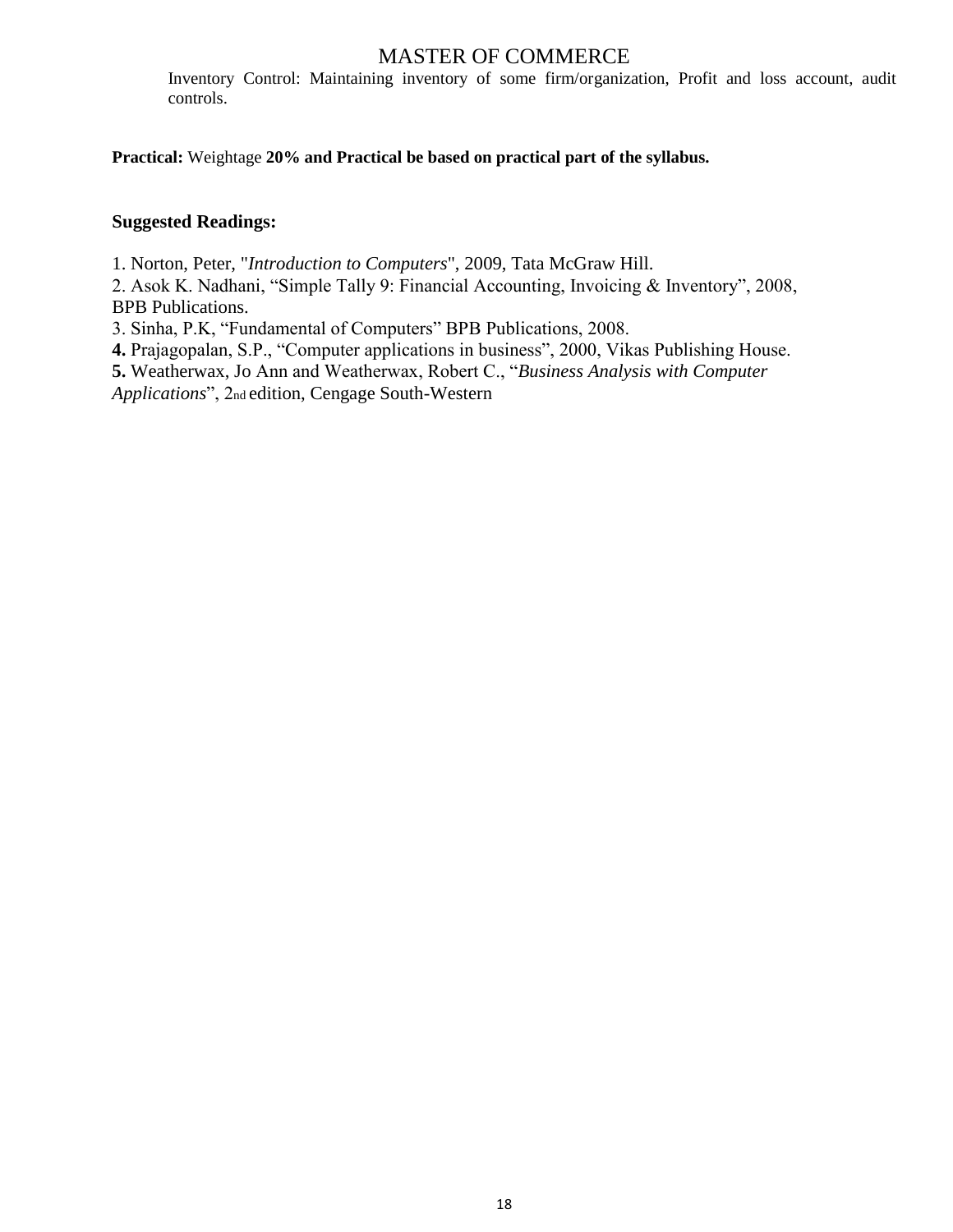Inventory Control: Maintaining inventory of some firm/organization, Profit and loss account, audit controls.

**Practical:** Weightage **20% and Practical be based on practical part of the syllabus.**

**Suggested Readings:**

1. Norton, Peter, "*Introduction to Computers*", 2009, Tata McGraw Hill.
2. Asok K. Nadhani, "Simple Tally 9: Financial Accounting, Invoicing & Inventory", 2008, BPB Publications.
3. Sinha, P.K, "Fundamental of Computers" BPB Publications, 2008.
4. Prajagopalan, S.P., "Computer applications in business", 2000, Vikas Publishing House.
5. Weatherwax, Jo Ann and Weatherwax, Robert C., "*Business Analysis with Computer Applications*", 2nd edition, Cengage South-Western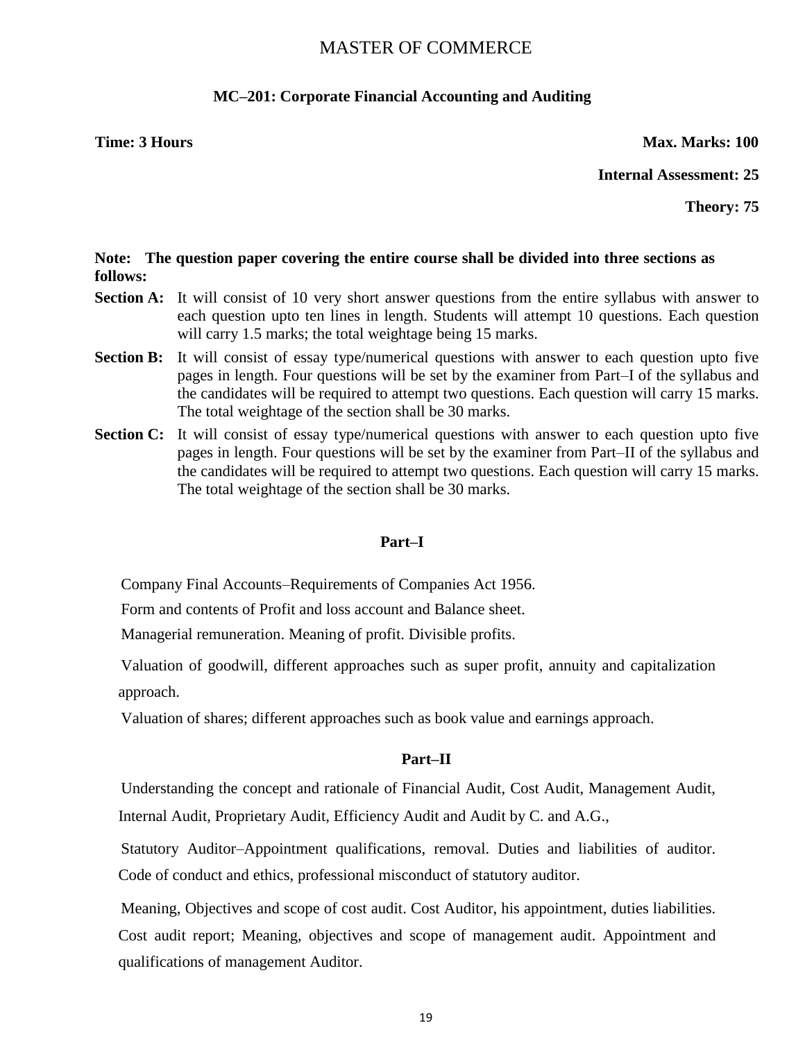# MASTER OF COMMERCE

## MC–201: Corporate Financial Accounting and Auditing

**Time: 3 Hours** **Max. Marks: 100**

**Internal Assessment: 25**

**Theory: 75**

**Note: The question paper covering the entire course shall be divided into three sections as follows:**

**Section A:** It will consist of 10 very short answer questions from the entire syllabus with answer to each question upto ten lines in length. Students will attempt 10 questions. Each question will carry 1.5 marks; the total weightage being 15 marks.

**Section B:** It will consist of essay type/numerical questions with answer to each question upto five pages in length. Four questions will be set by the examiner from Part–I of the syllabus and the candidates will be required to attempt two questions. Each question will carry 15 marks. The total weightage of the section shall be 30 marks.

**Section C:** It will consist of essay type/numerical questions with answer to each question upto five pages in length. Four questions will be set by the examiner from Part–II of the syllabus and the candidates will be required to attempt two questions. Each question will carry 15 marks. The total weightage of the section shall be 30 marks.

### Part–I

Company Final Accounts–Requirements of Companies Act 1956.

Form and contents of Profit and loss account and Balance sheet.

Managerial remuneration. Meaning of profit. Divisible profits.

Valuation of goodwill, different approaches such as super profit, annuity and capitalization approach.

Valuation of shares; different approaches such as book value and earnings approach.

### Part–II

Understanding the concept and rationale of Financial Audit, Cost Audit, Management Audit, Internal Audit, Proprietary Audit, Efficiency Audit and Audit by C. and A.G.,

Statutory Auditor–Appointment qualifications, removal. Duties and liabilities of auditor. Code of conduct and ethics, professional misconduct of statutory auditor.

Meaning, Objectives and scope of cost audit. Cost Auditor, his appointment, duties liabilities. Cost audit report; Meaning, objectives and scope of management audit. Appointment and qualifications of management Auditor.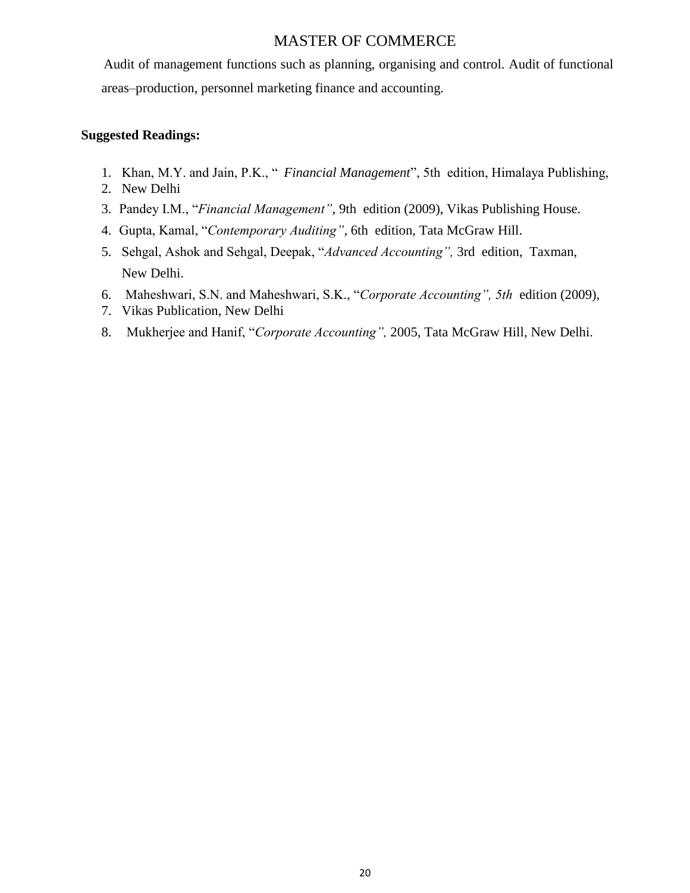MASTER OF COMMERCE

Audit of management functions such as planning, organising and control. Audit of functional areas–production, personnel marketing finance and accounting.

**Suggested Readings:**

1. Khan, M.Y. and Jain, P.K., " *Financial Management*", 5th edition, Himalaya Publishing,
2. New Delhi
3. Pandey I.M., "*Financial Management"*, 9th edition (2009), Vikas Publishing House.
4. Gupta, Kamal, "*Contemporary Auditing"*, 6th edition, Tata McGraw Hill.
5. Sehgal, Ashok and Sehgal, Deepak, "*Advanced Accounting",* 3rd edition, Taxman, New Delhi.
6. Maheshwari, S.N. and Maheshwari, S.K., "*Corporate Accounting", 5th* edition (2009),
7. Vikas Publication, New Delhi
8. Mukherjee and Hanif, "*Corporate Accounting",* 2005, Tata McGraw Hill, New Delhi.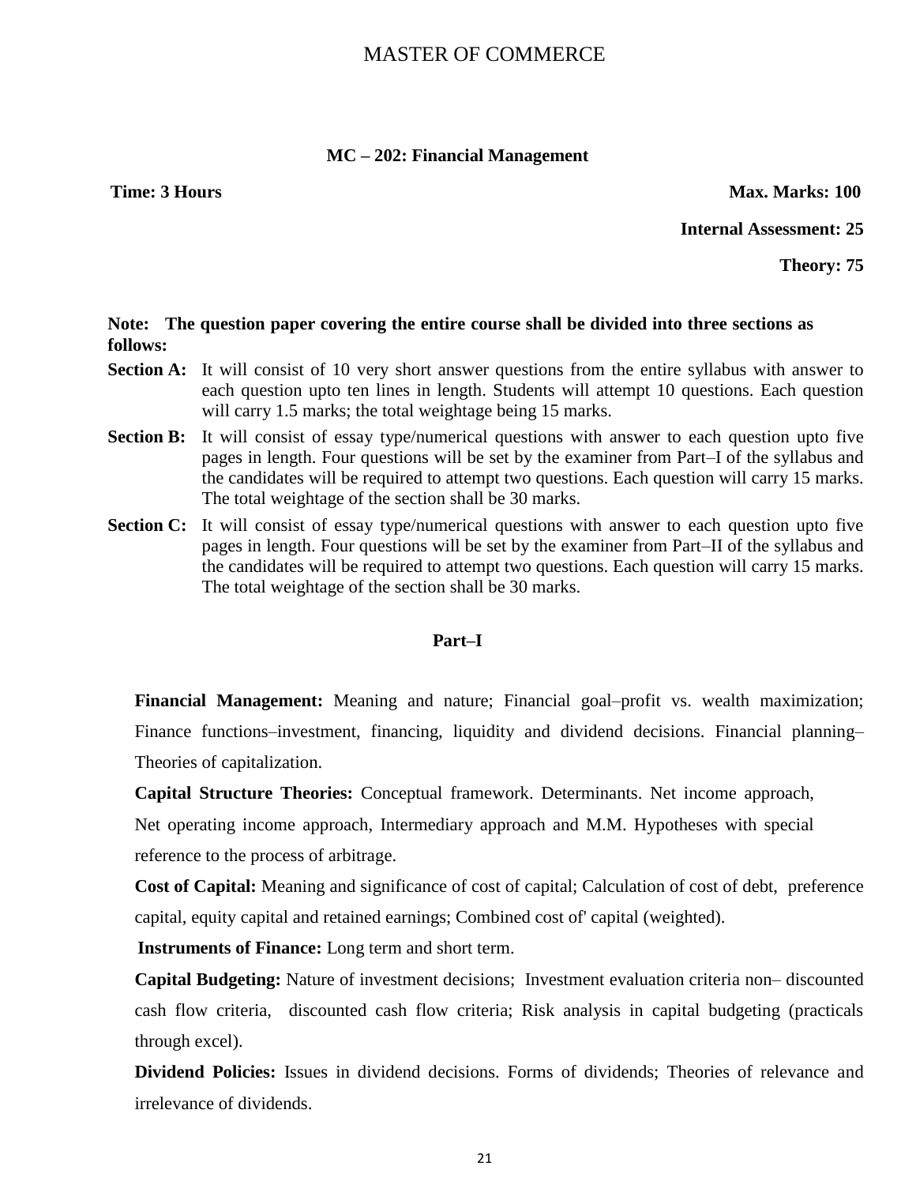# MASTER OF COMMERCE

## MC – 202: Financial Management

**Time: 3 Hours** **Max. Marks: 100**

**Internal Assessment: 25**

**Theory: 75**

**Note: The question paper covering the entire course shall be divided into three sections as follows:**

**Section A:** It will consist of 10 very short answer questions from the entire syllabus with answer to each question upto ten lines in length. Students will attempt 10 questions. Each question will carry 1.5 marks; the total weightage being 15 marks.

**Section B:** It will consist of essay type/numerical questions with answer to each question upto five pages in length. Four questions will be set by the examiner from Part–I of the syllabus and the candidates will be required to attempt two questions. Each question will carry 15 marks. The total weightage of the section shall be 30 marks.

**Section C:** It will consist of essay type/numerical questions with answer to each question upto five pages in length. Four questions will be set by the examiner from Part–II of the syllabus and the candidates will be required to attempt two questions. Each question will carry 15 marks. The total weightage of the section shall be 30 marks.

### Part–I

**Financial Management:** Meaning and nature; Financial goal–profit vs. wealth maximization; Finance functions–investment, financing, liquidity and dividend decisions. Financial planning–Theories of capitalization.

**Capital Structure Theories:** Conceptual framework. Determinants. Net income approach, Net operating income approach, Intermediary approach and M.M. Hypotheses with special reference to the process of arbitrage.

**Cost of Capital:** Meaning and significance of cost of capital; Calculation of cost of debt, preference capital, equity capital and retained earnings; Combined cost of' capital (weighted).

**Instruments of Finance:** Long term and short term.

**Capital Budgeting:** Nature of investment decisions; Investment evaluation criteria non– discounted cash flow criteria, discounted cash flow criteria; Risk analysis in capital budgeting (practicals through excel).

**Dividend Policies:** Issues in dividend decisions. Forms of dividends; Theories of relevance and irrelevance of dividends.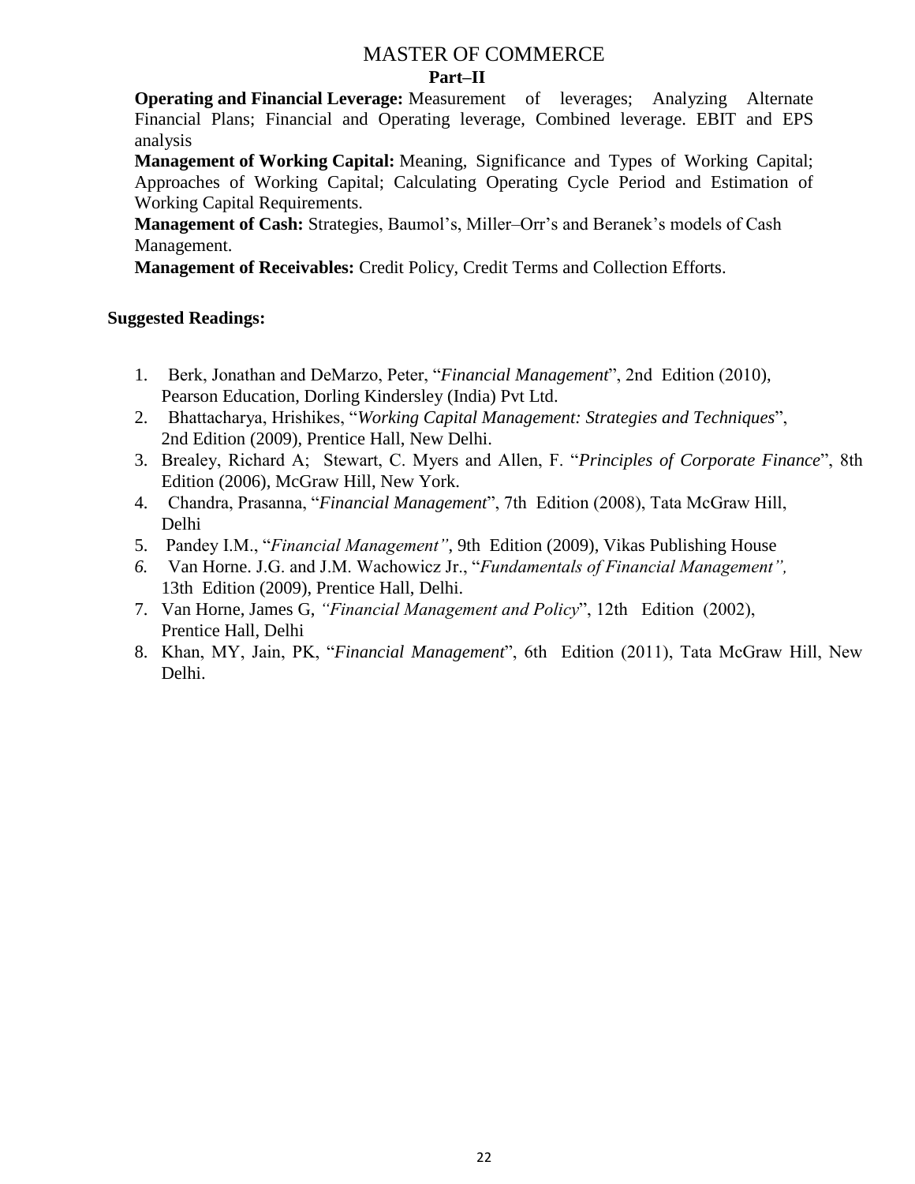# MASTER OF COMMERCE

## Part–II

**Operating and Financial Leverage:** Measurement of leverages; Analyzing Alternate Financial Plans; Financial and Operating leverage, Combined leverage. EBIT and EPS analysis

**Management of Working Capital:** Meaning, Significance and Types of Working Capital; Approaches of Working Capital; Calculating Operating Cycle Period and Estimation of Working Capital Requirements.

**Management of Cash:** Strategies, Baumol's, Miller–Orr's and Beranek's models of Cash Management.

**Management of Receivables:** Credit Policy, Credit Terms and Collection Efforts.

**Suggested Readings:**

1. Berk, Jonathan and DeMarzo, Peter, "*Financial Management*", 2nd Edition (2010), Pearson Education, Dorling Kindersley (India) Pvt Ltd.
2. Bhattacharya, Hrishikes, "*Working Capital Management: Strategies and Techniques*", 2nd Edition (2009), Prentice Hall, New Delhi.
3. Brealey, Richard A; Stewart, C. Myers and Allen, F. "*Principles of Corporate Finance*", 8th Edition (2006), McGraw Hill, New York.
4. Chandra, Prasanna, "*Financial Management*", 7th Edition (2008), Tata McGraw Hill, Delhi
5. Pandey I.M., "*Financial Management"*, 9th Edition (2009), Vikas Publishing House
6. Van Horne. J.G. and J.M. Wachowicz Jr., "*Fundamentals of Financial Management",* 13th Edition (2009), Prentice Hall, Delhi.
7. Van Horne, James G, *"Financial Management and Policy*", 12th Edition (2002), Prentice Hall, Delhi
8. Khan, MY, Jain, PK, "*Financial Management*", 6th Edition (2011), Tata McGraw Hill, New Delhi.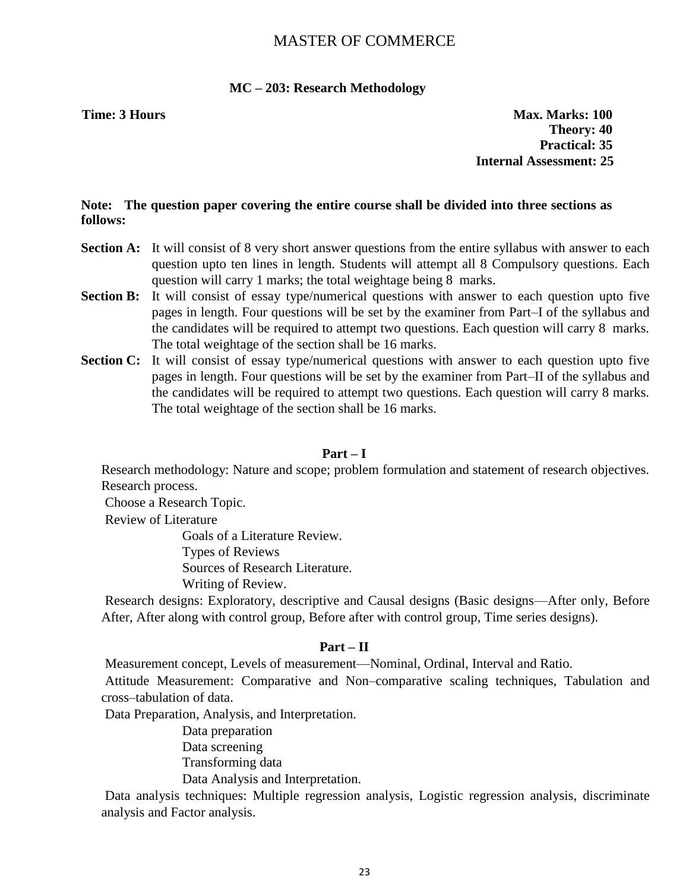# MASTER OF COMMERCE

## MC – 203: Research Methodology

**Time: 3 Hours**

**Max. Marks: 100**
**Theory: 40**
**Practical: 35**
**Internal Assessment: 25**

**Note: The question paper covering the entire course shall be divided into three sections as follows:**

**Section A:** It will consist of 8 very short answer questions from the entire syllabus with answer to each question upto ten lines in length. Students will attempt all 8 Compulsory questions. Each question will carry 1 marks; the total weightage being 8 marks.

**Section B:** It will consist of essay type/numerical questions with answer to each question upto five pages in length. Four questions will be set by the examiner from Part–I of the syllabus and the candidates will be required to attempt two questions. Each question will carry 8 marks. The total weightage of the section shall be 16 marks.

**Section C:** It will consist of essay type/numerical questions with answer to each question upto five pages in length. Four questions will be set by the examiner from Part–II of the syllabus and the candidates will be required to attempt two questions. Each question will carry 8 marks. The total weightage of the section shall be 16 marks.

### Part – I

Research methodology: Nature and scope; problem formulation and statement of research objectives. Research process.

Choose a Research Topic.

Review of Literature

- Goals of a Literature Review.
- Types of Reviews
- Sources of Research Literature.
- Writing of Review.

Research designs: Exploratory, descriptive and Causal designs (Basic designs—After only, Before After, After along with control group, Before after with control group, Time series designs).

### Part – II

Measurement concept, Levels of measurement—Nominal, Ordinal, Interval and Ratio.

Attitude Measurement: Comparative and Non–comparative scaling techniques, Tabulation and cross–tabulation of data.

Data Preparation, Analysis, and Interpretation.

- Data preparation
- Data screening
- Transforming data
- Data Analysis and Interpretation.

Data analysis techniques: Multiple regression analysis, Logistic regression analysis, discriminate analysis and Factor analysis.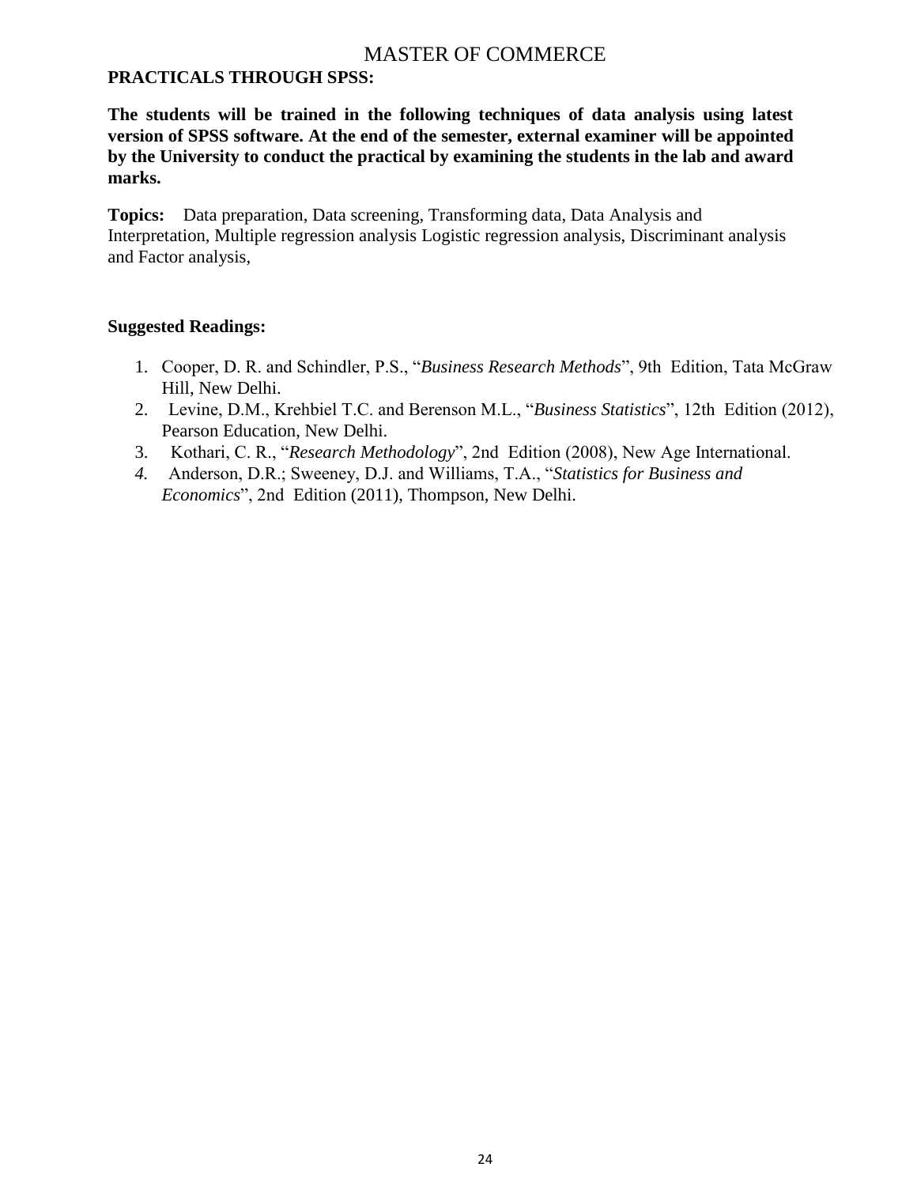# MASTER OF COMMERCE

**PRACTICALS THROUGH SPSS:**

**The students will be trained in the following techniques of data analysis using latest version of SPSS software. At the end of the semester, external examiner will be appointed by the University to conduct the practical by examining the students in the lab and award marks.**

**Topics:** Data preparation, Data screening, Transforming data, Data Analysis and Interpretation, Multiple regression analysis Logistic regression analysis, Discriminant analysis and Factor analysis,

**Suggested Readings:**

1. Cooper, D. R. and Schindler, P.S., "*Business Research Methods*", 9th Edition, Tata McGraw Hill, New Delhi.
2. Levine, D.M., Krehbiel T.C. and Berenson M.L., "*Business Statistics*", 12th Edition (2012), Pearson Education, New Delhi.
3. Kothari, C. R., "*Research Methodology*", 2nd Edition (2008), New Age International.
4. Anderson, D.R.; Sweeney, D.J. and Williams, T.A., "*Statistics for Business and Economics*", 2nd Edition (2011), Thompson, New Delhi.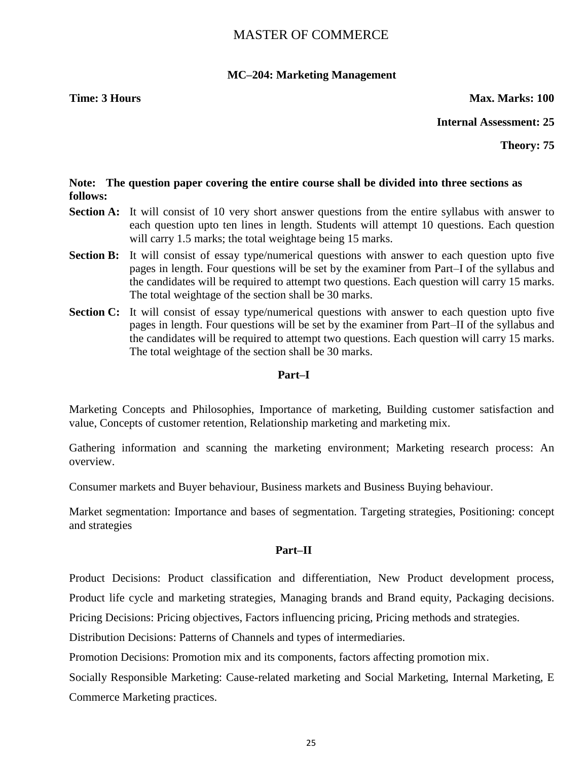# MASTER OF COMMERCE

## MC–204: Marketing Management

**Time: 3 Hours** **Max. Marks: 100**

**Internal Assessment: 25**

**Theory: 75**

**Note: The question paper covering the entire course shall be divided into three sections as follows:**

**Section A:** It will consist of 10 very short answer questions from the entire syllabus with answer to each question upto ten lines in length. Students will attempt 10 questions. Each question will carry 1.5 marks; the total weightage being 15 marks.

**Section B:** It will consist of essay type/numerical questions with answer to each question upto five pages in length. Four questions will be set by the examiner from Part–I of the syllabus and the candidates will be required to attempt two questions. Each question will carry 15 marks. The total weightage of the section shall be 30 marks.

**Section C:** It will consist of essay type/numerical questions with answer to each question upto five pages in length. Four questions will be set by the examiner from Part–II of the syllabus and the candidates will be required to attempt two questions. Each question will carry 15 marks. The total weightage of the section shall be 30 marks.

### Part–I

Marketing Concepts and Philosophies, Importance of marketing, Building customer satisfaction and value, Concepts of customer retention, Relationship marketing and marketing mix.

Gathering information and scanning the marketing environment; Marketing research process: An overview.

Consumer markets and Buyer behaviour, Business markets and Business Buying behaviour.

Market segmentation: Importance and bases of segmentation. Targeting strategies, Positioning: concept and strategies

### Part–II

Product Decisions: Product classification and differentiation, New Product development process, Product life cycle and marketing strategies, Managing brands and Brand equity, Packaging decisions.

Pricing Decisions: Pricing objectives, Factors influencing pricing, Pricing methods and strategies.

Distribution Decisions: Patterns of Channels and types of intermediaries.

Promotion Decisions: Promotion mix and its components, factors affecting promotion mix.

Socially Responsible Marketing: Cause-related marketing and Social Marketing, Internal Marketing, E Commerce Marketing practices.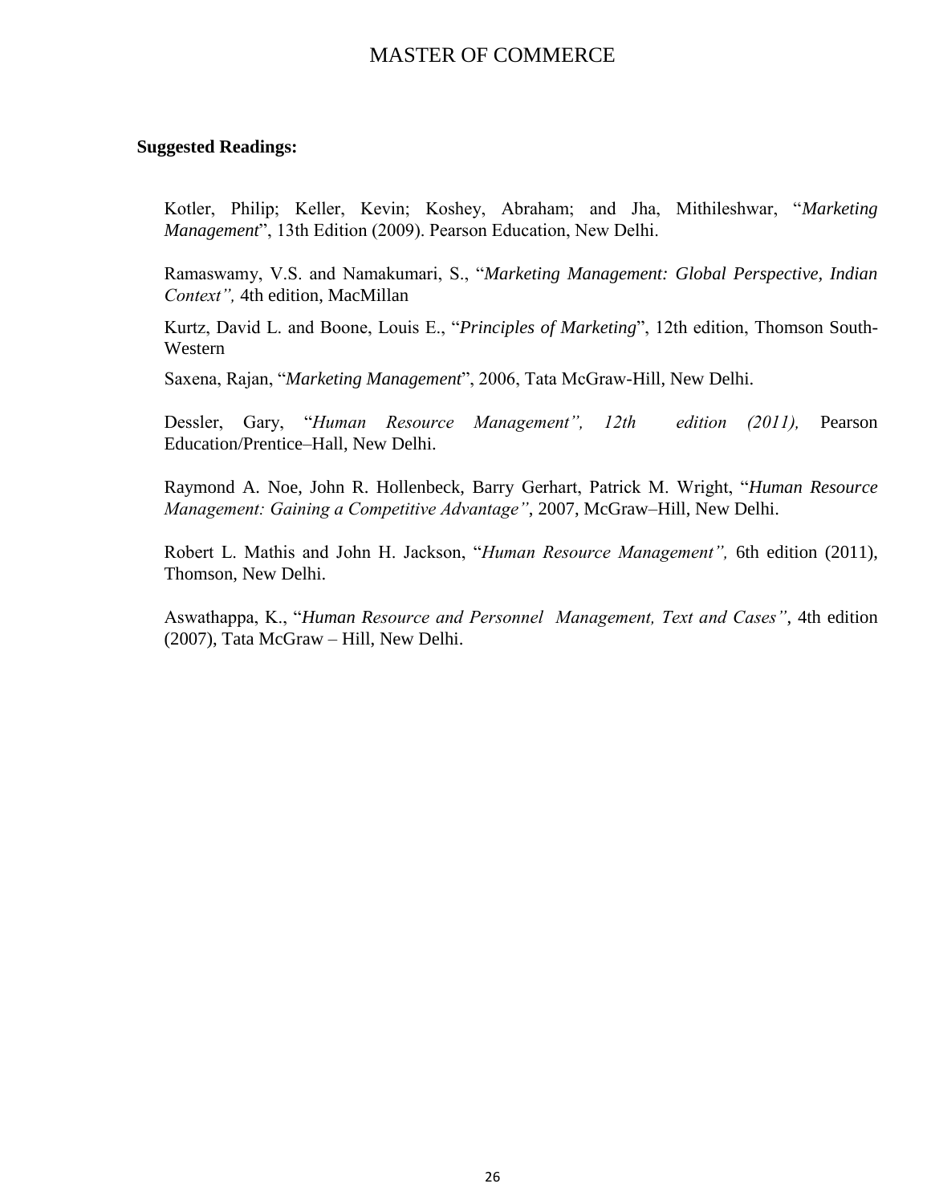**Suggested Readings:**

Kotler, Philip; Keller, Kevin; Koshey, Abraham; and Jha, Mithileshwar, "*Marketing Management*", 13th Edition (2009). Pearson Education, New Delhi.

Ramaswamy, V.S. and Namakumari, S., "*Marketing Management: Global Perspective, Indian Context",* 4th edition, MacMillan

Kurtz, David L. and Boone, Louis E., "*Principles of Marketing*", 12th edition, Thomson South-Western

Saxena, Rajan, "*Marketing Management*", 2006, Tata McGraw-Hill, New Delhi.

Dessler, Gary, "*Human Resource Management", 12th edition (2011),* Pearson Education/Prentice–Hall, New Delhi.

Raymond A. Noe, John R. Hollenbeck, Barry Gerhart, Patrick M. Wright, "*Human Resource Management: Gaining a Competitive Advantage"*, 2007, McGraw–Hill, New Delhi.

Robert L. Mathis and John H. Jackson, "*Human Resource Management",* 6th edition (2011), Thomson, New Delhi.

Aswathappa, K., "*Human Resource and Personnel Management, Text and Cases"*, 4th edition (2007), Tata McGraw – Hill, New Delhi.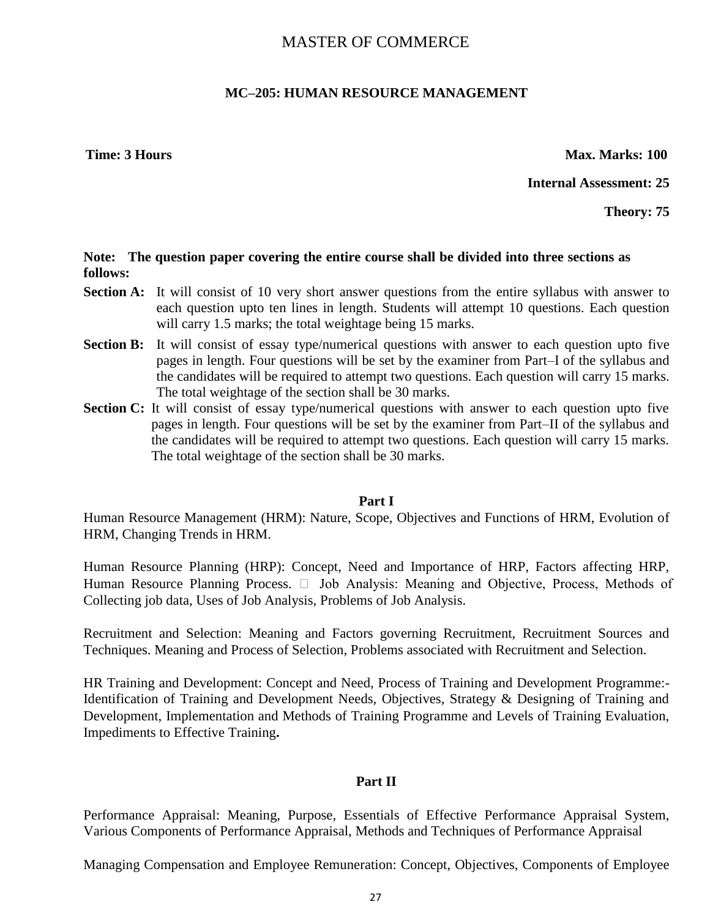# MASTER OF COMMERCE

## MC–205: HUMAN RESOURCE MANAGEMENT

**Time: 3 Hours** **Max. Marks: 100**

**Internal Assessment: 25**

**Theory: 75**

**Note: The question paper covering the entire course shall be divided into three sections as follows:**

**Section A:** It will consist of 10 very short answer questions from the entire syllabus with answer to each question upto ten lines in length. Students will attempt 10 questions. Each question will carry 1.5 marks; the total weightage being 15 marks.

**Section B:** It will consist of essay type/numerical questions with answer to each question upto five pages in length. Four questions will be set by the examiner from Part–I of the syllabus and the candidates will be required to attempt two questions. Each question will carry 15 marks. The total weightage of the section shall be 30 marks.

**Section C:** It will consist of essay type/numerical questions with answer to each question upto five pages in length. Four questions will be set by the examiner from Part–II of the syllabus and the candidates will be required to attempt two questions. Each question will carry 15 marks. The total weightage of the section shall be 30 marks.

### Part I

Human Resource Management (HRM): Nature, Scope, Objectives and Functions of HRM, Evolution of HRM, Changing Trends in HRM.

Human Resource Planning (HRP): Concept, Need and Importance of HRP, Factors affecting HRP, Human Resource Planning Process.  Job Analysis: Meaning and Objective, Process, Methods of Collecting job data, Uses of Job Analysis, Problems of Job Analysis.

Recruitment and Selection: Meaning and Factors governing Recruitment, Recruitment Sources and Techniques. Meaning and Process of Selection, Problems associated with Recruitment and Selection.

HR Training and Development: Concept and Need, Process of Training and Development Programme:- Identification of Training and Development Needs, Objectives, Strategy & Designing of Training and Development, Implementation and Methods of Training Programme and Levels of Training Evaluation, Impediments to Effective Training**.**

### Part II

Performance Appraisal: Meaning, Purpose, Essentials of Effective Performance Appraisal System, Various Components of Performance Appraisal, Methods and Techniques of Performance Appraisal

Managing Compensation and Employee Remuneration: Concept, Objectives, Components of Employee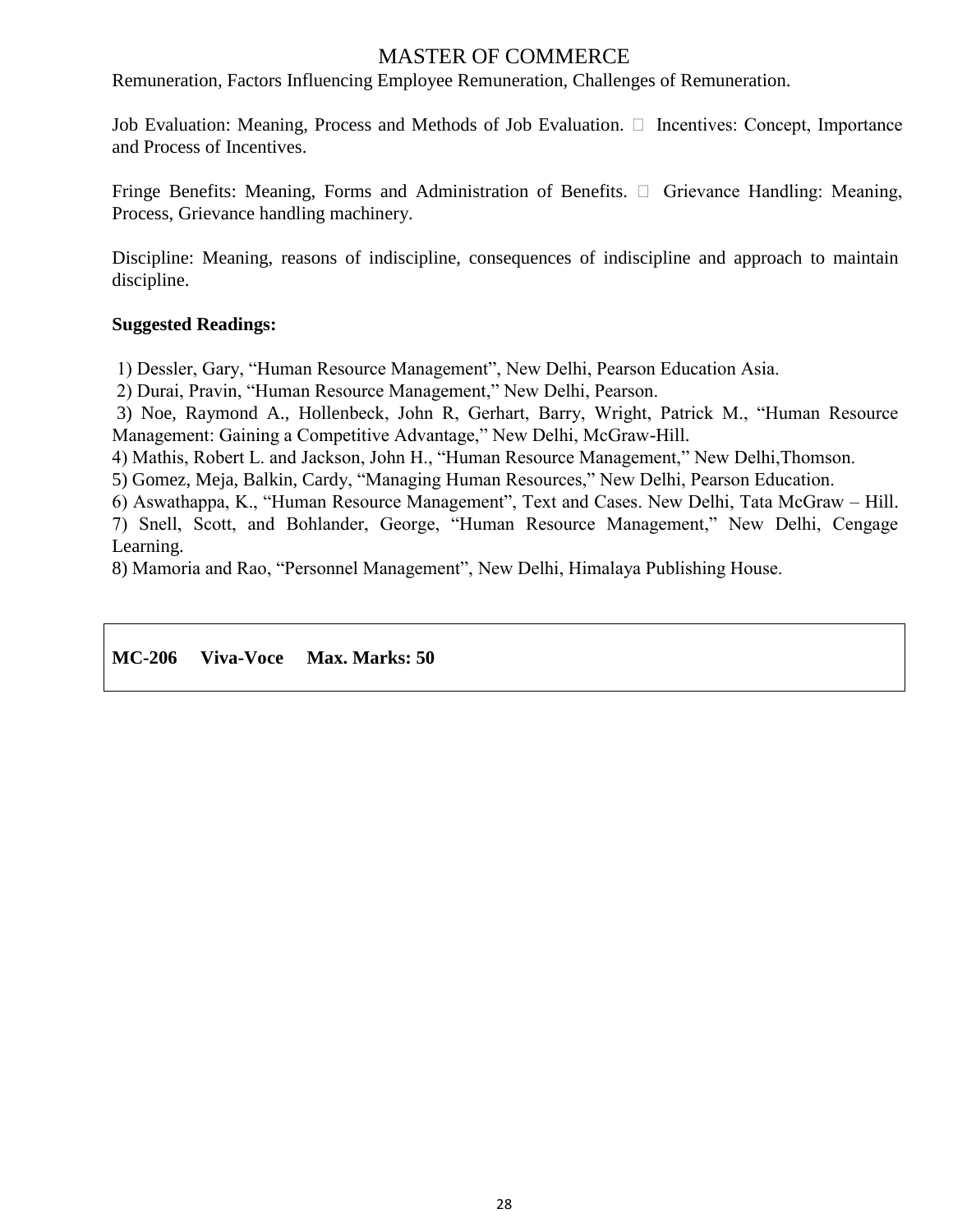Remuneration, Factors Influencing Employee Remuneration, Challenges of Remuneration.

Job Evaluation: Meaning, Process and Methods of Job Evaluation.  Incentives: Concept, Importance and Process of Incentives.

Fringe Benefits: Meaning, Forms and Administration of Benefits.  Grievance Handling: Meaning, Process, Grievance handling machinery.

Discipline: Meaning, reasons of indiscipline, consequences of indiscipline and approach to maintain discipline.

**Suggested Readings:**

1) Dessler, Gary, "Human Resource Management", New Delhi, Pearson Education Asia.
2) Durai, Pravin, "Human Resource Management," New Delhi, Pearson.
3) Noe, Raymond A., Hollenbeck, John R, Gerhart, Barry, Wright, Patrick M., "Human Resource Management: Gaining a Competitive Advantage," New Delhi, McGraw-Hill.
4) Mathis, Robert L. and Jackson, John H., "Human Resource Management," New Delhi,Thomson.
5) Gomez, Meja, Balkin, Cardy, "Managing Human Resources," New Delhi, Pearson Education.
6) Aswathappa, K., "Human Resource Management", Text and Cases. New Delhi, Tata McGraw – Hill.
7) Snell, Scott, and Bohlander, George, "Human Resource Management," New Delhi, Cengage Learning.
8) Mamoria and Rao, "Personnel Management", New Delhi, Himalaya Publishing House.

**MC-206 Viva-Voce Max. Marks: 50**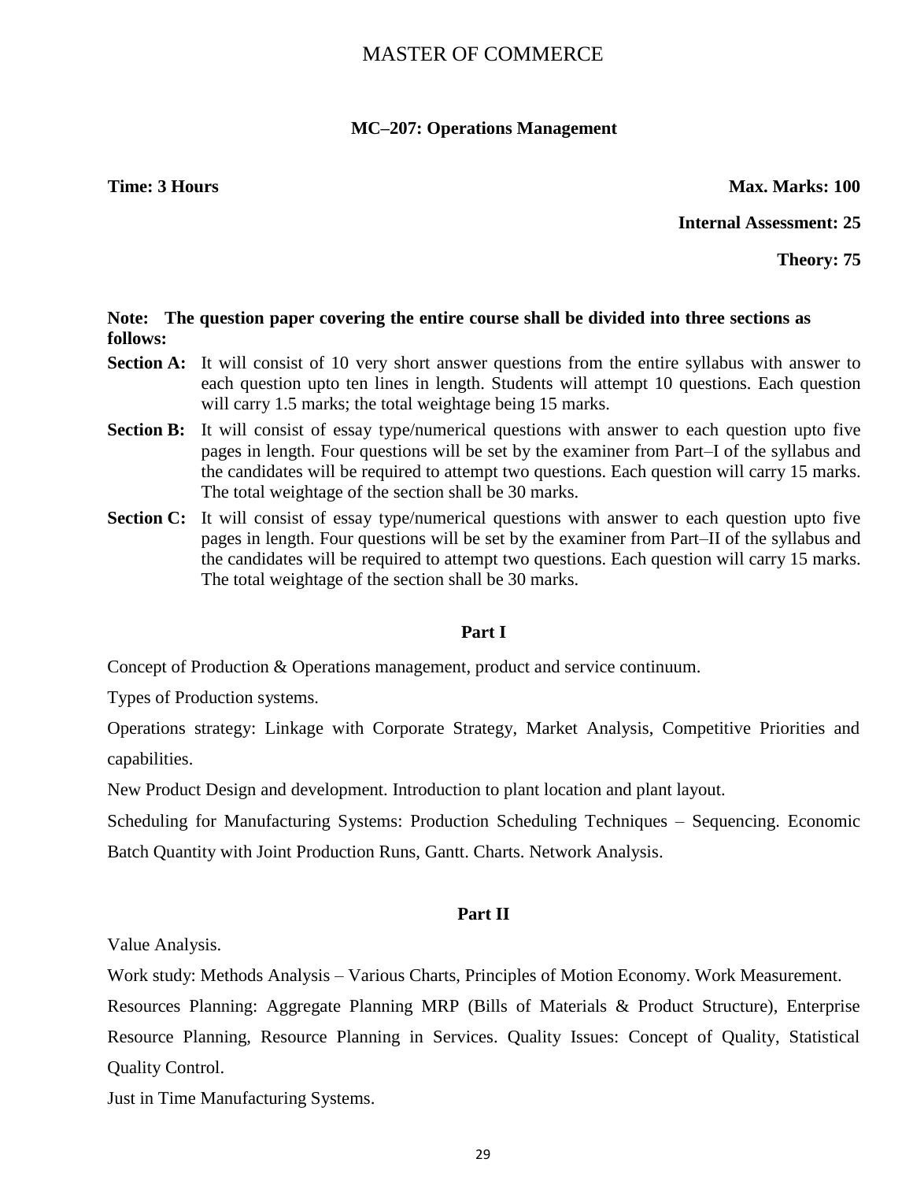# MASTER OF COMMERCE

## MC–207: Operations Management

**Time: 3 Hours** **Max. Marks: 100**

**Internal Assessment: 25**

**Theory: 75**

**Note: The question paper covering the entire course shall be divided into three sections as follows:**

**Section A:** It will consist of 10 very short answer questions from the entire syllabus with answer to each question upto ten lines in length. Students will attempt 10 questions. Each question will carry 1.5 marks; the total weightage being 15 marks.

**Section B:** It will consist of essay type/numerical questions with answer to each question upto five pages in length. Four questions will be set by the examiner from Part–I of the syllabus and the candidates will be required to attempt two questions. Each question will carry 15 marks. The total weightage of the section shall be 30 marks.

**Section C:** It will consist of essay type/numerical questions with answer to each question upto five pages in length. Four questions will be set by the examiner from Part–II of the syllabus and the candidates will be required to attempt two questions. Each question will carry 15 marks. The total weightage of the section shall be 30 marks.

### Part I

Concept of Production & Operations management, product and service continuum.

Types of Production systems.

Operations strategy: Linkage with Corporate Strategy, Market Analysis, Competitive Priorities and capabilities.

New Product Design and development. Introduction to plant location and plant layout.

Scheduling for Manufacturing Systems: Production Scheduling Techniques – Sequencing. Economic Batch Quantity with Joint Production Runs, Gantt. Charts. Network Analysis.

### Part II

Value Analysis.

Work study: Methods Analysis – Various Charts, Principles of Motion Economy. Work Measurement.

Resources Planning: Aggregate Planning MRP (Bills of Materials & Product Structure), Enterprise Resource Planning, Resource Planning in Services. Quality Issues: Concept of Quality, Statistical Quality Control.

Just in Time Manufacturing Systems.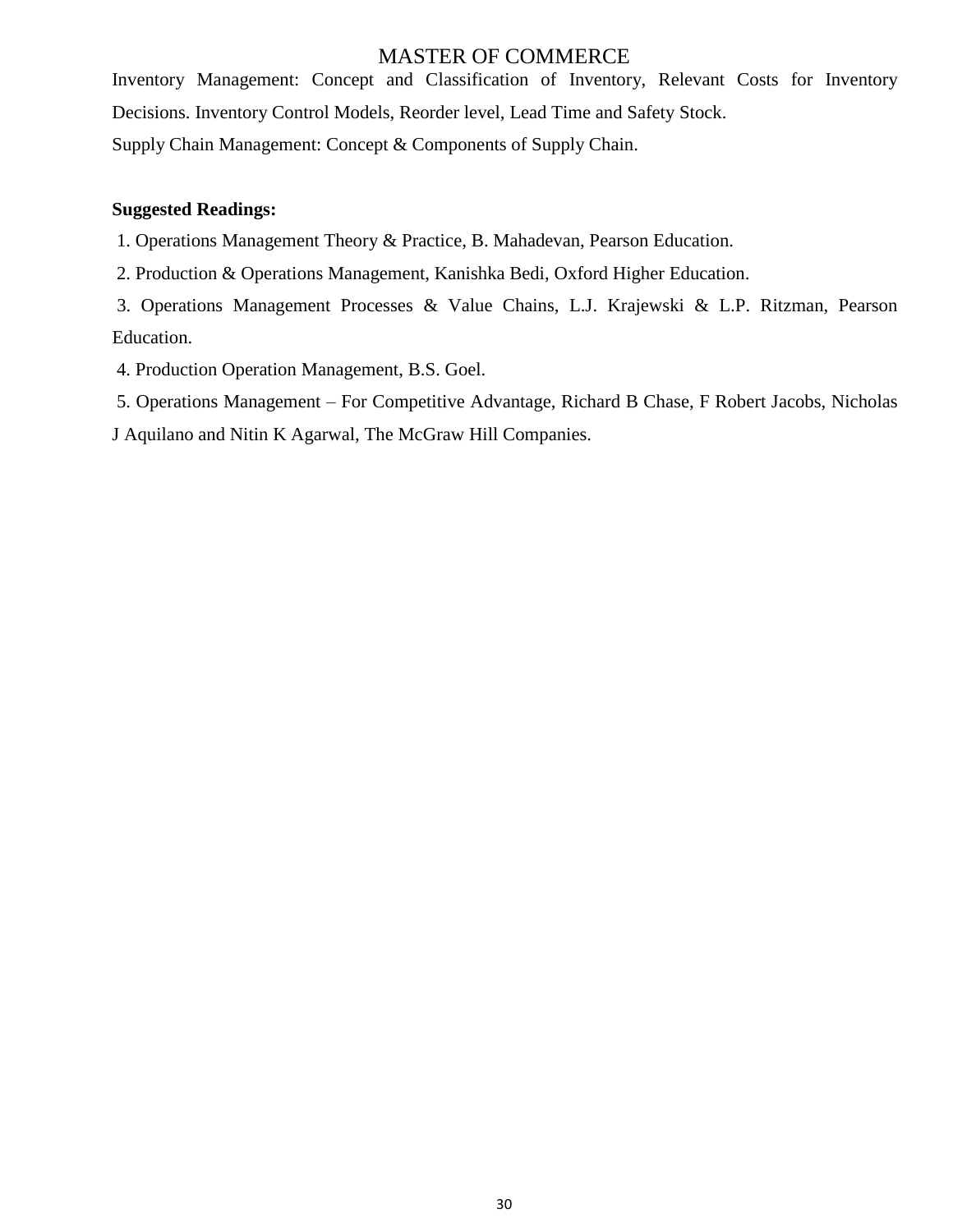Inventory Management: Concept and Classification of Inventory, Relevant Costs for Inventory Decisions. Inventory Control Models, Reorder level, Lead Time and Safety Stock.

Supply Chain Management: Concept & Components of Supply Chain.

**Suggested Readings:**

1. Operations Management Theory & Practice, B. Mahadevan, Pearson Education.
2. Production & Operations Management, Kanishka Bedi, Oxford Higher Education.
3. Operations Management Processes & Value Chains, L.J. Krajewski & L.P. Ritzman, Pearson Education.
4. Production Operation Management, B.S. Goel.
5. Operations Management – For Competitive Advantage, Richard B Chase, F Robert Jacobs, Nicholas J Aquilano and Nitin K Agarwal, The McGraw Hill Companies.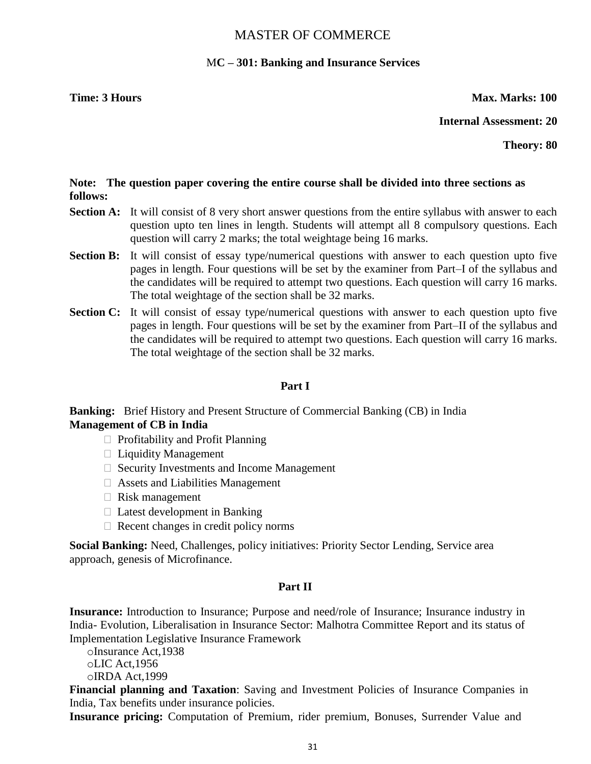# MASTER OF COMMERCE

## MC – 301: Banking and Insurance Services

**Time: 3 Hours** **Max. Marks: 100**

**Internal Assessment: 20**

**Theory: 80**

**Note: The question paper covering the entire course shall be divided into three sections as follows:**

**Section A:** It will consist of 8 very short answer questions from the entire syllabus with answer to each question upto ten lines in length. Students will attempt all 8 compulsory questions. Each question will carry 2 marks; the total weightage being 16 marks.

**Section B:** It will consist of essay type/numerical questions with answer to each question upto five pages in length. Four questions will be set by the examiner from Part–I of the syllabus and the candidates will be required to attempt two questions. Each question will carry 16 marks. The total weightage of the section shall be 32 marks.

**Section C:** It will consist of essay type/numerical questions with answer to each question upto five pages in length. Four questions will be set by the examiner from Part–II of the syllabus and the candidates will be required to attempt two questions. Each question will carry 16 marks. The total weightage of the section shall be 32 marks.

### Part I

**Banking:** Brief History and Present Structure of Commercial Banking (CB) in India

**Management of CB in India**

- Profitability and Profit Planning
- Liquidity Management
- Security Investments and Income Management
- Assets and Liabilities Management
- Risk management
- Latest development in Banking
- Recent changes in credit policy norms

**Social Banking:** Need, Challenges, policy initiatives: Priority Sector Lending, Service area approach, genesis of Microfinance.

### Part II

**Insurance:** Introduction to Insurance; Purpose and need/role of Insurance; Insurance industry in India- Evolution, Liberalisation in Insurance Sector: Malhotra Committee Report and its status of Implementation Legislative Insurance Framework

- Insurance Act,1938
- LIC Act,1956
- IRDA Act,1999

**Financial planning and Taxation**: Saving and Investment Policies of Insurance Companies in India, Tax benefits under insurance policies.

**Insurance pricing:** Computation of Premium, rider premium, Bonuses, Surrender Value and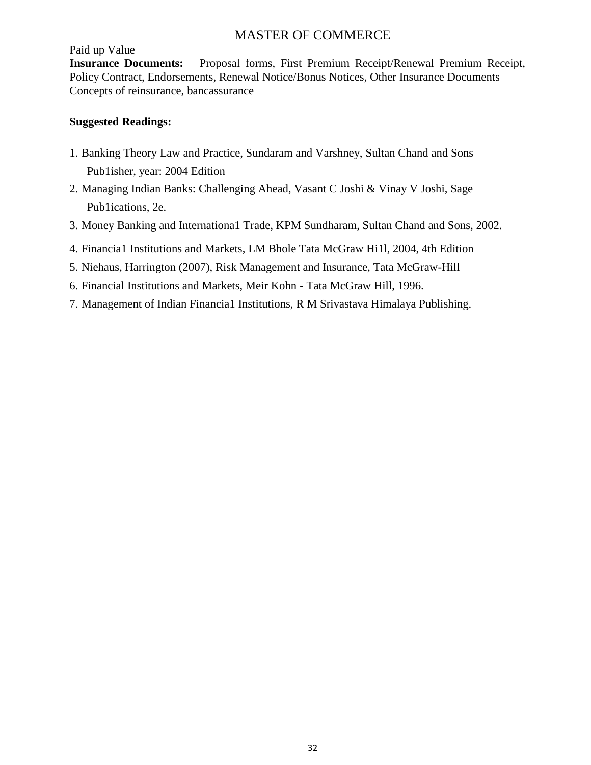Paid up Value

**Insurance Documents:** Proposal forms, First Premium Receipt/Renewal Premium Receipt, Policy Contract, Endorsements, Renewal Notice/Bonus Notices, Other Insurance Documents

Concepts of reinsurance, bancassurance

**Suggested Readings:**

1. Banking Theory Law and Practice, Sundaram and Varshney, Sultan Chand and Sons Pub1isher, year: 2004 Edition
2. Managing Indian Banks: Challenging Ahead, Vasant C Joshi & Vinay V Joshi, Sage Pub1ications, 2e.
3. Money Banking and Internationa1 Trade, KPM Sundharam, Sultan Chand and Sons, 2002.
4. Financia1 Institutions and Markets, LM Bhole Tata McGraw Hi1l, 2004, 4th Edition
5. Niehaus, Harrington (2007), Risk Management and Insurance, Tata McGraw-Hill
6. Financial Institutions and Markets, Meir Kohn - Tata McGraw Hill, 1996.
7. Management of Indian Financia1 Institutions, R M Srivastava Himalaya Publishing.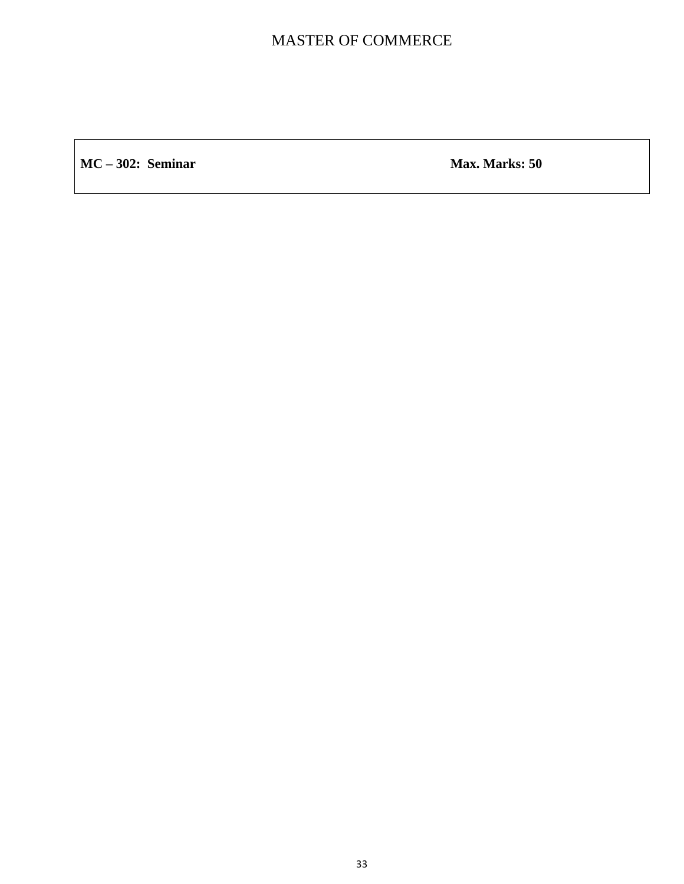MASTER OF COMMERCE

| **MC – 302: Seminar** | **Max. Marks: 50** |
|---|---|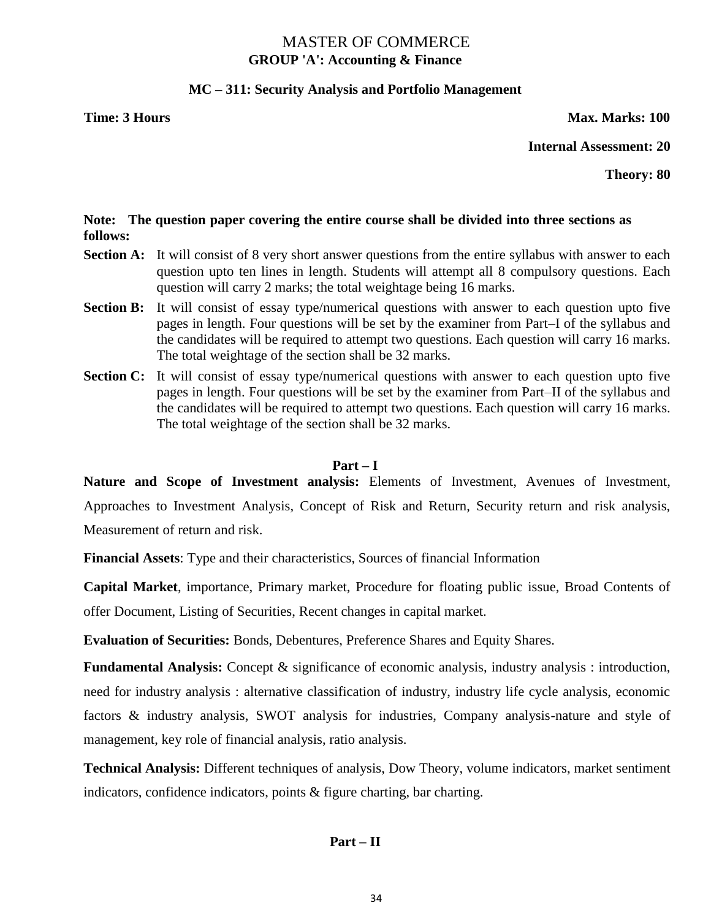# MASTER OF COMMERCE

## GROUP 'A': Accounting & Finance

### MC – 311: Security Analysis and Portfolio Management

**Time: 3 Hours** **Max. Marks: 100**

**Internal Assessment: 20**

**Theory: 80**

**Note: The question paper covering the entire course shall be divided into three sections as follows:**

**Section A:** It will consist of 8 very short answer questions from the entire syllabus with answer to each question upto ten lines in length. Students will attempt all 8 compulsory questions. Each question will carry 2 marks; the total weightage being 16 marks.

**Section B:** It will consist of essay type/numerical questions with answer to each question upto five pages in length. Four questions will be set by the examiner from Part–I of the syllabus and the candidates will be required to attempt two questions. Each question will carry 16 marks. The total weightage of the section shall be 32 marks.

**Section C:** It will consist of essay type/numerical questions with answer to each question upto five pages in length. Four questions will be set by the examiner from Part–II of the syllabus and the candidates will be required to attempt two questions. Each question will carry 16 marks. The total weightage of the section shall be 32 marks.

### Part – I

**Nature and Scope of Investment analysis:** Elements of Investment, Avenues of Investment, Approaches to Investment Analysis, Concept of Risk and Return, Security return and risk analysis, Measurement of return and risk.

**Financial Assets**: Type and their characteristics, Sources of financial Information

**Capital Market**, importance, Primary market, Procedure for floating public issue, Broad Contents of offer Document, Listing of Securities, Recent changes in capital market.

**Evaluation of Securities:** Bonds, Debentures, Preference Shares and Equity Shares.

**Fundamental Analysis:** Concept & significance of economic analysis, industry analysis : introduction, need for industry analysis : alternative classification of industry, industry life cycle analysis, economic factors & industry analysis, SWOT analysis for industries, Company analysis-nature and style of management, key role of financial analysis, ratio analysis.

**Technical Analysis:** Different techniques of analysis, Dow Theory, volume indicators, market sentiment indicators, confidence indicators, points & figure charting, bar charting.

### Part – II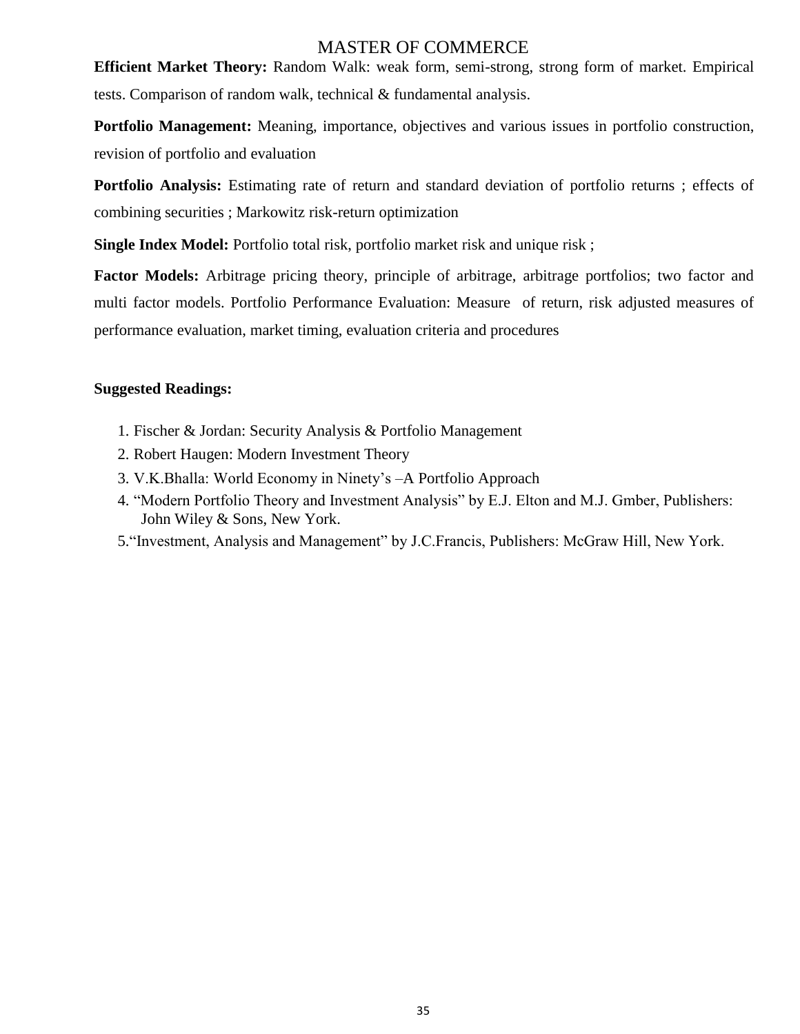**Efficient Market Theory:** Random Walk: weak form, semi-strong, strong form of market. Empirical tests. Comparison of random walk, technical & fundamental analysis.

**Portfolio Management:** Meaning, importance, objectives and various issues in portfolio construction, revision of portfolio and evaluation

**Portfolio Analysis:** Estimating rate of return and standard deviation of portfolio returns ; effects of combining securities ; Markowitz risk-return optimization

**Single Index Model:** Portfolio total risk, portfolio market risk and unique risk ;

**Factor Models:** Arbitrage pricing theory, principle of arbitrage, arbitrage portfolios; two factor and multi factor models. Portfolio Performance Evaluation: Measure of return, risk adjusted measures of performance evaluation, market timing, evaluation criteria and procedures

**Suggested Readings:**

1. Fischer & Jordan: Security Analysis & Portfolio Management
2. Robert Haugen: Modern Investment Theory
3. V.K.Bhalla: World Economy in Ninety's –A Portfolio Approach
4. "Modern Portfolio Theory and Investment Analysis" by E.J. Elton and M.J. Gmber, Publishers: John Wiley & Sons, New York.
5. "Investment, Analysis and Management" by J.C.Francis, Publishers: McGraw Hill, New York.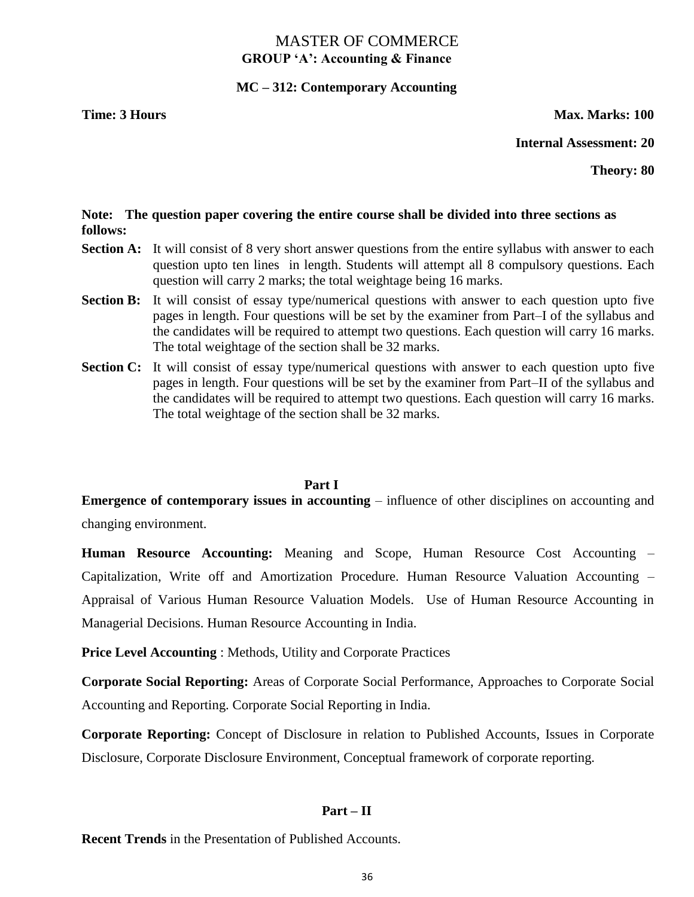# MASTER OF COMMERCE

## GROUP 'A': Accounting & Finance

### MC – 312: Contemporary Accounting

**Time: 3 Hours** **Max. Marks: 100**

**Internal Assessment: 20**

**Theory: 80**

**Note: The question paper covering the entire course shall be divided into three sections as follows:**

**Section A:** It will consist of 8 very short answer questions from the entire syllabus with answer to each question upto ten lines in length. Students will attempt all 8 compulsory questions. Each question will carry 2 marks; the total weightage being 16 marks.

**Section B:** It will consist of essay type/numerical questions with answer to each question upto five pages in length. Four questions will be set by the examiner from Part–I of the syllabus and the candidates will be required to attempt two questions. Each question will carry 16 marks. The total weightage of the section shall be 32 marks.

**Section C:** It will consist of essay type/numerical questions with answer to each question upto five pages in length. Four questions will be set by the examiner from Part–II of the syllabus and the candidates will be required to attempt two questions. Each question will carry 16 marks. The total weightage of the section shall be 32 marks.

### Part I

**Emergence of contemporary issues in accounting** – influence of other disciplines on accounting and changing environment.

**Human Resource Accounting:** Meaning and Scope, Human Resource Cost Accounting – Capitalization, Write off and Amortization Procedure. Human Resource Valuation Accounting – Appraisal of Various Human Resource Valuation Models. Use of Human Resource Accounting in Managerial Decisions. Human Resource Accounting in India.

**Price Level Accounting** : Methods, Utility and Corporate Practices

**Corporate Social Reporting:** Areas of Corporate Social Performance, Approaches to Corporate Social Accounting and Reporting. Corporate Social Reporting in India.

**Corporate Reporting:** Concept of Disclosure in relation to Published Accounts, Issues in Corporate Disclosure, Corporate Disclosure Environment, Conceptual framework of corporate reporting.

### Part – II

**Recent Trends** in the Presentation of Published Accounts.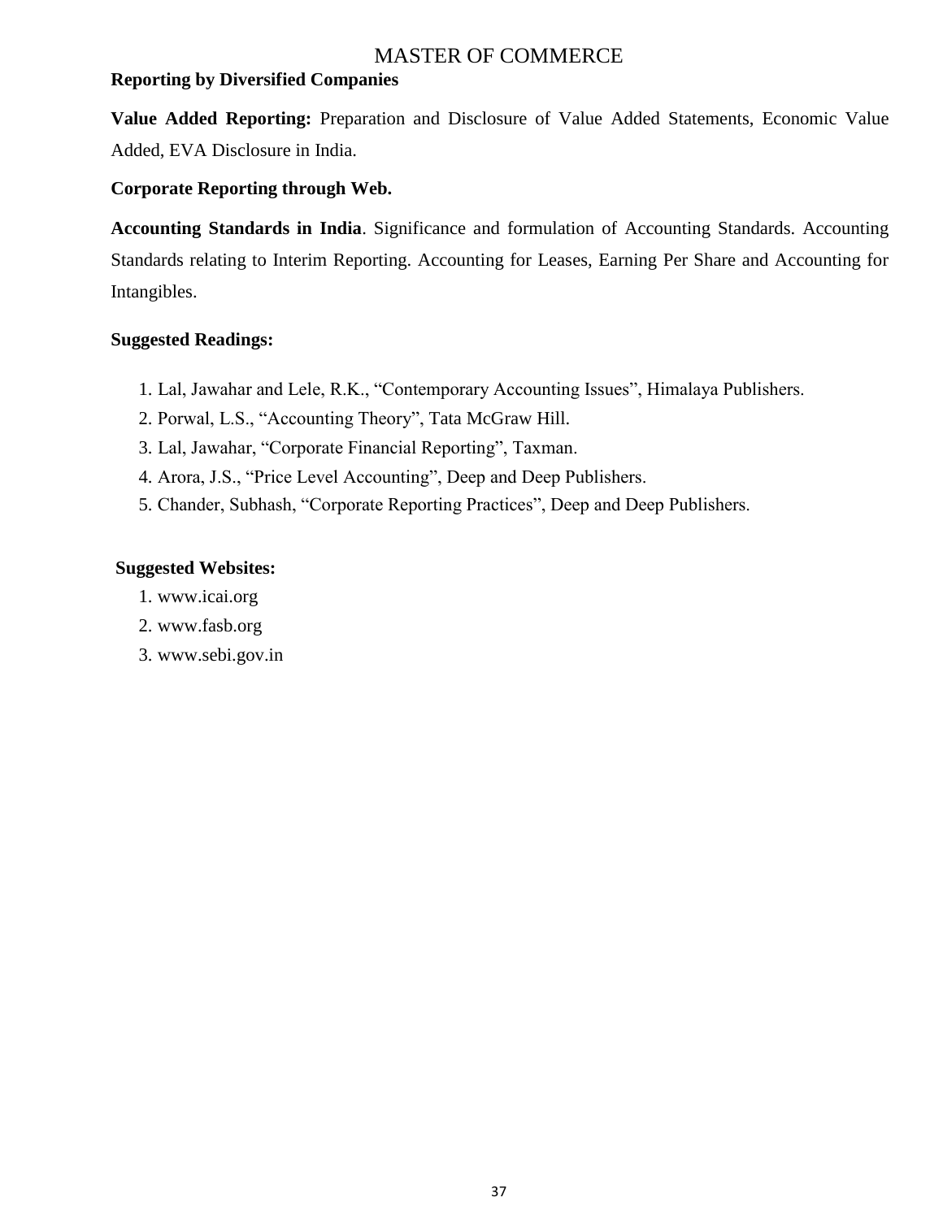**Reporting by Diversified Companies**

**Value Added Reporting:** Preparation and Disclosure of Value Added Statements, Economic Value Added, EVA Disclosure in India.

**Corporate Reporting through Web.**

**Accounting Standards in India**. Significance and formulation of Accounting Standards. Accounting Standards relating to Interim Reporting. Accounting for Leases, Earning Per Share and Accounting for Intangibles.

**Suggested Readings:**

1. Lal, Jawahar and Lele, R.K., "Contemporary Accounting Issues", Himalaya Publishers.
2. Porwal, L.S., "Accounting Theory", Tata McGraw Hill.
3. Lal, Jawahar, "Corporate Financial Reporting", Taxman.
4. Arora, J.S., "Price Level Accounting", Deep and Deep Publishers.
5. Chander, Subhash, "Corporate Reporting Practices", Deep and Deep Publishers.

**Suggested Websites:**

1. www.icai.org
2. www.fasb.org
3. www.sebi.gov.in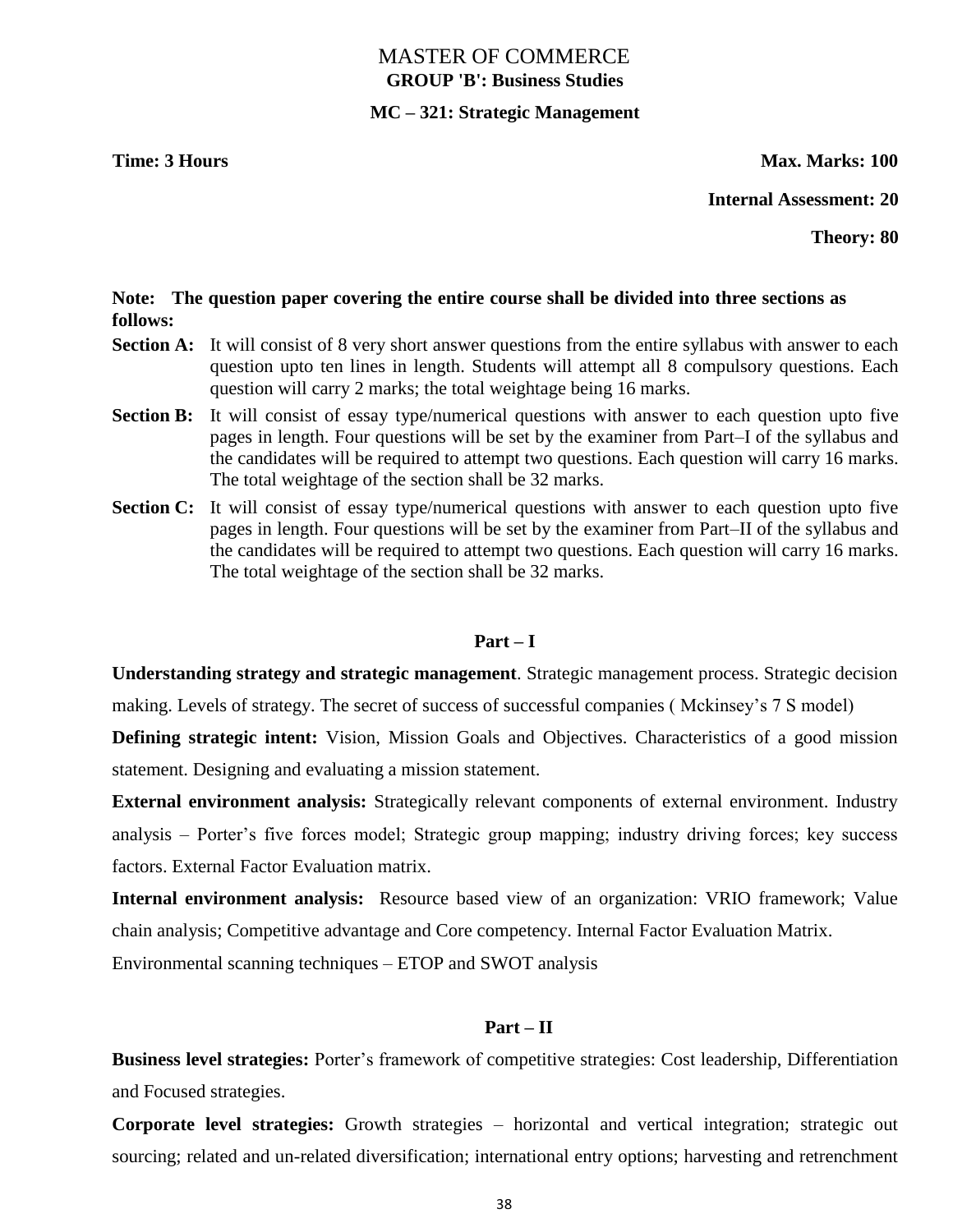# MASTER OF COMMERCE

## GROUP 'B': Business Studies

### MC – 321: Strategic Management

**Time: 3 Hours** **Max. Marks: 100**

**Internal Assessment: 20**

**Theory: 80**

**Note: The question paper covering the entire course shall be divided into three sections as follows:**

**Section A:** It will consist of 8 very short answer questions from the entire syllabus with answer to each question upto ten lines in length. Students will attempt all 8 compulsory questions. Each question will carry 2 marks; the total weightage being 16 marks.

**Section B:** It will consist of essay type/numerical questions with answer to each question upto five pages in length. Four questions will be set by the examiner from Part–I of the syllabus and the candidates will be required to attempt two questions. Each question will carry 16 marks. The total weightage of the section shall be 32 marks.

**Section C:** It will consist of essay type/numerical questions with answer to each question upto five pages in length. Four questions will be set by the examiner from Part–II of the syllabus and the candidates will be required to attempt two questions. Each question will carry 16 marks. The total weightage of the section shall be 32 marks.

### Part – I

**Understanding strategy and strategic management**. Strategic management process. Strategic decision making. Levels of strategy. The secret of success of successful companies ( Mckinsey's 7 S model)

**Defining strategic intent:** Vision, Mission Goals and Objectives. Characteristics of a good mission statement. Designing and evaluating a mission statement.

**External environment analysis:** Strategically relevant components of external environment. Industry analysis – Porter's five forces model; Strategic group mapping; industry driving forces; key success factors. External Factor Evaluation matrix.

**Internal environment analysis:** Resource based view of an organization: VRIO framework; Value chain analysis; Competitive advantage and Core competency. Internal Factor Evaluation Matrix.

Environmental scanning techniques – ETOP and SWOT analysis

### Part – II

**Business level strategies:** Porter's framework of competitive strategies: Cost leadership, Differentiation and Focused strategies.

**Corporate level strategies:** Growth strategies – horizontal and vertical integration; strategic out sourcing; related and un-related diversification; international entry options; harvesting and retrenchment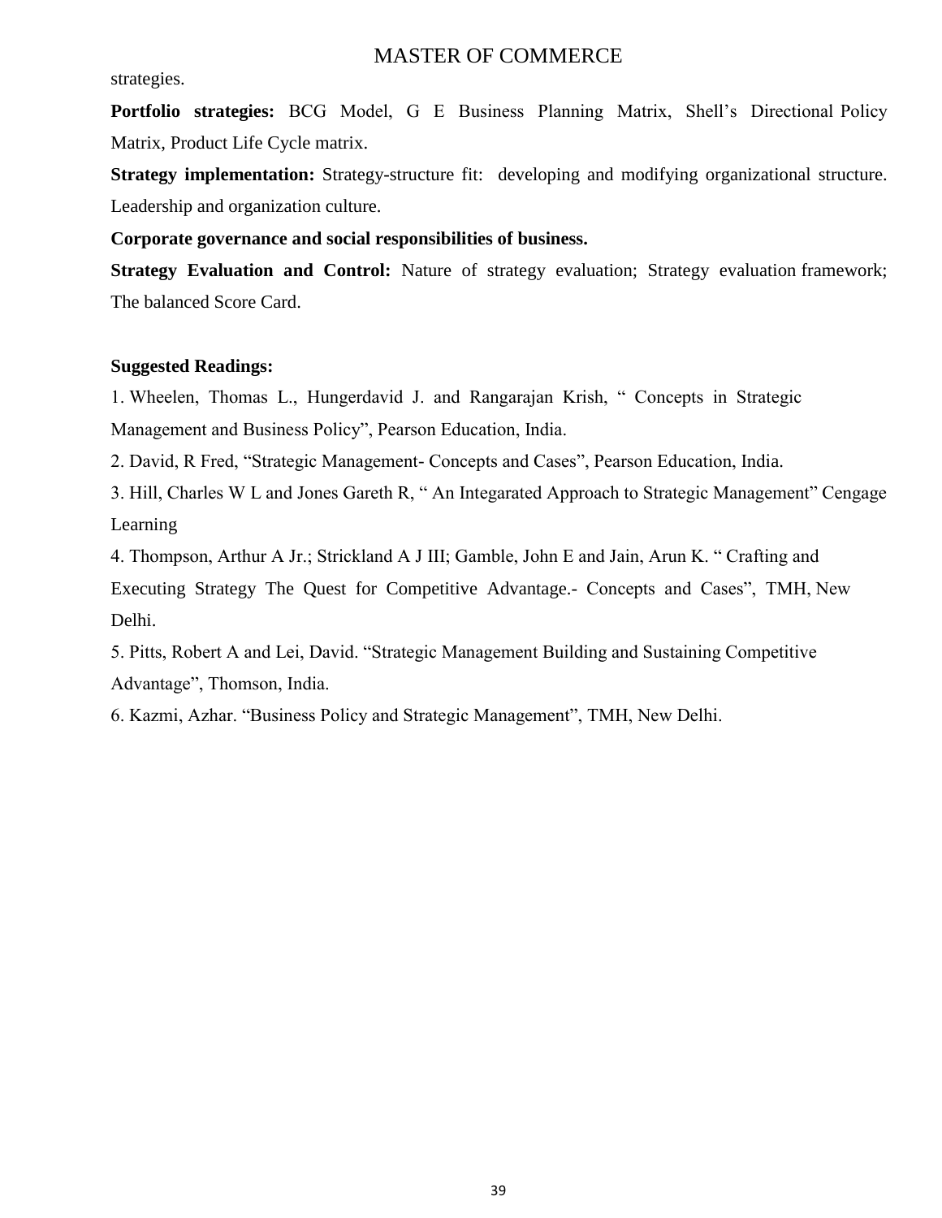strategies.

**Portfolio strategies:** BCG Model, G E Business Planning Matrix, Shell's Directional Policy Matrix, Product Life Cycle matrix.

**Strategy implementation:** Strategy-structure fit: developing and modifying organizational structure. Leadership and organization culture.

**Corporate governance and social responsibilities of business.**

**Strategy Evaluation and Control:** Nature of strategy evaluation; Strategy evaluation framework; The balanced Score Card.

**Suggested Readings:**

1. Wheelen, Thomas L., Hungerdavid J. and Rangarajan Krish, " Concepts in Strategic Management and Business Policy", Pearson Education, India.
2. David, R Fred, "Strategic Management- Concepts and Cases", Pearson Education, India.
3. Hill, Charles W L and Jones Gareth R, " An Integarated Approach to Strategic Management" Cengage Learning
4. Thompson, Arthur A Jr.; Strickland A J III; Gamble, John E and Jain, Arun K. " Crafting and Executing Strategy The Quest for Competitive Advantage.- Concepts and Cases", TMH, New Delhi.
5. Pitts, Robert A and Lei, David. "Strategic Management Building and Sustaining Competitive Advantage", Thomson, India.
6. Kazmi, Azhar. "Business Policy and Strategic Management", TMH, New Delhi.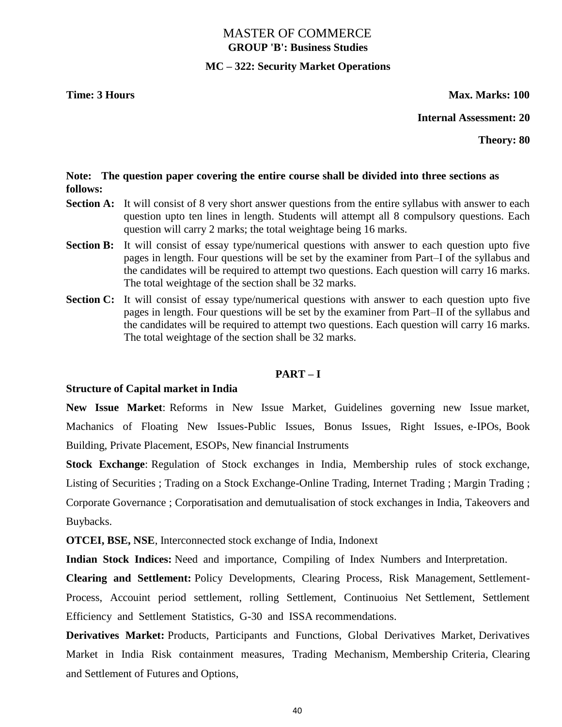# MASTER OF COMMERCE

## GROUP 'B': Business Studies

### MC – 322: Security Market Operations

**Time: 3 Hours** **Max. Marks: 100**

**Internal Assessment: 20**

**Theory: 80**

**Note: The question paper covering the entire course shall be divided into three sections as follows:**

**Section A:** It will consist of 8 very short answer questions from the entire syllabus with answer to each question upto ten lines in length. Students will attempt all 8 compulsory questions. Each question will carry 2 marks; the total weightage being 16 marks.

**Section B:** It will consist of essay type/numerical questions with answer to each question upto five pages in length. Four questions will be set by the examiner from Part–I of the syllabus and the candidates will be required to attempt two questions. Each question will carry 16 marks. The total weightage of the section shall be 32 marks.

**Section C:** It will consist of essay type/numerical questions with answer to each question upto five pages in length. Four questions will be set by the examiner from Part–II of the syllabus and the candidates will be required to attempt two questions. Each question will carry 16 marks. The total weightage of the section shall be 32 marks.

### PART – I

**Structure of Capital market in India**

**New Issue Market**: Reforms in New Issue Market, Guidelines governing new Issue market, Machanics of Floating New Issues-Public Issues, Bonus Issues, Right Issues, e-IPOs, Book Building, Private Placement, ESOPs, New financial Instruments

**Stock Exchange**: Regulation of Stock exchanges in India, Membership rules of stock exchange, Listing of Securities ; Trading on a Stock Exchange-Online Trading, Internet Trading ; Margin Trading ; Corporate Governance ; Corporatisation and demutualisation of stock exchanges in India, Takeovers and Buybacks.

**OTCEI, BSE, NSE**, Interconnected stock exchange of India, Indonext

**Indian Stock Indices:** Need and importance, Compiling of Index Numbers and Interpretation.

**Clearing and Settlement:** Policy Developments, Clearing Process, Risk Management, Settlement-Process, Accouint period settlement, rolling Settlement, Continuoius Net Settlement, Settlement Efficiency and Settlement Statistics, G-30 and ISSA recommendations.

**Derivatives Market:** Products, Participants and Functions, Global Derivatives Market, Derivatives Market in India Risk containment measures, Trading Mechanism, Membership Criteria, Clearing and Settlement of Futures and Options,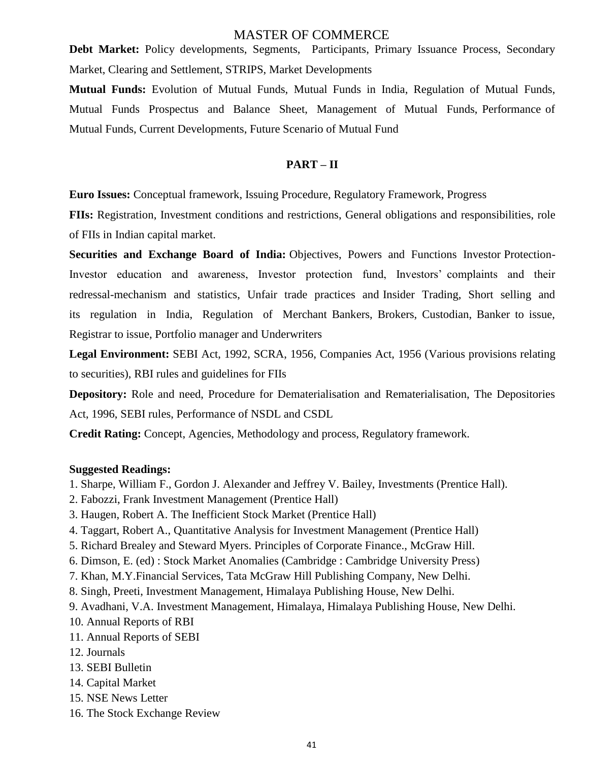**Debt Market:** Policy developments, Segments, Participants, Primary Issuance Process, Secondary Market, Clearing and Settlement, STRIPS, Market Developments

**Mutual Funds:** Evolution of Mutual Funds, Mutual Funds in India, Regulation of Mutual Funds, Mutual Funds Prospectus and Balance Sheet, Management of Mutual Funds, Performance of Mutual Funds, Current Developments, Future Scenario of Mutual Fund

## PART – II

**Euro Issues:** Conceptual framework, Issuing Procedure, Regulatory Framework, Progress

**FIIs:** Registration, Investment conditions and restrictions, General obligations and responsibilities, role of FIIs in Indian capital market.

**Securities and Exchange Board of India:** Objectives, Powers and Functions Investor Protection-Investor education and awareness, Investor protection fund, Investors' complaints and their redressal-mechanism and statistics, Unfair trade practices and Insider Trading, Short selling and its regulation in India, Regulation of Merchant Bankers, Brokers, Custodian, Banker to issue, Registrar to issue, Portfolio manager and Underwriters

**Legal Environment:** SEBI Act, 1992, SCRA, 1956, Companies Act, 1956 (Various provisions relating to securities), RBI rules and guidelines for FIIs

**Depository:** Role and need, Procedure for Dematerialisation and Rematerialisation, The Depositories Act, 1996, SEBI rules, Performance of NSDL and CSDL

**Credit Rating:** Concept, Agencies, Methodology and process, Regulatory framework.

**Suggested Readings:**

1. Sharpe, William F., Gordon J. Alexander and Jeffrey V. Bailey, Investments (Prentice Hall).
2. Fabozzi, Frank Investment Management (Prentice Hall)
3. Haugen, Robert A. The Inefficient Stock Market (Prentice Hall)
4. Taggart, Robert A., Quantitative Analysis for Investment Management (Prentice Hall)
5. Richard Brealey and Steward Myers. Principles of Corporate Finance., McGraw Hill.
6. Dimson, E. (ed) : Stock Market Anomalies (Cambridge : Cambridge University Press)
7. Khan, M.Y.Financial Services, Tata McGraw Hill Publishing Company, New Delhi.
8. Singh, Preeti, Investment Management, Himalaya Publishing House, New Delhi.
9. Avadhani, V.A. Investment Management, Himalaya, Himalaya Publishing House, New Delhi.
10. Annual Reports of RBI
11. Annual Reports of SEBI
12. Journals
13. SEBI Bulletin
14. Capital Market
15. NSE News Letter
16. The Stock Exchange Review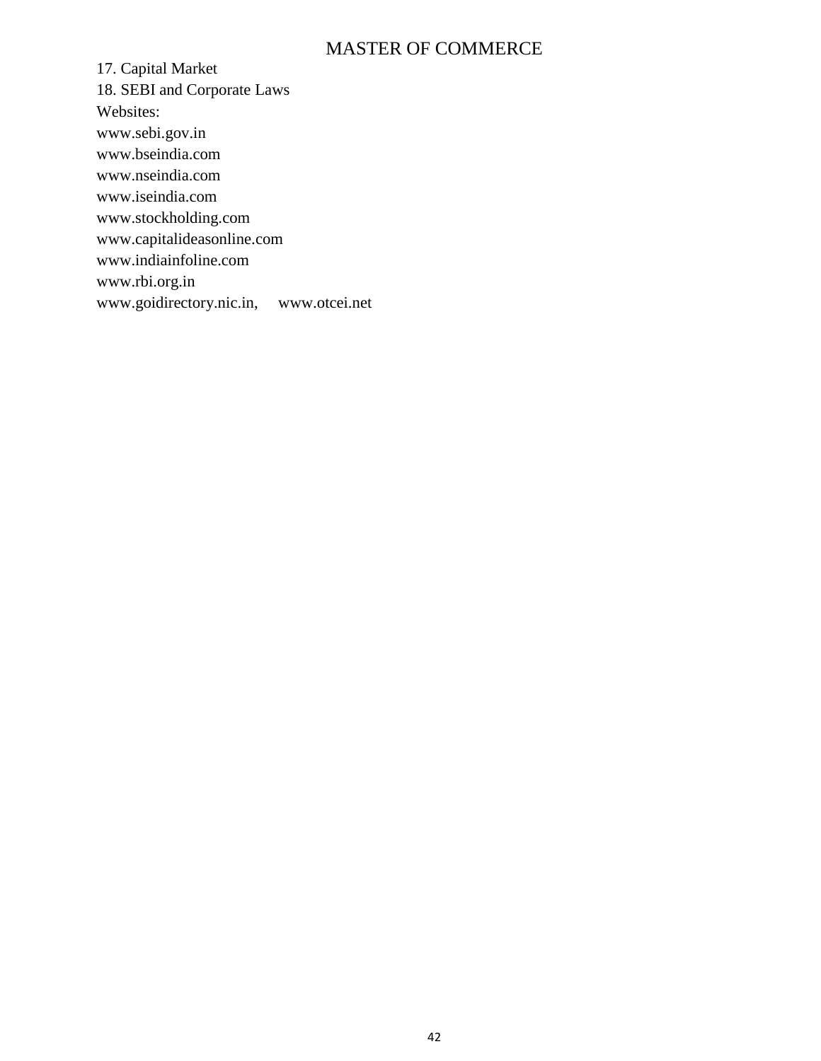17. Capital Market

18. SEBI and Corporate Laws

Websites:

www.sebi.gov.in

www.bseindia.com

www.nseindia.com

www.iseindia.com

www.stockholding.com

www.capitalideasonline.com

www.indiainfoline.com

www.rbi.org.in

www.goidirectory.nic.in, www.otcei.net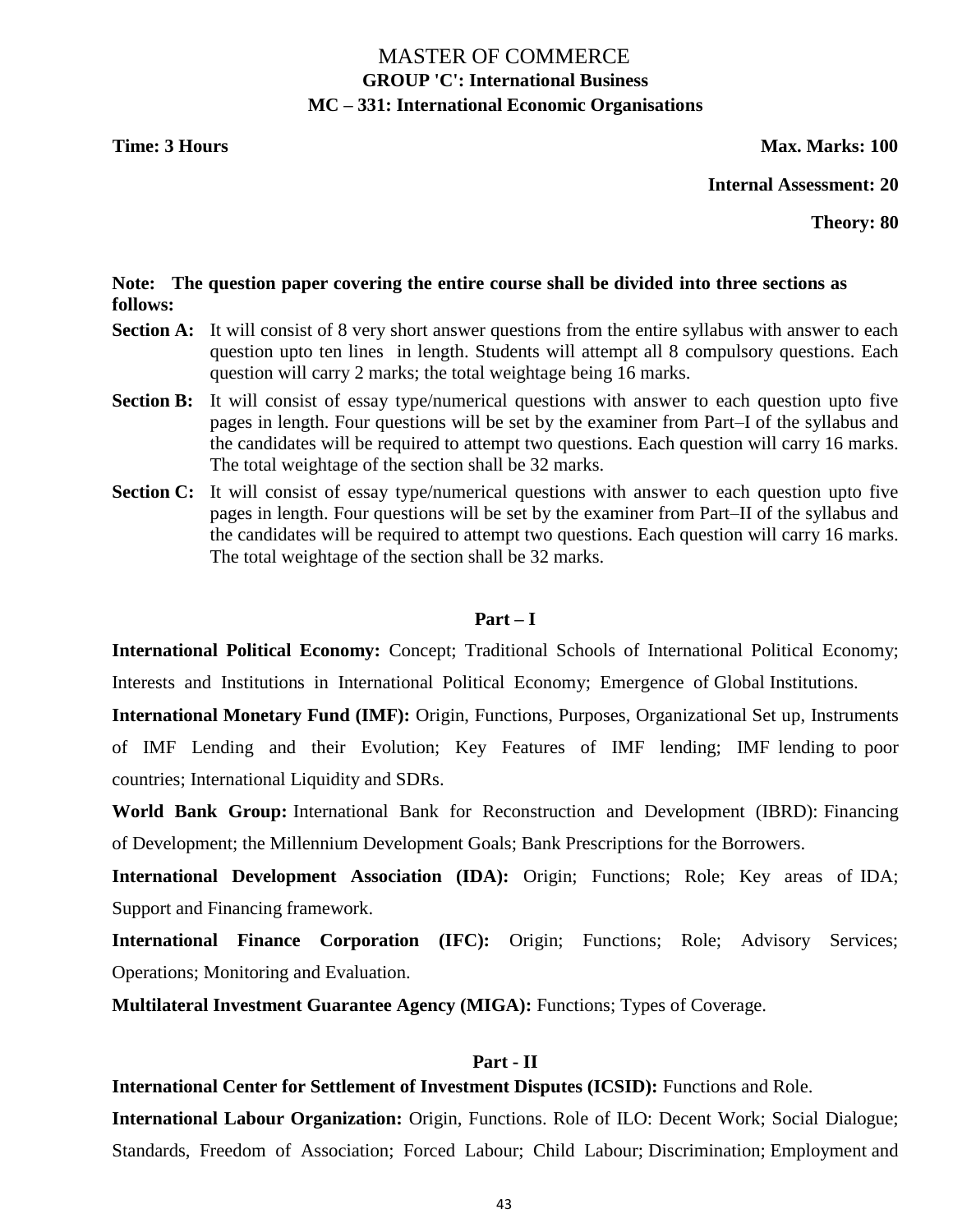# MASTER OF COMMERCE

## GROUP 'C': International Business

## MC – 331: International Economic Organisations

**Time: 3 Hours** **Max. Marks: 100**

**Internal Assessment: 20**

**Theory: 80**

**Note: The question paper covering the entire course shall be divided into three sections as follows:**

**Section A:** It will consist of 8 very short answer questions from the entire syllabus with answer to each question upto ten lines in length. Students will attempt all 8 compulsory questions. Each question will carry 2 marks; the total weightage being 16 marks.

**Section B:** It will consist of essay type/numerical questions with answer to each question upto five pages in length. Four questions will be set by the examiner from Part–I of the syllabus and the candidates will be required to attempt two questions. Each question will carry 16 marks. The total weightage of the section shall be 32 marks.

**Section C:** It will consist of essay type/numerical questions with answer to each question upto five pages in length. Four questions will be set by the examiner from Part–II of the syllabus and the candidates will be required to attempt two questions. Each question will carry 16 marks. The total weightage of the section shall be 32 marks.

### Part – I

**International Political Economy:** Concept; Traditional Schools of International Political Economy; Interests and Institutions in International Political Economy; Emergence of Global Institutions.

**International Monetary Fund (IMF):** Origin, Functions, Purposes, Organizational Set up, Instruments of IMF Lending and their Evolution; Key Features of IMF lending; IMF lending to poor countries; International Liquidity and SDRs.

**World Bank Group:** International Bank for Reconstruction and Development (IBRD): Financing of Development; the Millennium Development Goals; Bank Prescriptions for the Borrowers.

**International Development Association (IDA):** Origin; Functions; Role; Key areas of IDA; Support and Financing framework.

**International Finance Corporation (IFC):** Origin; Functions; Role; Advisory Services; Operations; Monitoring and Evaluation.

**Multilateral Investment Guarantee Agency (MIGA):** Functions; Types of Coverage.

### Part - II

**International Center for Settlement of Investment Disputes (ICSID):** Functions and Role.

**International Labour Organization:** Origin, Functions. Role of ILO: Decent Work; Social Dialogue; Standards, Freedom of Association; Forced Labour; Child Labour; Discrimination; Employment and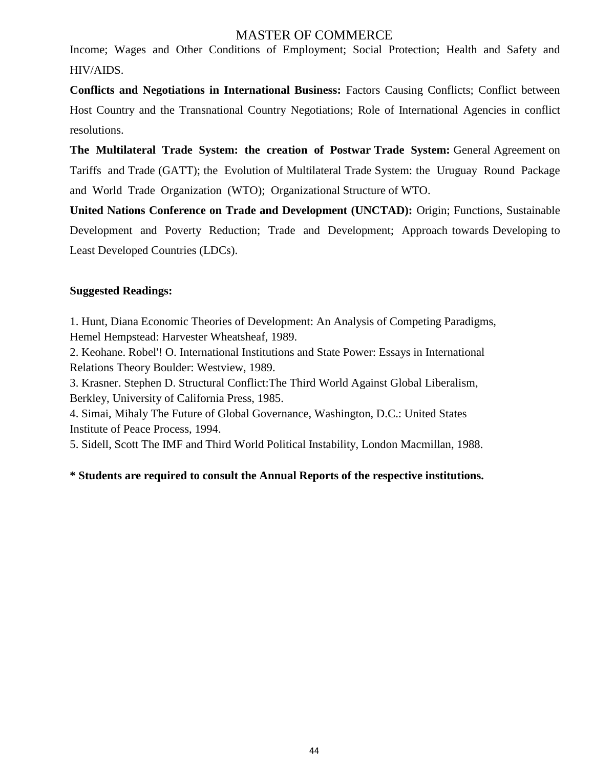Income; Wages and Other Conditions of Employment; Social Protection; Health and Safety and HIV/AIDS.

**Conflicts and Negotiations in International Business:** Factors Causing Conflicts; Conflict between Host Country and the Transnational Country Negotiations; Role of International Agencies in conflict resolutions.

**The Multilateral Trade System: the creation of Postwar Trade System:** General Agreement on Tariffs and Trade (GATT); the Evolution of Multilateral Trade System: the Uruguay Round Package and World Trade Organization (WTO); Organizational Structure of WTO.

**United Nations Conference on Trade and Development (UNCTAD):** Origin; Functions, Sustainable Development and Poverty Reduction; Trade and Development; Approach towards Developing to Least Developed Countries (LDCs).

**Suggested Readings:**

1. Hunt, Diana Economic Theories of Development: An Analysis of Competing Paradigms, Hemel Hempstead: Harvester Wheatsheaf, 1989.
2. Keohane. Robel'! O. International Institutions and State Power: Essays in International Relations Theory Boulder: Westview, 1989.
3. Krasner. Stephen D. Structural Conflict:The Third World Against Global Liberalism, Berkley, University of California Press, 1985.
4. Simai, Mihaly The Future of Global Governance, Washington, D.C.: United States Institute of Peace Process, 1994.
5. Sidell, Scott The IMF and Third World Political Instability, London Macmillan, 1988.

**\* Students are required to consult the Annual Reports of the respective institutions.**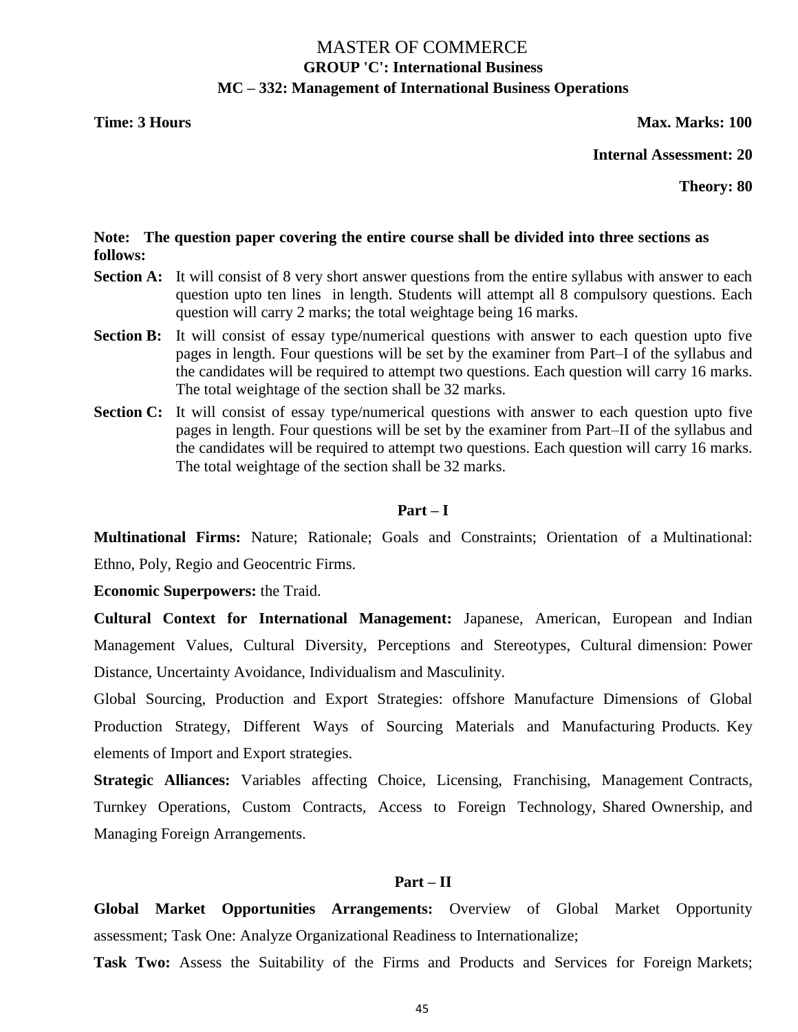# MASTER OF COMMERCE

## GROUP 'C': International Business

## MC – 332: Management of International Business Operations

**Time: 3 Hours** **Max. Marks: 100**

**Internal Assessment: 20**

**Theory: 80**

**Note: The question paper covering the entire course shall be divided into three sections as follows:**

**Section A:** It will consist of 8 very short answer questions from the entire syllabus with answer to each question upto ten lines in length. Students will attempt all 8 compulsory questions. Each question will carry 2 marks; the total weightage being 16 marks.

**Section B:** It will consist of essay type/numerical questions with answer to each question upto five pages in length. Four questions will be set by the examiner from Part–I of the syllabus and the candidates will be required to attempt two questions. Each question will carry 16 marks. The total weightage of the section shall be 32 marks.

**Section C:** It will consist of essay type/numerical questions with answer to each question upto five pages in length. Four questions will be set by the examiner from Part–II of the syllabus and the candidates will be required to attempt two questions. Each question will carry 16 marks. The total weightage of the section shall be 32 marks.

### Part – I

**Multinational Firms:** Nature; Rationale; Goals and Constraints; Orientation of a Multinational: Ethno, Poly, Regio and Geocentric Firms.

**Economic Superpowers:** the Traid.

**Cultural Context for International Management:** Japanese, American, European and Indian Management Values, Cultural Diversity, Perceptions and Stereotypes, Cultural dimension: Power Distance, Uncertainty Avoidance, Individualism and Masculinity.

Global Sourcing, Production and Export Strategies: offshore Manufacture Dimensions of Global Production Strategy, Different Ways of Sourcing Materials and Manufacturing Products. Key elements of Import and Export strategies.

**Strategic Alliances:** Variables affecting Choice, Licensing, Franchising, Management Contracts, Turnkey Operations, Custom Contracts, Access to Foreign Technology, Shared Ownership, and Managing Foreign Arrangements.

### Part – II

**Global Market Opportunities Arrangements:** Overview of Global Market Opportunity assessment; Task One: Analyze Organizational Readiness to Internationalize;

**Task Two:** Assess the Suitability of the Firms and Products and Services for Foreign Markets;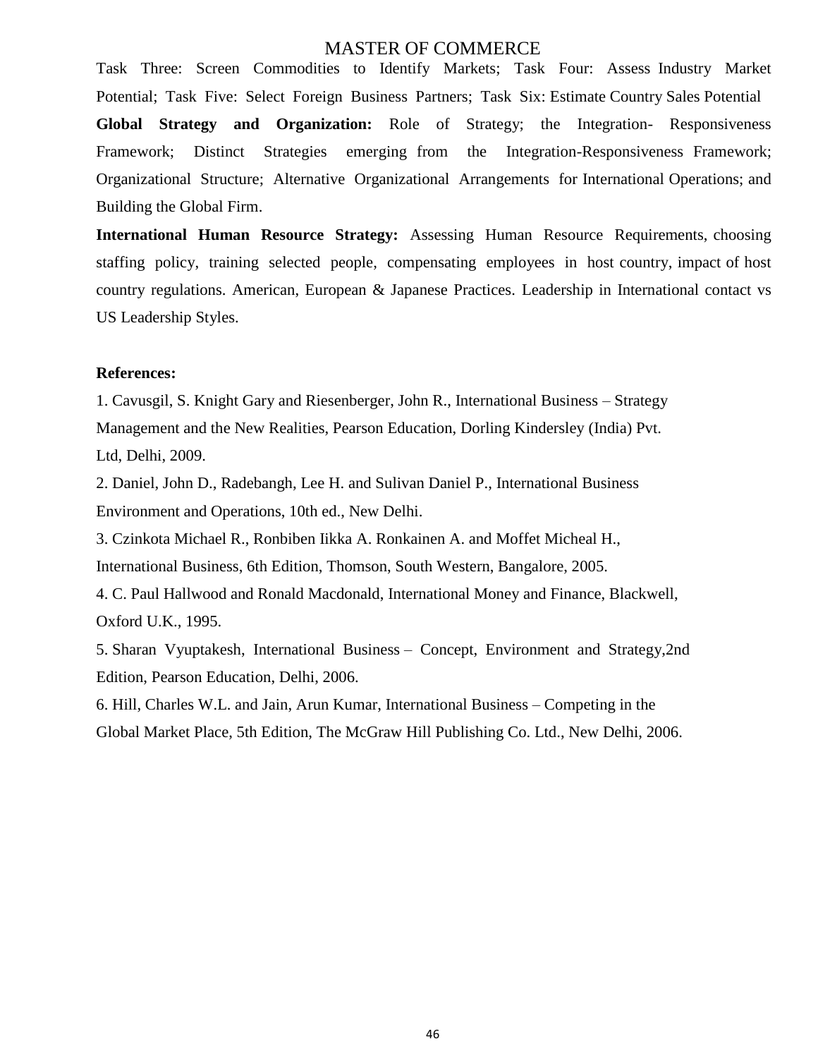Task Three: Screen Commodities to Identify Markets; Task Four: Assess Industry Market Potential; Task Five: Select Foreign Business Partners; Task Six: Estimate Country Sales Potential

**Global Strategy and Organization:** Role of Strategy; the Integration- Responsiveness Framework; Distinct Strategies emerging from the Integration-Responsiveness Framework; Organizational Structure; Alternative Organizational Arrangements for International Operations; and Building the Global Firm.

**International Human Resource Strategy:** Assessing Human Resource Requirements, choosing staffing policy, training selected people, compensating employees in host country, impact of host country regulations. American, European & Japanese Practices. Leadership in International contact vs US Leadership Styles.

**References:**

1. Cavusgil, S. Knight Gary and Riesenberger, John R., International Business – Strategy Management and the New Realities, Pearson Education, Dorling Kindersley (India) Pvt. Ltd, Delhi, 2009.
2. Daniel, John D., Radebangh, Lee H. and Sulivan Daniel P., International Business Environment and Operations, 10th ed., New Delhi.
3. Czinkota Michael R., Ronbiben Iikka A. Ronkainen A. and Moffet Micheal H., International Business, 6th Edition, Thomson, South Western, Bangalore, 2005.
4. C. Paul Hallwood and Ronald Macdonald, International Money and Finance, Blackwell, Oxford U.K., 1995.
5. Sharan Vyuptakesh, International Business – Concept, Environment and Strategy,2nd Edition, Pearson Education, Delhi, 2006.
6. Hill, Charles W.L. and Jain, Arun Kumar, International Business – Competing in the Global Market Place, 5th Edition, The McGraw Hill Publishing Co. Ltd., New Delhi, 2006.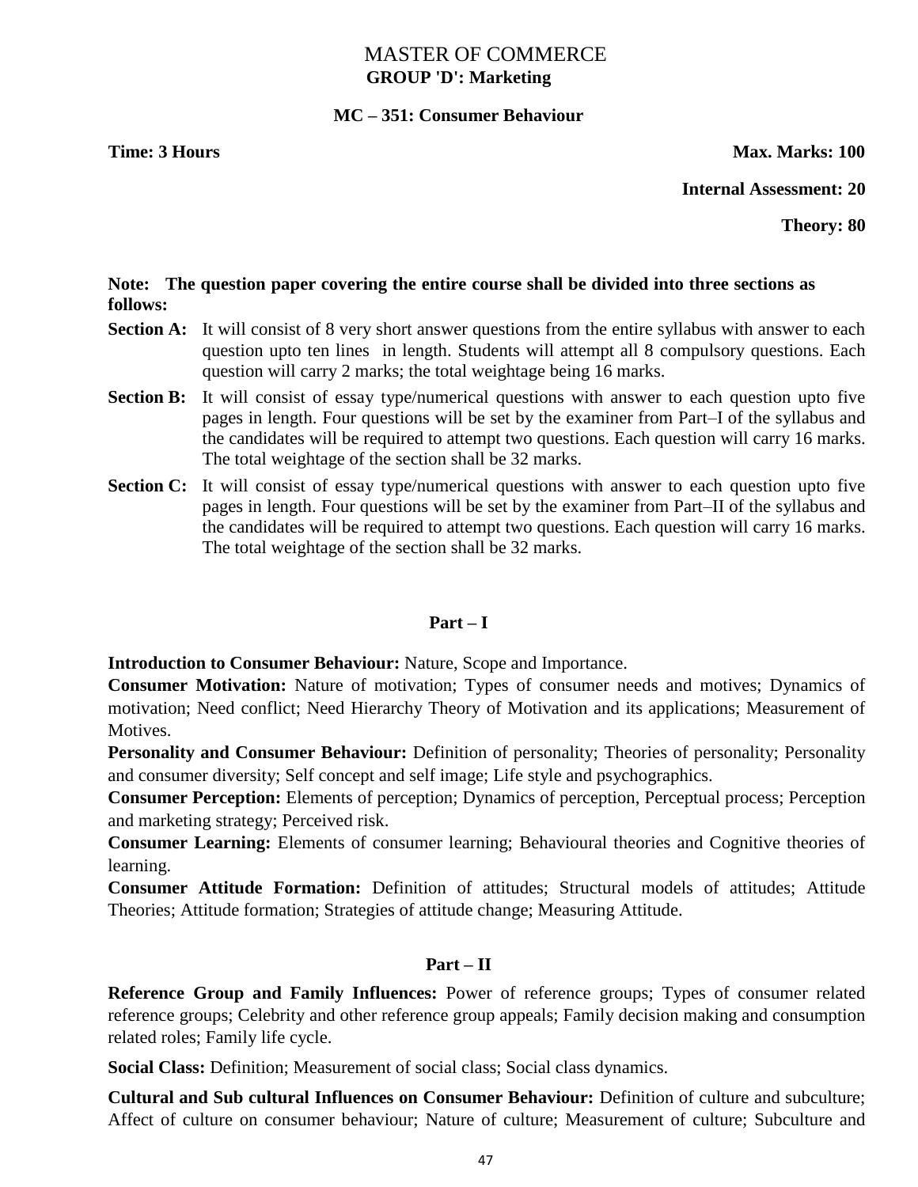# MASTER OF COMMERCE

## GROUP 'D': Marketing

### MC – 351: Consumer Behaviour

**Time: 3 Hours** **Max. Marks: 100**

**Internal Assessment: 20**

**Theory: 80**

**Note: The question paper covering the entire course shall be divided into three sections as follows:**

**Section A:** It will consist of 8 very short answer questions from the entire syllabus with answer to each question upto ten lines in length. Students will attempt all 8 compulsory questions. Each question will carry 2 marks; the total weightage being 16 marks.

**Section B:** It will consist of essay type/numerical questions with answer to each question upto five pages in length. Four questions will be set by the examiner from Part–I of the syllabus and the candidates will be required to attempt two questions. Each question will carry 16 marks. The total weightage of the section shall be 32 marks.

**Section C:** It will consist of essay type/numerical questions with answer to each question upto five pages in length. Four questions will be set by the examiner from Part–II of the syllabus and the candidates will be required to attempt two questions. Each question will carry 16 marks. The total weightage of the section shall be 32 marks.

### Part – I

**Introduction to Consumer Behaviour:** Nature, Scope and Importance.

**Consumer Motivation:** Nature of motivation; Types of consumer needs and motives; Dynamics of motivation; Need conflict; Need Hierarchy Theory of Motivation and its applications; Measurement of Motives.

**Personality and Consumer Behaviour:** Definition of personality; Theories of personality; Personality and consumer diversity; Self concept and self image; Life style and psychographics.

**Consumer Perception:** Elements of perception; Dynamics of perception, Perceptual process; Perception and marketing strategy; Perceived risk.

**Consumer Learning:** Elements of consumer learning; Behavioural theories and Cognitive theories of learning.

**Consumer Attitude Formation:** Definition of attitudes; Structural models of attitudes; Attitude Theories; Attitude formation; Strategies of attitude change; Measuring Attitude.

### Part – II

**Reference Group and Family Influences:** Power of reference groups; Types of consumer related reference groups; Celebrity and other reference group appeals; Family decision making and consumption related roles; Family life cycle.

**Social Class:** Definition; Measurement of social class; Social class dynamics.

**Cultural and Sub cultural Influences on Consumer Behaviour:** Definition of culture and subculture; Affect of culture on consumer behaviour; Nature of culture; Measurement of culture; Subculture and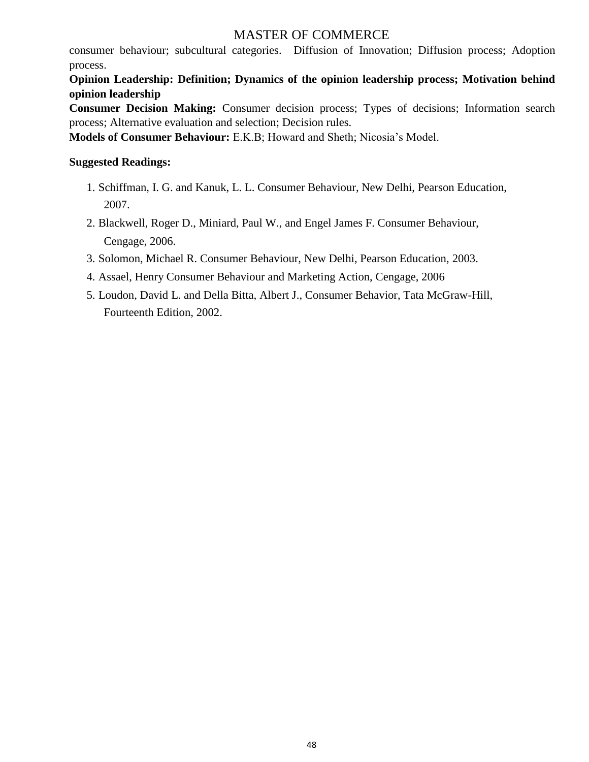consumer behaviour; subcultural categories. Diffusion of Innovation; Diffusion process; Adoption process.

**Opinion Leadership: Definition; Dynamics of the opinion leadership process; Motivation behind opinion leadership**

**Consumer Decision Making:** Consumer decision process; Types of decisions; Information search process; Alternative evaluation and selection; Decision rules.

**Models of Consumer Behaviour:** E.K.B; Howard and Sheth; Nicosia's Model.

**Suggested Readings:**

1. Schiffman, I. G. and Kanuk, L. L. Consumer Behaviour, New Delhi, Pearson Education, 2007.
2. Blackwell, Roger D., Miniard, Paul W., and Engel James F. Consumer Behaviour, Cengage, 2006.
3. Solomon, Michael R. Consumer Behaviour, New Delhi, Pearson Education, 2003.
4. Assael, Henry Consumer Behaviour and Marketing Action, Cengage, 2006
5. Loudon, David L. and Della Bitta, Albert J., Consumer Behavior, Tata McGraw-Hill, Fourteenth Edition, 2002.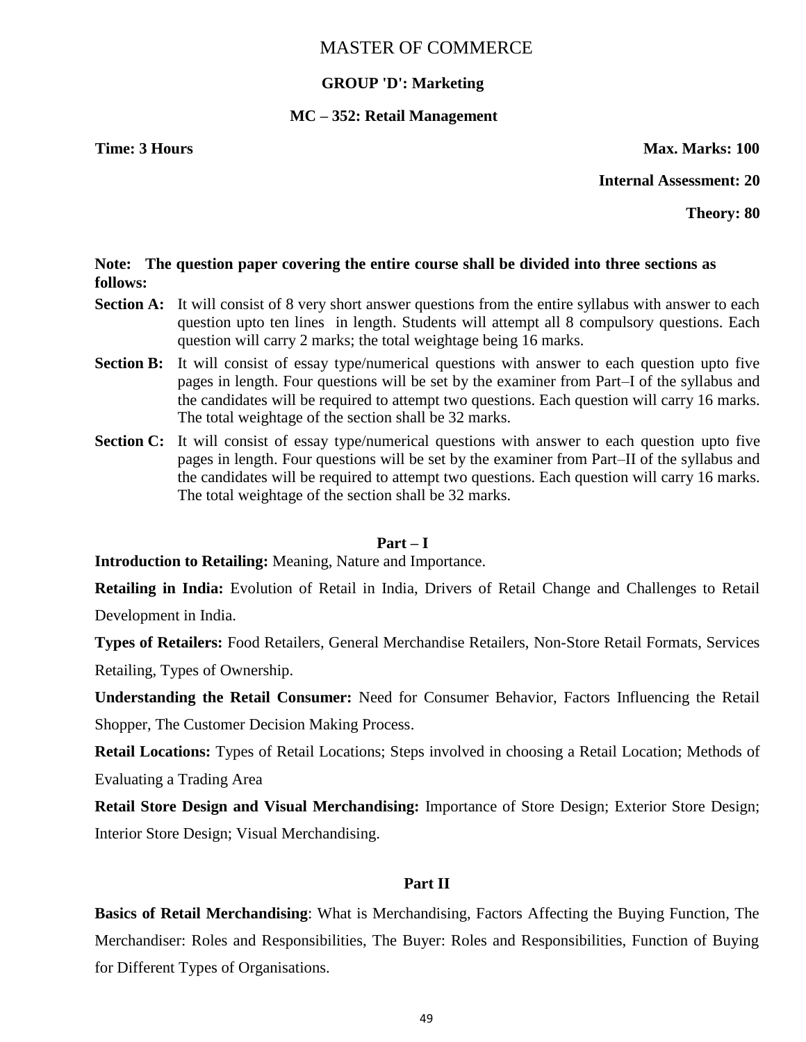# MASTER OF COMMERCE

## GROUP 'D': Marketing

## MC – 352: Retail Management

**Time: 3 Hours** **Max. Marks: 100**

**Internal Assessment: 20**

**Theory: 80**

**Note: The question paper covering the entire course shall be divided into three sections as follows:**

**Section A:** It will consist of 8 very short answer questions from the entire syllabus with answer to each question upto ten lines in length. Students will attempt all 8 compulsory questions. Each question will carry 2 marks; the total weightage being 16 marks.

**Section B:** It will consist of essay type/numerical questions with answer to each question upto five pages in length. Four questions will be set by the examiner from Part–I of the syllabus and the candidates will be required to attempt two questions. Each question will carry 16 marks. The total weightage of the section shall be 32 marks.

**Section C:** It will consist of essay type/numerical questions with answer to each question upto five pages in length. Four questions will be set by the examiner from Part–II of the syllabus and the candidates will be required to attempt two questions. Each question will carry 16 marks. The total weightage of the section shall be 32 marks.

### Part – I

**Introduction to Retailing:** Meaning, Nature and Importance.

**Retailing in India:** Evolution of Retail in India, Drivers of Retail Change and Challenges to Retail Development in India.

**Types of Retailers:** Food Retailers, General Merchandise Retailers, Non-Store Retail Formats, Services Retailing, Types of Ownership.

**Understanding the Retail Consumer:** Need for Consumer Behavior, Factors Influencing the Retail Shopper, The Customer Decision Making Process.

**Retail Locations:** Types of Retail Locations; Steps involved in choosing a Retail Location; Methods of Evaluating a Trading Area

**Retail Store Design and Visual Merchandising:** Importance of Store Design; Exterior Store Design; Interior Store Design; Visual Merchandising.

### Part II

**Basics of Retail Merchandising**: What is Merchandising, Factors Affecting the Buying Function, The Merchandiser: Roles and Responsibilities, The Buyer: Roles and Responsibilities, Function of Buying for Different Types of Organisations.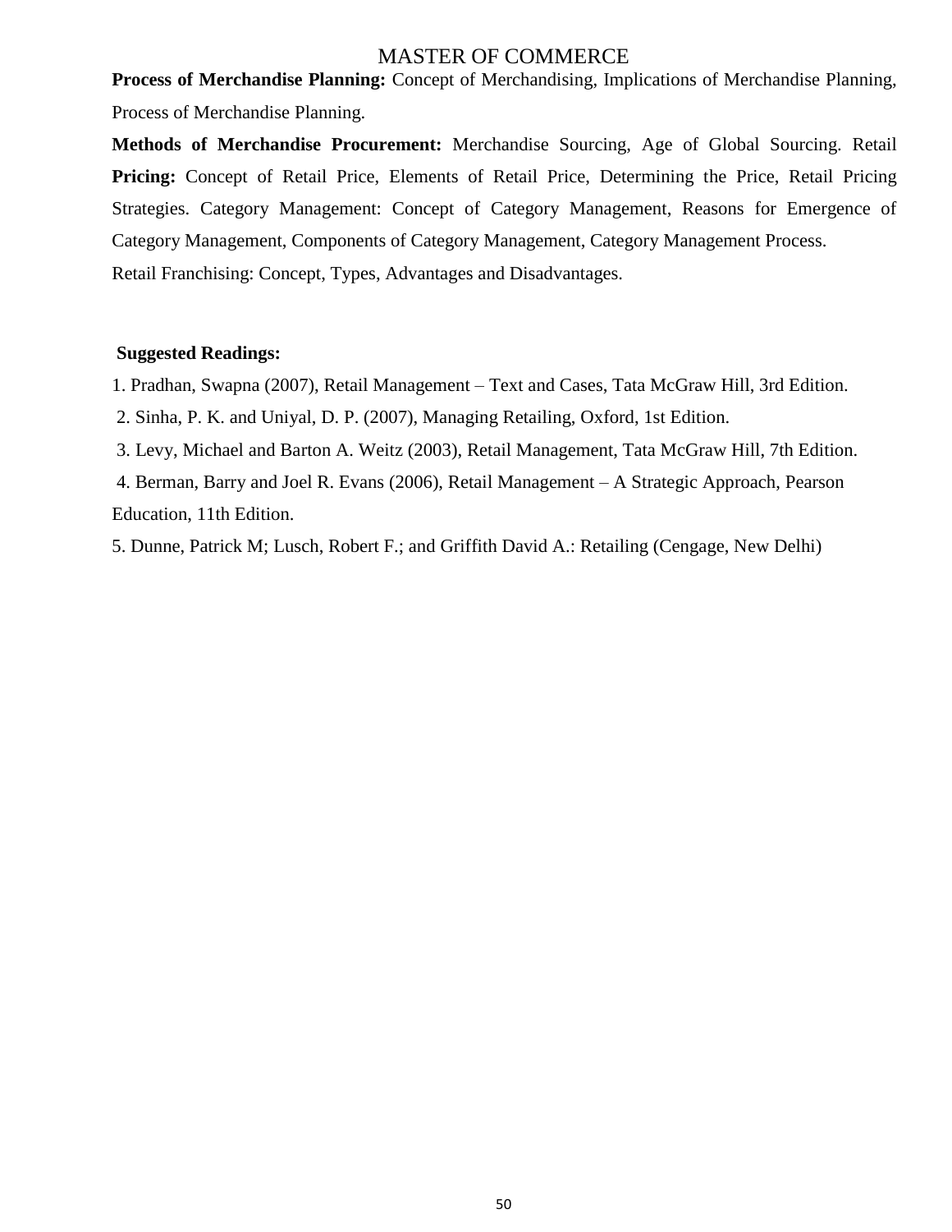**Process of Merchandise Planning:** Concept of Merchandising, Implications of Merchandise Planning, Process of Merchandise Planning.

**Methods of Merchandise Procurement:** Merchandise Sourcing, Age of Global Sourcing. Retail **Pricing:** Concept of Retail Price, Elements of Retail Price, Determining the Price, Retail Pricing Strategies. Category Management: Concept of Category Management, Reasons for Emergence of Category Management, Components of Category Management, Category Management Process.

Retail Franchising: Concept, Types, Advantages and Disadvantages.

**Suggested Readings:**

1. Pradhan, Swapna (2007), Retail Management – Text and Cases, Tata McGraw Hill, 3rd Edition.
2. Sinha, P. K. and Uniyal, D. P. (2007), Managing Retailing, Oxford, 1st Edition.
3. Levy, Michael and Barton A. Weitz (2003), Retail Management, Tata McGraw Hill, 7th Edition.
4. Berman, Barry and Joel R. Evans (2006), Retail Management – A Strategic Approach, Pearson Education, 11th Edition.
5. Dunne, Patrick M; Lusch, Robert F.; and Griffith David A.: Retailing (Cengage, New Delhi)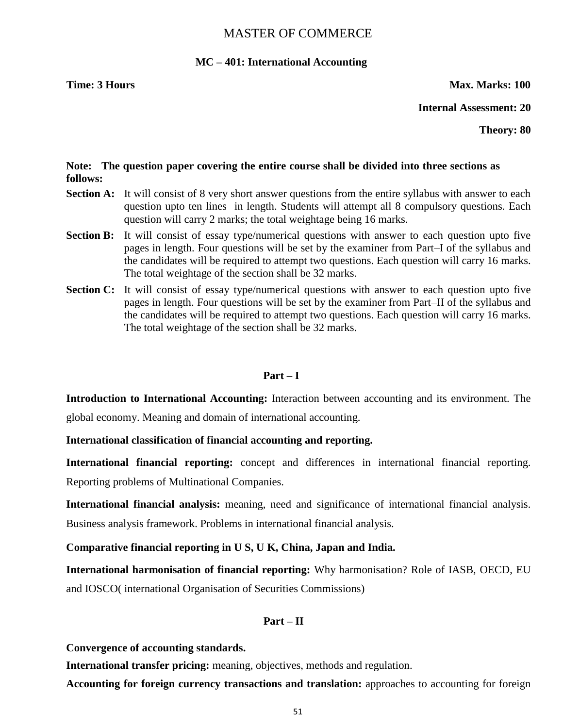# MASTER OF COMMERCE

## MC – 401: International Accounting

**Time: 3 Hours** **Max. Marks: 100**

**Internal Assessment: 20**

**Theory: 80**

**Note: The question paper covering the entire course shall be divided into three sections as follows:**

**Section A:** It will consist of 8 very short answer questions from the entire syllabus with answer to each question upto ten lines in length. Students will attempt all 8 compulsory questions. Each question will carry 2 marks; the total weightage being 16 marks.

**Section B:** It will consist of essay type/numerical questions with answer to each question upto five pages in length. Four questions will be set by the examiner from Part–I of the syllabus and the candidates will be required to attempt two questions. Each question will carry 16 marks. The total weightage of the section shall be 32 marks.

**Section C:** It will consist of essay type/numerical questions with answer to each question upto five pages in length. Four questions will be set by the examiner from Part–II of the syllabus and the candidates will be required to attempt two questions. Each question will carry 16 marks. The total weightage of the section shall be 32 marks.

### Part – I

**Introduction to International Accounting:** Interaction between accounting and its environment. The global economy. Meaning and domain of international accounting.

**International classification of financial accounting and reporting.**

**International financial reporting:** concept and differences in international financial reporting. Reporting problems of Multinational Companies.

**International financial analysis:** meaning, need and significance of international financial analysis. Business analysis framework. Problems in international financial analysis.

**Comparative financial reporting in U S, U K, China, Japan and India.**

**International harmonisation of financial reporting:** Why harmonisation? Role of IASB, OECD, EU and IOSCO( international Organisation of Securities Commissions)

### Part – II

**Convergence of accounting standards.**

**International transfer pricing:** meaning, objectives, methods and regulation.

**Accounting for foreign currency transactions and translation:** approaches to accounting for foreign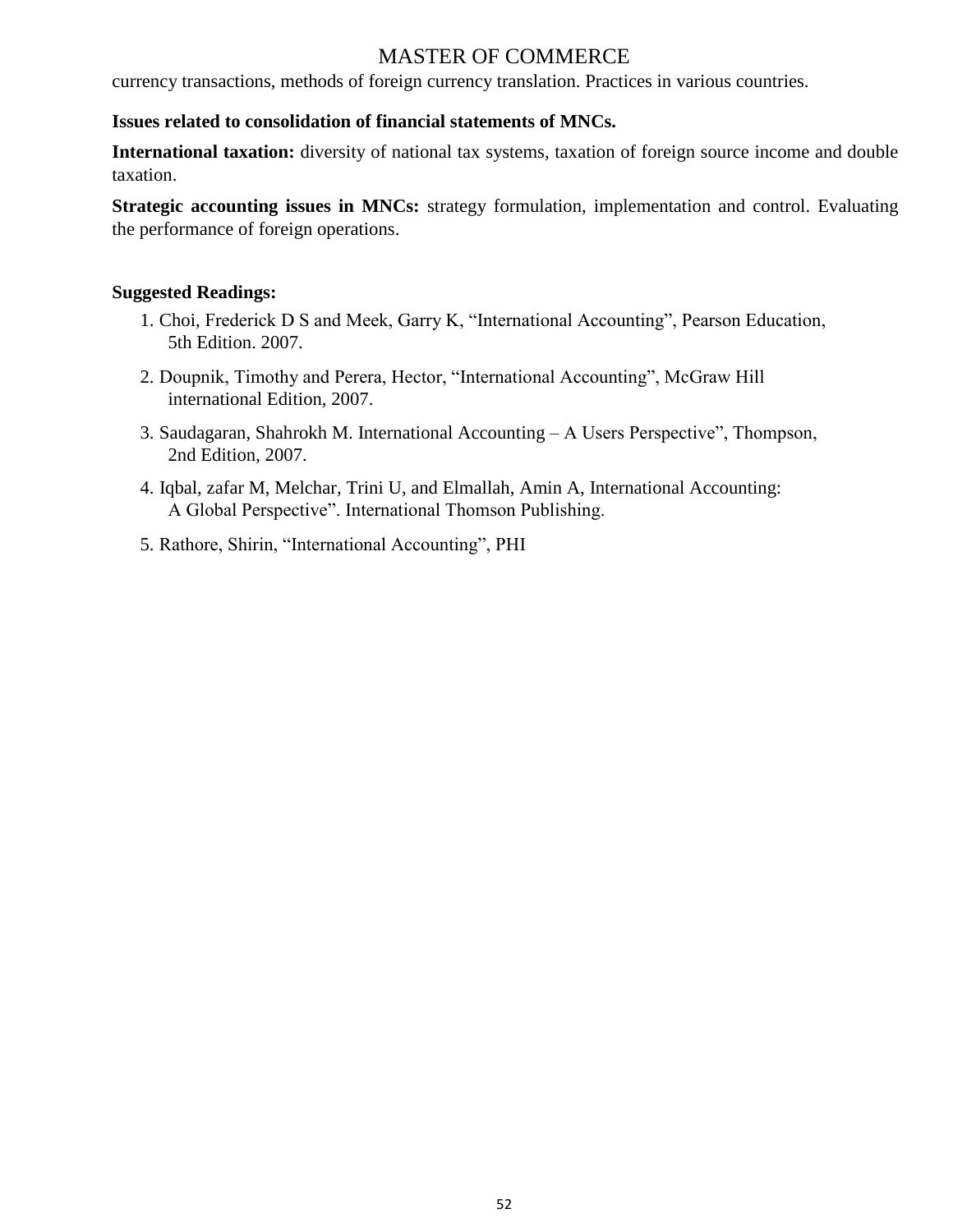currency transactions, methods of foreign currency translation. Practices in various countries.

**Issues related to consolidation of financial statements of MNCs.**

**International taxation:** diversity of national tax systems, taxation of foreign source income and double taxation.

**Strategic accounting issues in MNCs:** strategy formulation, implementation and control. Evaluating the performance of foreign operations.

**Suggested Readings:**

1. Choi, Frederick D S and Meek, Garry K, "International Accounting", Pearson Education, 5th Edition. 2007.
2. Doupnik, Timothy and Perera, Hector, "International Accounting", McGraw Hill international Edition, 2007.
3. Saudagaran, Shahrokh M. International Accounting – A Users Perspective", Thompson, 2nd Edition, 2007.
4. Iqbal, zafar M, Melchar, Trini U, and Elmallah, Amin A, International Accounting: A Global Perspective". International Thomson Publishing.
5. Rathore, Shirin, "International Accounting", PHI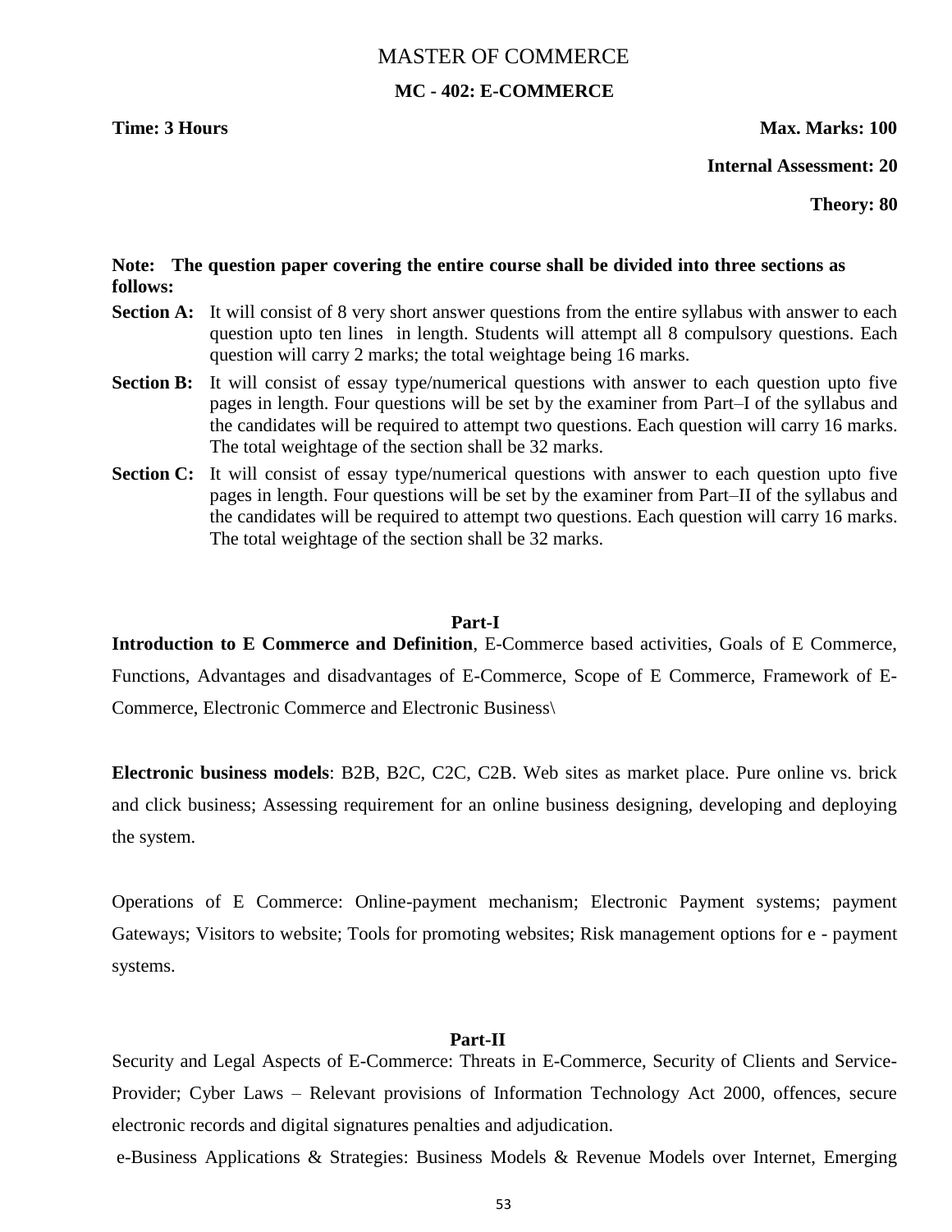# MASTER OF COMMERCE

## MC - 402: E-COMMERCE

**Time: 3 Hours** **Max. Marks: 100**

**Internal Assessment: 20**

**Theory: 80**

**Note: The question paper covering the entire course shall be divided into three sections as follows:**

**Section A:** It will consist of 8 very short answer questions from the entire syllabus with answer to each question upto ten lines in length. Students will attempt all 8 compulsory questions. Each question will carry 2 marks; the total weightage being 16 marks.

**Section B:** It will consist of essay type/numerical questions with answer to each question upto five pages in length. Four questions will be set by the examiner from Part–I of the syllabus and the candidates will be required to attempt two questions. Each question will carry 16 marks. The total weightage of the section shall be 32 marks.

**Section C:** It will consist of essay type/numerical questions with answer to each question upto five pages in length. Four questions will be set by the examiner from Part–II of the syllabus and the candidates will be required to attempt two questions. Each question will carry 16 marks. The total weightage of the section shall be 32 marks.

### Part-I

**Introduction to E Commerce and Definition**, E-Commerce based activities, Goals of E Commerce, Functions, Advantages and disadvantages of E-Commerce, Scope of E Commerce, Framework of E-Commerce, Electronic Commerce and Electronic Business\

**Electronic business models**: B2B, B2C, C2C, C2B. Web sites as market place. Pure online vs. brick and click business; Assessing requirement for an online business designing, developing and deploying the system.

Operations of E Commerce: Online-payment mechanism; Electronic Payment systems; payment Gateways; Visitors to website; Tools for promoting websites; Risk management options for e - payment systems.

### Part-II

Security and Legal Aspects of E-Commerce: Threats in E-Commerce, Security of Clients and Service-Provider; Cyber Laws – Relevant provisions of Information Technology Act 2000, offences, secure electronic records and digital signatures penalties and adjudication.

e-Business Applications & Strategies: Business Models & Revenue Models over Internet, Emerging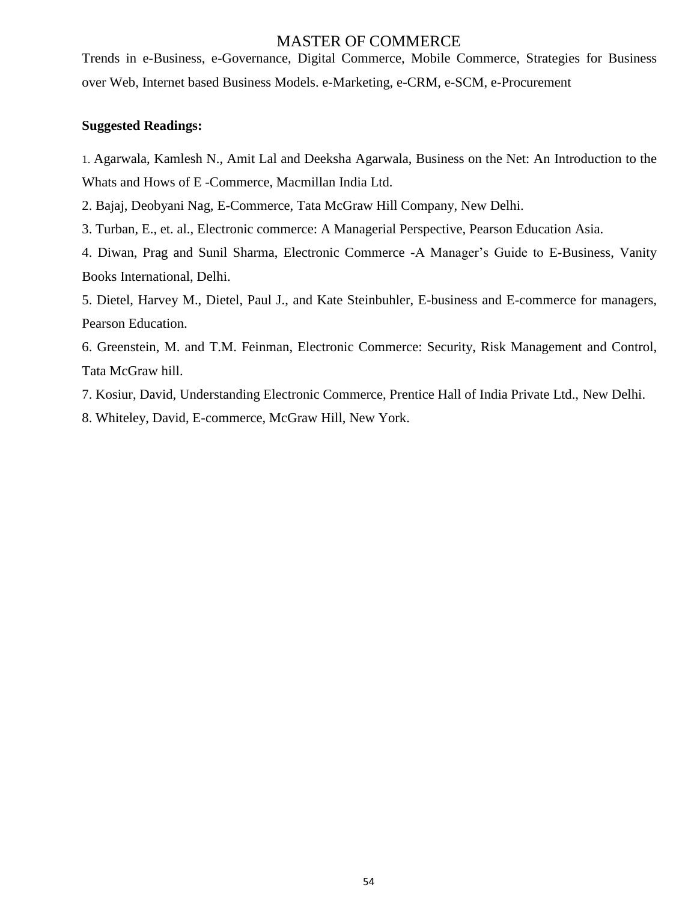Trends in e-Business, e-Governance, Digital Commerce, Mobile Commerce, Strategies for Business over Web, Internet based Business Models. e-Marketing, e-CRM, e-SCM, e-Procurement

**Suggested Readings:**

1. Agarwala, Kamlesh N., Amit Lal and Deeksha Agarwala, Business on the Net: An Introduction to the Whats and Hows of E -Commerce, Macmillan India Ltd.
2. Bajaj, Deobyani Nag, E-Commerce, Tata McGraw Hill Company, New Delhi.
3. Turban, E., et. al., Electronic commerce: A Managerial Perspective, Pearson Education Asia.
4. Diwan, Prag and Sunil Sharma, Electronic Commerce -A Manager's Guide to E-Business, Vanity Books International, Delhi.
5. Dietel, Harvey M., Dietel, Paul J., and Kate Steinbuhler, E-business and E-commerce for managers, Pearson Education.
6. Greenstein, M. and T.M. Feinman, Electronic Commerce: Security, Risk Management and Control, Tata McGraw hill.
7. Kosiur, David, Understanding Electronic Commerce, Prentice Hall of India Private Ltd., New Delhi.
8. Whiteley, David, E-commerce, McGraw Hill, New York.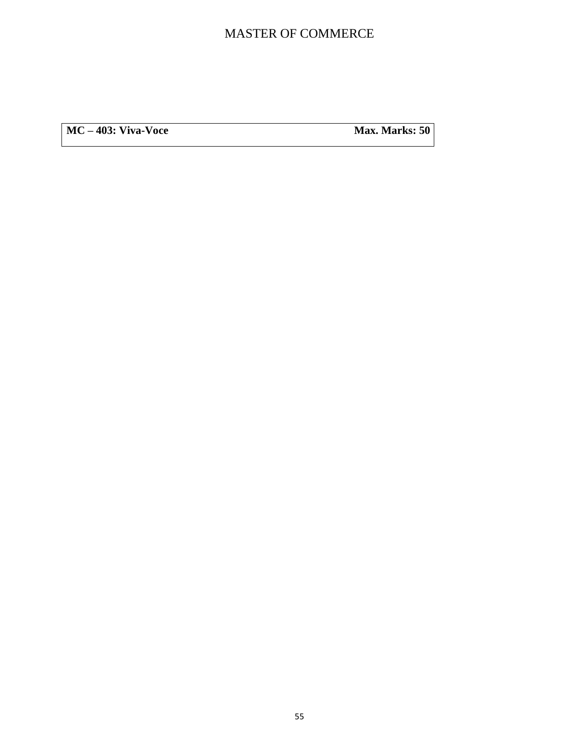| MC – 403: Viva-Voce | Max. Marks: 50 |
|---|---|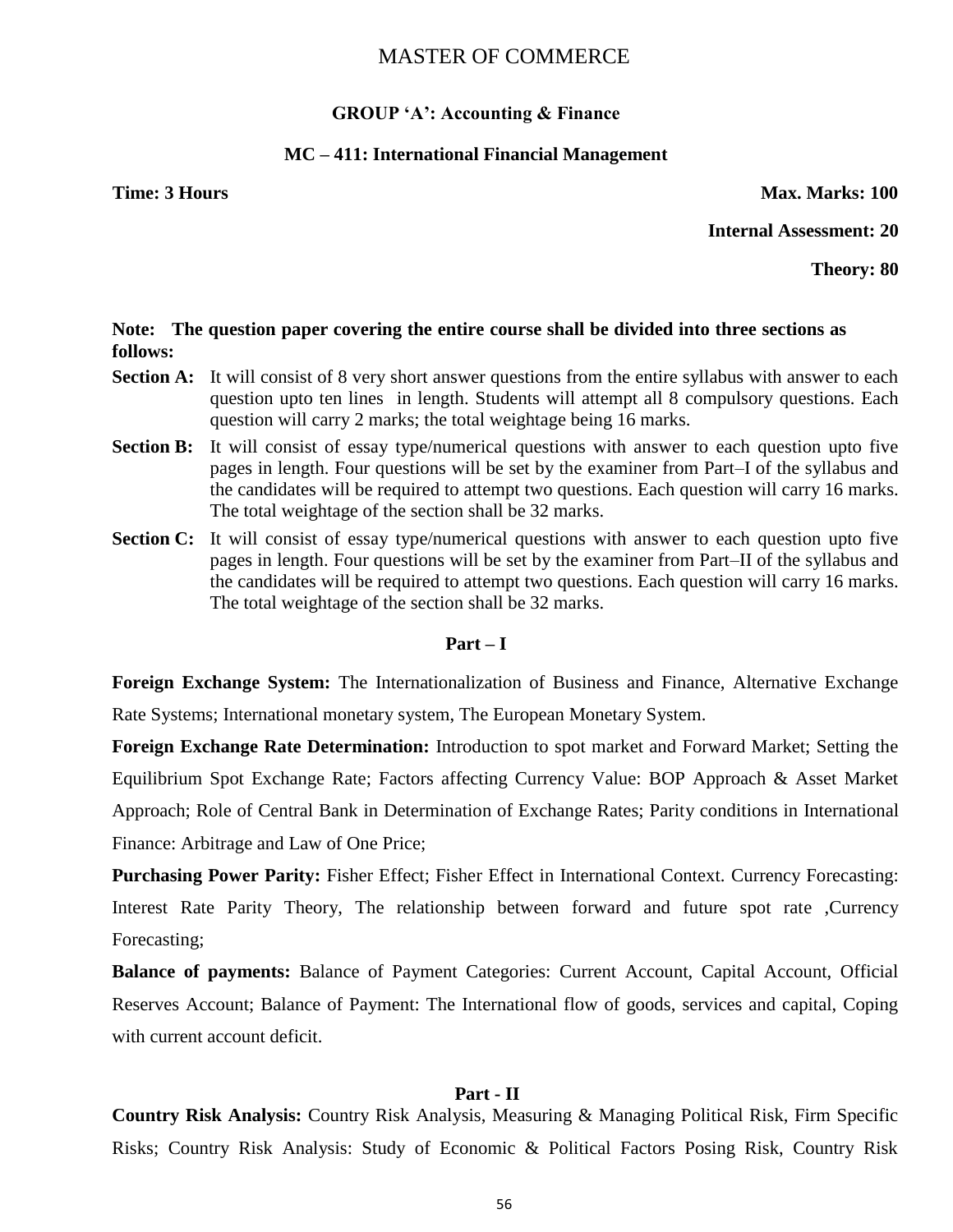# MASTER OF COMMERCE

## GROUP 'A': Accounting & Finance

### MC – 411: International Financial Management

**Time: 3 Hours** **Max. Marks: 100**

**Internal Assessment: 20**

**Theory: 80**

**Note: The question paper covering the entire course shall be divided into three sections as follows:**

**Section A:** It will consist of 8 very short answer questions from the entire syllabus with answer to each question upto ten lines in length. Students will attempt all 8 compulsory questions. Each question will carry 2 marks; the total weightage being 16 marks.

**Section B:** It will consist of essay type/numerical questions with answer to each question upto five pages in length. Four questions will be set by the examiner from Part–I of the syllabus and the candidates will be required to attempt two questions. Each question will carry 16 marks. The total weightage of the section shall be 32 marks.

**Section C:** It will consist of essay type/numerical questions with answer to each question upto five pages in length. Four questions will be set by the examiner from Part–II of the syllabus and the candidates will be required to attempt two questions. Each question will carry 16 marks. The total weightage of the section shall be 32 marks.

#### Part – I

**Foreign Exchange System:** The Internationalization of Business and Finance, Alternative Exchange Rate Systems; International monetary system, The European Monetary System.

**Foreign Exchange Rate Determination:** Introduction to spot market and Forward Market; Setting the Equilibrium Spot Exchange Rate; Factors affecting Currency Value: BOP Approach & Asset Market Approach; Role of Central Bank in Determination of Exchange Rates; Parity conditions in International Finance: Arbitrage and Law of One Price;

**Purchasing Power Parity:** Fisher Effect; Fisher Effect in International Context. Currency Forecasting: Interest Rate Parity Theory, The relationship between forward and future spot rate ,Currency Forecasting;

**Balance of payments:** Balance of Payment Categories: Current Account, Capital Account, Official Reserves Account; Balance of Payment: The International flow of goods, services and capital, Coping with current account deficit.

#### Part - II

**Country Risk Analysis:** Country Risk Analysis, Measuring & Managing Political Risk, Firm Specific Risks; Country Risk Analysis: Study of Economic & Political Factors Posing Risk, Country Risk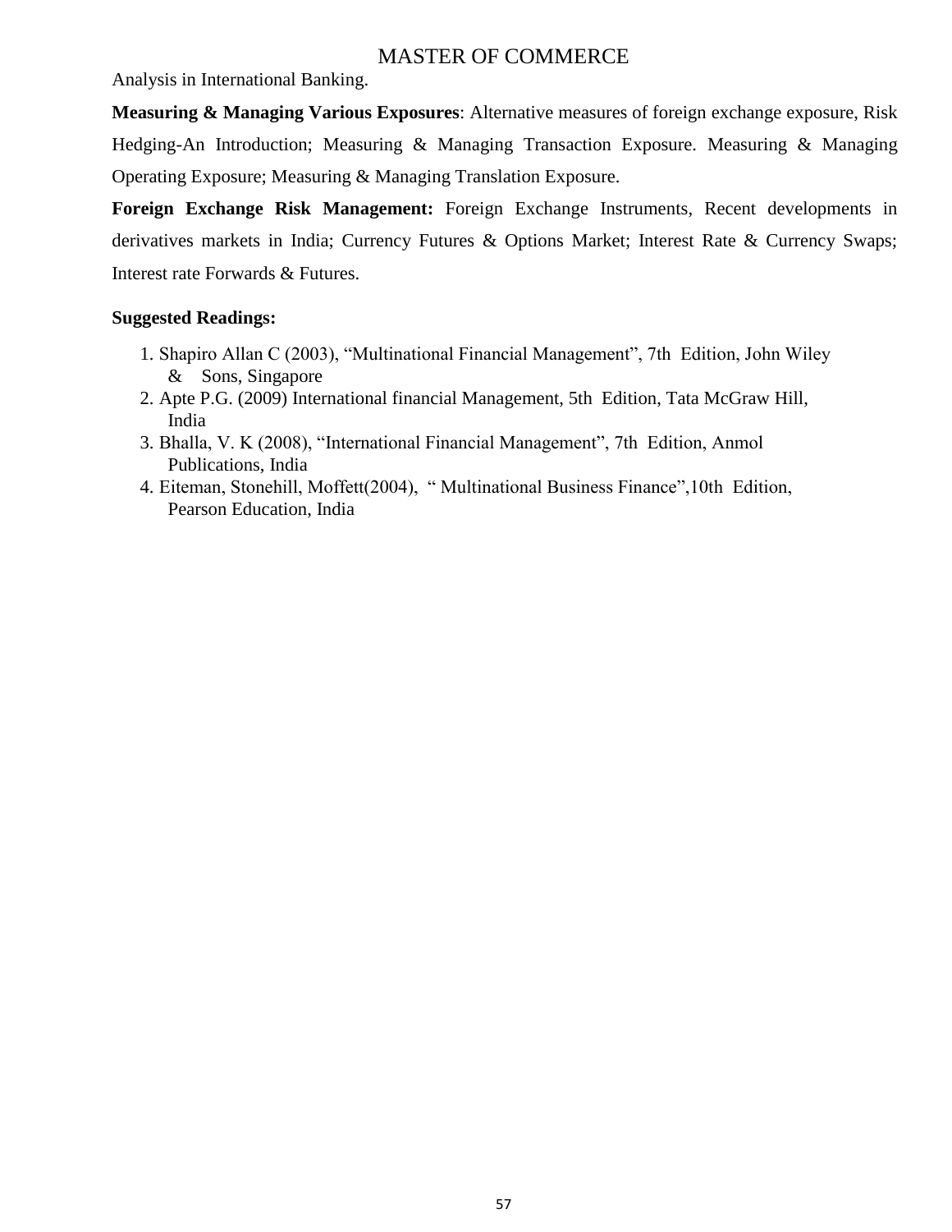Analysis in International Banking.

**Measuring & Managing Various Exposures**: Alternative measures of foreign exchange exposure, Risk Hedging-An Introduction; Measuring & Managing Transaction Exposure. Measuring & Managing Operating Exposure; Measuring & Managing Translation Exposure.

**Foreign Exchange Risk Management:** Foreign Exchange Instruments, Recent developments in derivatives markets in India; Currency Futures & Options Market; Interest Rate & Currency Swaps; Interest rate Forwards & Futures.

**Suggested Readings:**

1. Shapiro Allan C (2003), "Multinational Financial Management", 7th Edition, John Wiley & Sons, Singapore
2. Apte P.G. (2009) International financial Management, 5th Edition, Tata McGraw Hill, India
3. Bhalla, V. K (2008), "International Financial Management", 7th Edition, Anmol Publications, India
4. Eiteman, Stonehill, Moffett(2004), " Multinational Business Finance",10th Edition, Pearson Education, India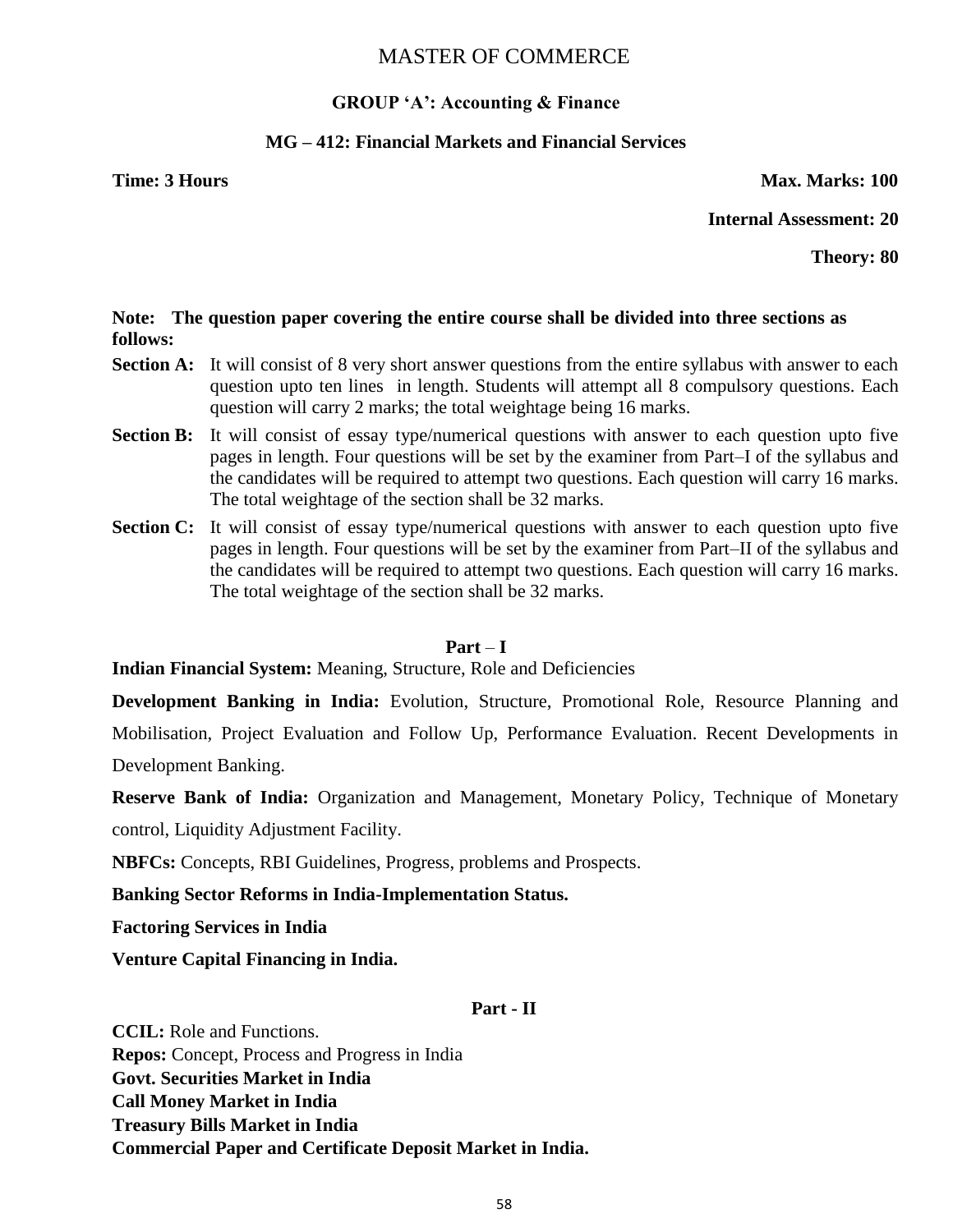# MASTER OF COMMERCE

## GROUP 'A': Accounting & Finance

### MG – 412: Financial Markets and Financial Services

**Time: 3 Hours** **Max. Marks: 100**

**Internal Assessment: 20**

**Theory: 80**

**Note: The question paper covering the entire course shall be divided into three sections as follows:**

**Section A:** It will consist of 8 very short answer questions from the entire syllabus with answer to each question upto ten lines in length. Students will attempt all 8 compulsory questions. Each question will carry 2 marks; the total weightage being 16 marks.

**Section B:** It will consist of essay type/numerical questions with answer to each question upto five pages in length. Four questions will be set by the examiner from Part–I of the syllabus and the candidates will be required to attempt two questions. Each question will carry 16 marks. The total weightage of the section shall be 32 marks.

**Section C:** It will consist of essay type/numerical questions with answer to each question upto five pages in length. Four questions will be set by the examiner from Part–II of the syllabus and the candidates will be required to attempt two questions. Each question will carry 16 marks. The total weightage of the section shall be 32 marks.

**Part – I**

**Indian Financial System:** Meaning, Structure, Role and Deficiencies

**Development Banking in India:** Evolution, Structure, Promotional Role, Resource Planning and Mobilisation, Project Evaluation and Follow Up, Performance Evaluation. Recent Developments in Development Banking.

**Reserve Bank of India:** Organization and Management, Monetary Policy, Technique of Monetary control, Liquidity Adjustment Facility.

**NBFCs:** Concepts, RBI Guidelines, Progress, problems and Prospects.

**Banking Sector Reforms in India-Implementation Status.**

**Factoring Services in India**

**Venture Capital Financing in India.**

**Part - II**

**CCIL:** Role and Functions.
**Repos:** Concept, Process and Progress in India
**Govt. Securities Market in India**
**Call Money Market in India**
**Treasury Bills Market in India**
**Commercial Paper and Certificate Deposit Market in India.**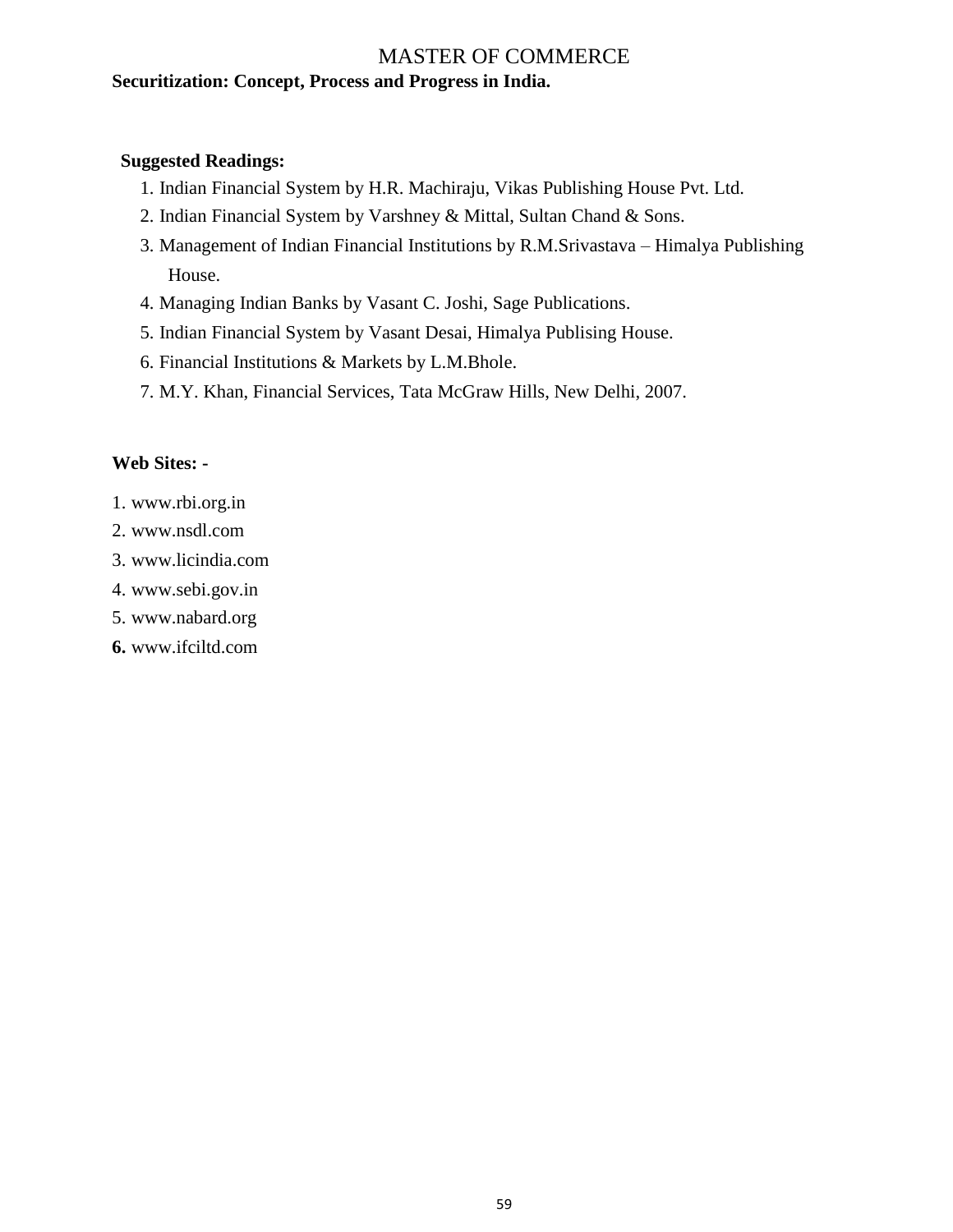**Securitization: Concept, Process and Progress in India.**

**Suggested Readings:**

1. Indian Financial System by H.R. Machiraju, Vikas Publishing House Pvt. Ltd.
2. Indian Financial System by Varshney & Mittal, Sultan Chand & Sons.
3. Management of Indian Financial Institutions by R.M.Srivastava – Himalya Publishing House.
4. Managing Indian Banks by Vasant C. Joshi, Sage Publications.
5. Indian Financial System by Vasant Desai, Himalya Publising House.
6. Financial Institutions & Markets by L.M.Bhole.
7. M.Y. Khan, Financial Services, Tata McGraw Hills, New Delhi, 2007.

**Web Sites: -**

1. www.rbi.org.in
2. www.nsdl.com
3. www.licindia.com
4. www.sebi.gov.in
5. www.nabard.org
6. www.ifciltd.com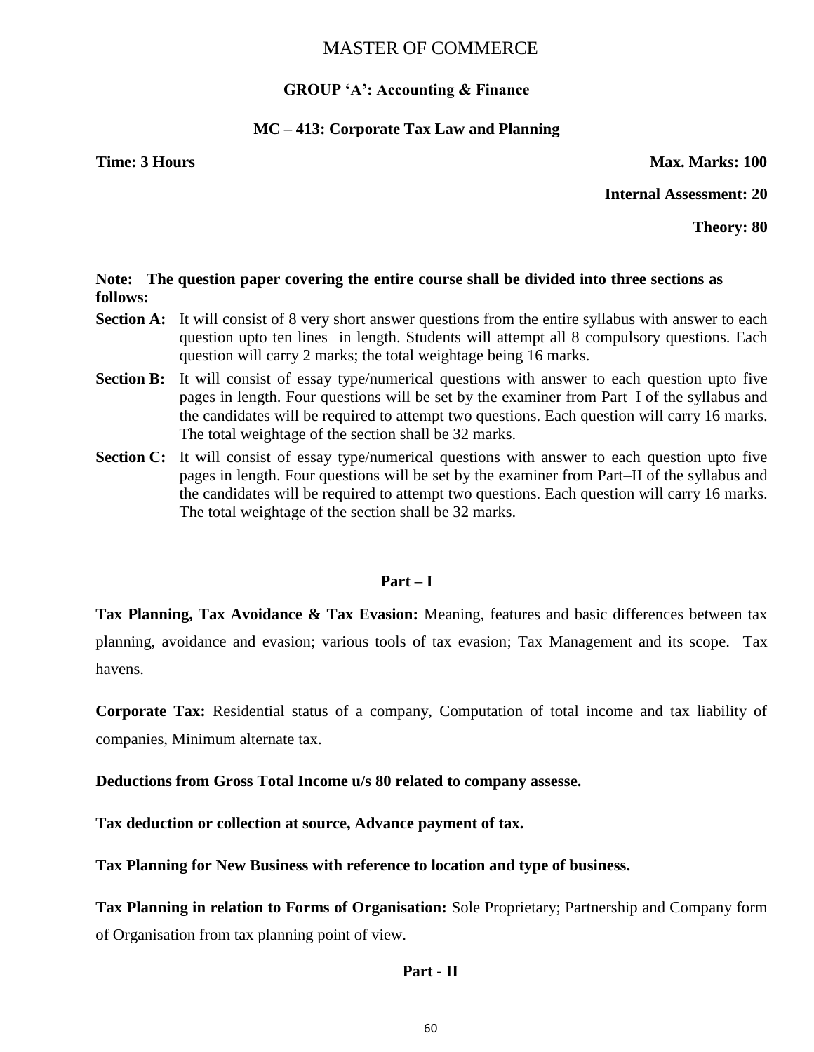# MASTER OF COMMERCE

## GROUP 'A': Accounting & Finance

### MC – 413: Corporate Tax Law and Planning

**Time: 3 Hours** | **Max. Marks: 100**

**Internal Assessment: 20**

**Theory: 80**

**Note: The question paper covering the entire course shall be divided into three sections as follows:**

**Section A:** It will consist of 8 very short answer questions from the entire syllabus with answer to each question upto ten lines in length. Students will attempt all 8 compulsory questions. Each question will carry 2 marks; the total weightage being 16 marks.

**Section B:** It will consist of essay type/numerical questions with answer to each question upto five pages in length. Four questions will be set by the examiner from Part–I of the syllabus and the candidates will be required to attempt two questions. Each question will carry 16 marks. The total weightage of the section shall be 32 marks.

**Section C:** It will consist of essay type/numerical questions with answer to each question upto five pages in length. Four questions will be set by the examiner from Part–II of the syllabus and the candidates will be required to attempt two questions. Each question will carry 16 marks. The total weightage of the section shall be 32 marks.

#### Part – I

**Tax Planning, Tax Avoidance & Tax Evasion:** Meaning, features and basic differences between tax planning, avoidance and evasion; various tools of tax evasion; Tax Management and its scope. Tax havens.

**Corporate Tax:** Residential status of a company, Computation of total income and tax liability of companies, Minimum alternate tax.

**Deductions from Gross Total Income u/s 80 related to company assesse.**

**Tax deduction or collection at source, Advance payment of tax.**

**Tax Planning for New Business with reference to location and type of business.**

**Tax Planning in relation to Forms of Organisation:** Sole Proprietary; Partnership and Company form of Organisation from tax planning point of view.

#### Part - II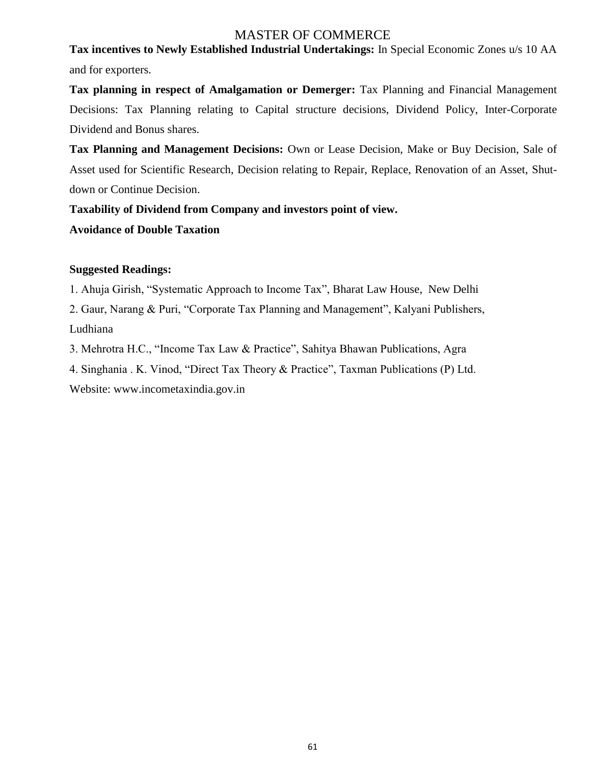**Tax incentives to Newly Established Industrial Undertakings:** In Special Economic Zones u/s 10 AA and for exporters.

**Tax planning in respect of Amalgamation or Demerger:** Tax Planning and Financial Management Decisions: Tax Planning relating to Capital structure decisions, Dividend Policy, Inter-Corporate Dividend and Bonus shares.

**Tax Planning and Management Decisions:** Own or Lease Decision, Make or Buy Decision, Sale of Asset used for Scientific Research, Decision relating to Repair, Replace, Renovation of an Asset, Shut-down or Continue Decision.

**Taxability of Dividend from Company and investors point of view.**

**Avoidance of Double Taxation**

**Suggested Readings:**

1. Ahuja Girish, "Systematic Approach to Income Tax", Bharat Law House, New Delhi
2. Gaur, Narang & Puri, "Corporate Tax Planning and Management", Kalyani Publishers, Ludhiana
3. Mehrotra H.C., "Income Tax Law & Practice", Sahitya Bhawan Publications, Agra
4. Singhania . K. Vinod, "Direct Tax Theory & Practice", Taxman Publications (P) Ltd.

Website: www.incometaxindia.gov.in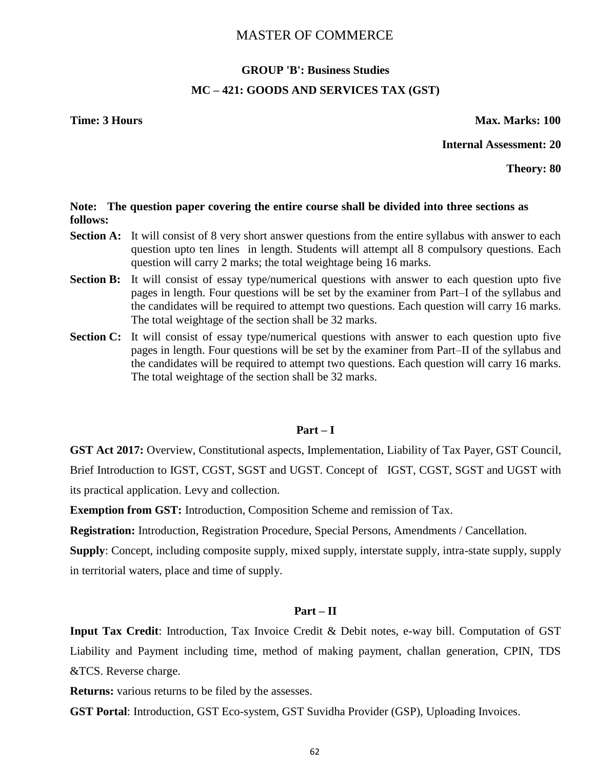# MASTER OF COMMERCE

## GROUP 'B': Business Studies

## MC – 421: GOODS AND SERVICES TAX (GST)

**Time: 3 Hours** **Max. Marks: 100**

**Internal Assessment: 20**

**Theory: 80**

**Note: The question paper covering the entire course shall be divided into three sections as follows:**

**Section A:** It will consist of 8 very short answer questions from the entire syllabus with answer to each question upto ten lines in length. Students will attempt all 8 compulsory questions. Each question will carry 2 marks; the total weightage being 16 marks.

**Section B:** It will consist of essay type/numerical questions with answer to each question upto five pages in length. Four questions will be set by the examiner from Part–I of the syllabus and the candidates will be required to attempt two questions. Each question will carry 16 marks. The total weightage of the section shall be 32 marks.

**Section C:** It will consist of essay type/numerical questions with answer to each question upto five pages in length. Four questions will be set by the examiner from Part–II of the syllabus and the candidates will be required to attempt two questions. Each question will carry 16 marks. The total weightage of the section shall be 32 marks.

### Part – I

**GST Act 2017:** Overview, Constitutional aspects, Implementation, Liability of Tax Payer, GST Council, Brief Introduction to IGST, CGST, SGST and UGST. Concept of IGST, CGST, SGST and UGST with its practical application. Levy and collection.

**Exemption from GST:** Introduction, Composition Scheme and remission of Tax.

**Registration:** Introduction, Registration Procedure, Special Persons, Amendments / Cancellation.

**Supply**: Concept, including composite supply, mixed supply, interstate supply, intra-state supply, supply in territorial waters, place and time of supply.

### Part – II

**Input Tax Credit**: Introduction, Tax Invoice Credit & Debit notes, e-way bill. Computation of GST Liability and Payment including time, method of making payment, challan generation, CPIN, TDS &TCS. Reverse charge.

**Returns:** various returns to be filed by the assesses.

**GST Portal**: Introduction, GST Eco-system, GST Suvidha Provider (GSP), Uploading Invoices.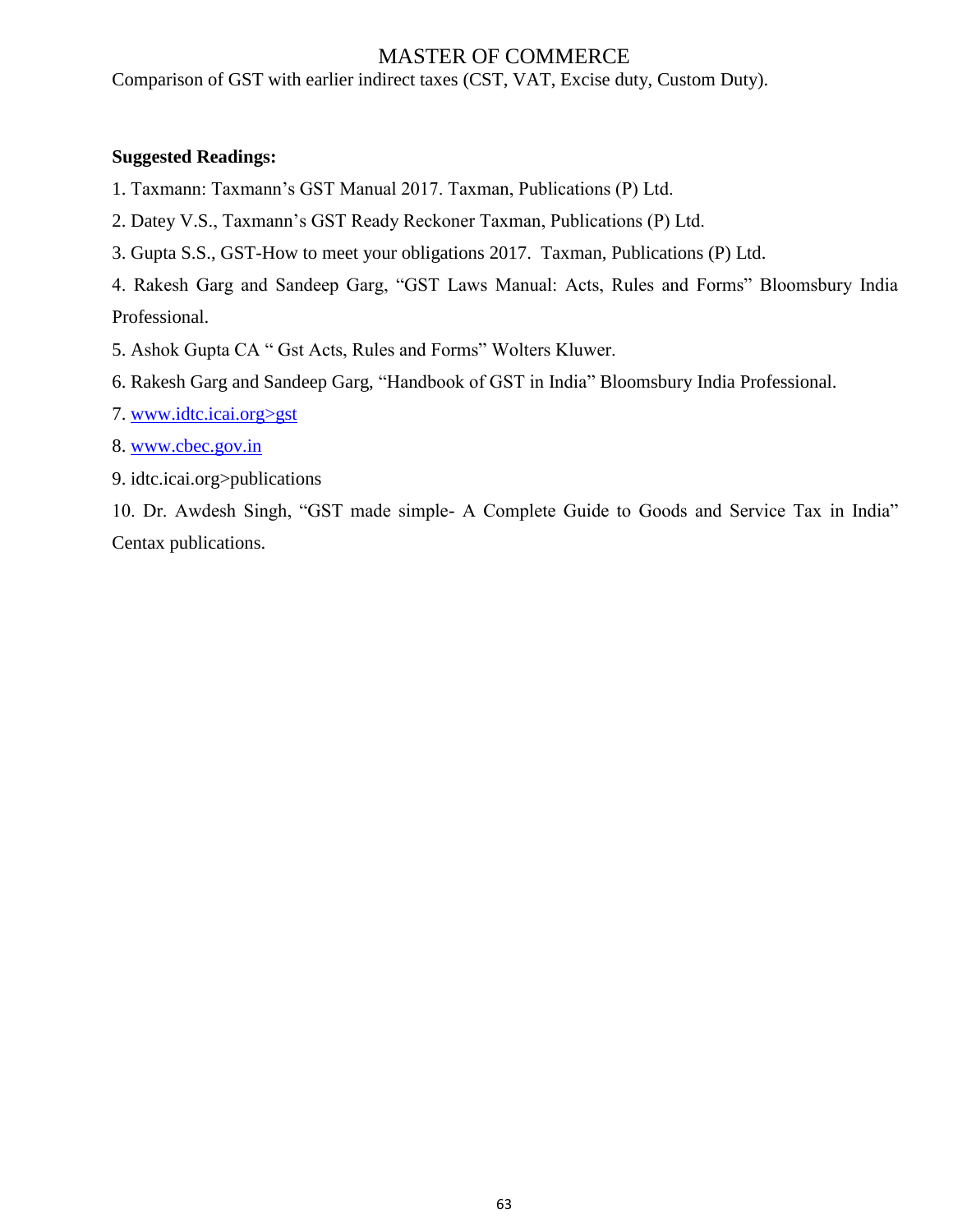Comparison of GST with earlier indirect taxes (CST, VAT, Excise duty, Custom Duty).

**Suggested Readings:**

1. Taxmann: Taxmann's GST Manual 2017. Taxman, Publications (P) Ltd.
2. Datey V.S., Taxmann's GST Ready Reckoner Taxman, Publications (P) Ltd.
3. Gupta S.S., GST-How to meet your obligations 2017. Taxman, Publications (P) Ltd.
4. Rakesh Garg and Sandeep Garg, "GST Laws Manual: Acts, Rules and Forms" Bloomsbury India Professional.
5. Ashok Gupta CA " Gst Acts, Rules and Forms" Wolters Kluwer.
6. Rakesh Garg and Sandeep Garg, "Handbook of GST in India" Bloomsbury India Professional.
7. www.idtc.icai.org>gst
8. www.cbec.gov.in
9. idtc.icai.org>publications
10. Dr. Awdesh Singh, "GST made simple- A Complete Guide to Goods and Service Tax in India" Centax publications.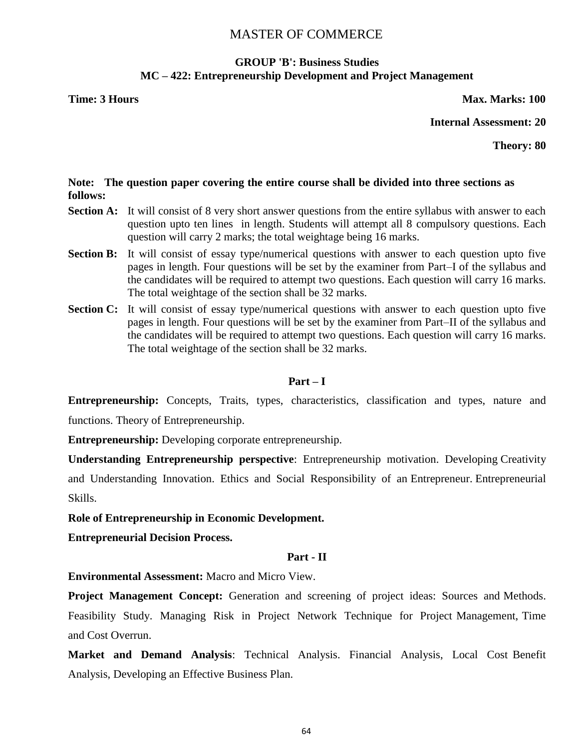# MASTER OF COMMERCE

## GROUP 'B': Business Studies

## MC – 422: Entrepreneurship Development and Project Management

**Time: 3 Hours** **Max. Marks: 100**

**Internal Assessment: 20**

**Theory: 80**

**Note: The question paper covering the entire course shall be divided into three sections as follows:**

**Section A:** It will consist of 8 very short answer questions from the entire syllabus with answer to each question upto ten lines in length. Students will attempt all 8 compulsory questions. Each question will carry 2 marks; the total weightage being 16 marks.

**Section B:** It will consist of essay type/numerical questions with answer to each question upto five pages in length. Four questions will be set by the examiner from Part–I of the syllabus and the candidates will be required to attempt two questions. Each question will carry 16 marks. The total weightage of the section shall be 32 marks.

**Section C:** It will consist of essay type/numerical questions with answer to each question upto five pages in length. Four questions will be set by the examiner from Part–II of the syllabus and the candidates will be required to attempt two questions. Each question will carry 16 marks. The total weightage of the section shall be 32 marks.

### Part – I

**Entrepreneurship:** Concepts, Traits, types, characteristics, classification and types, nature and functions. Theory of Entrepreneurship.

**Entrepreneurship:** Developing corporate entrepreneurship.

**Understanding Entrepreneurship perspective**: Entrepreneurship motivation. Developing Creativity and Understanding Innovation. Ethics and Social Responsibility of an Entrepreneur. Entrepreneurial Skills.

**Role of Entrepreneurship in Economic Development.**

**Entrepreneurial Decision Process.**

### Part - II

**Environmental Assessment:** Macro and Micro View.

**Project Management Concept:** Generation and screening of project ideas: Sources and Methods. Feasibility Study. Managing Risk in Project Network Technique for Project Management, Time and Cost Overrun.

**Market and Demand Analysis**: Technical Analysis. Financial Analysis, Local Cost Benefit Analysis, Developing an Effective Business Plan.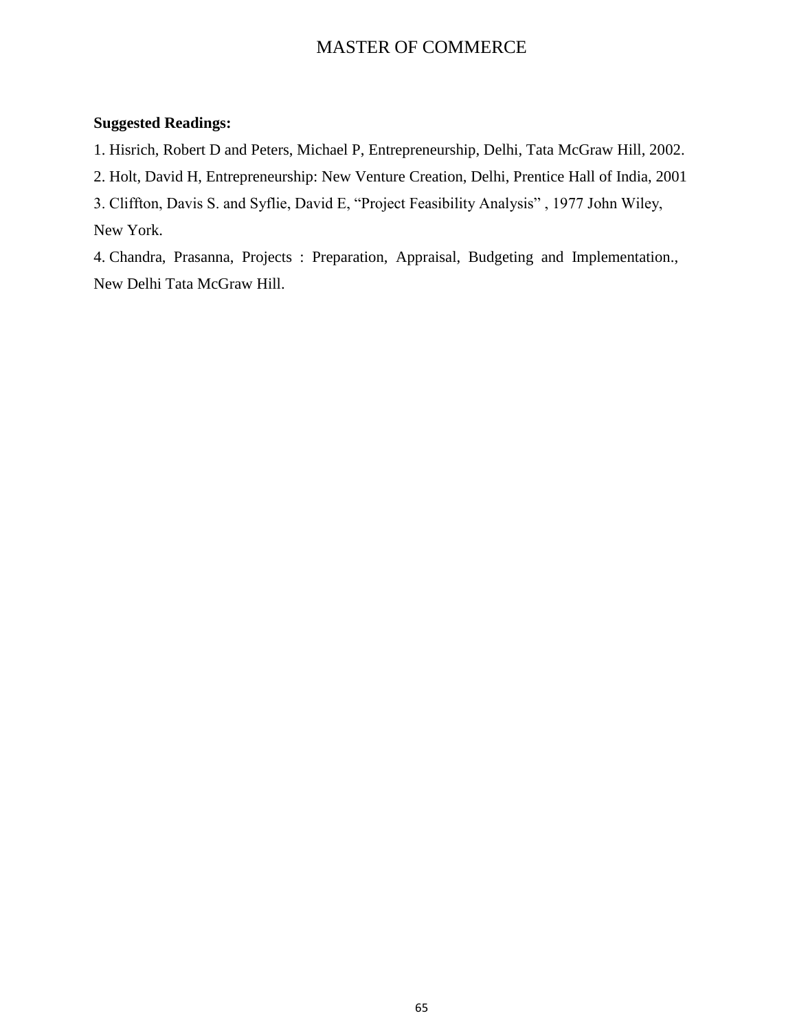**Suggested Readings:**

1. Hisrich, Robert D and Peters, Michael P, Entrepreneurship, Delhi, Tata McGraw Hill, 2002.
2. Holt, David H, Entrepreneurship: New Venture Creation, Delhi, Prentice Hall of India, 2001
3. Cliffton, Davis S. and Syflie, David E, "Project Feasibility Analysis" , 1977 John Wiley, New York.
4. Chandra, Prasanna, Projects : Preparation, Appraisal, Budgeting and Implementation., New Delhi Tata McGraw Hill.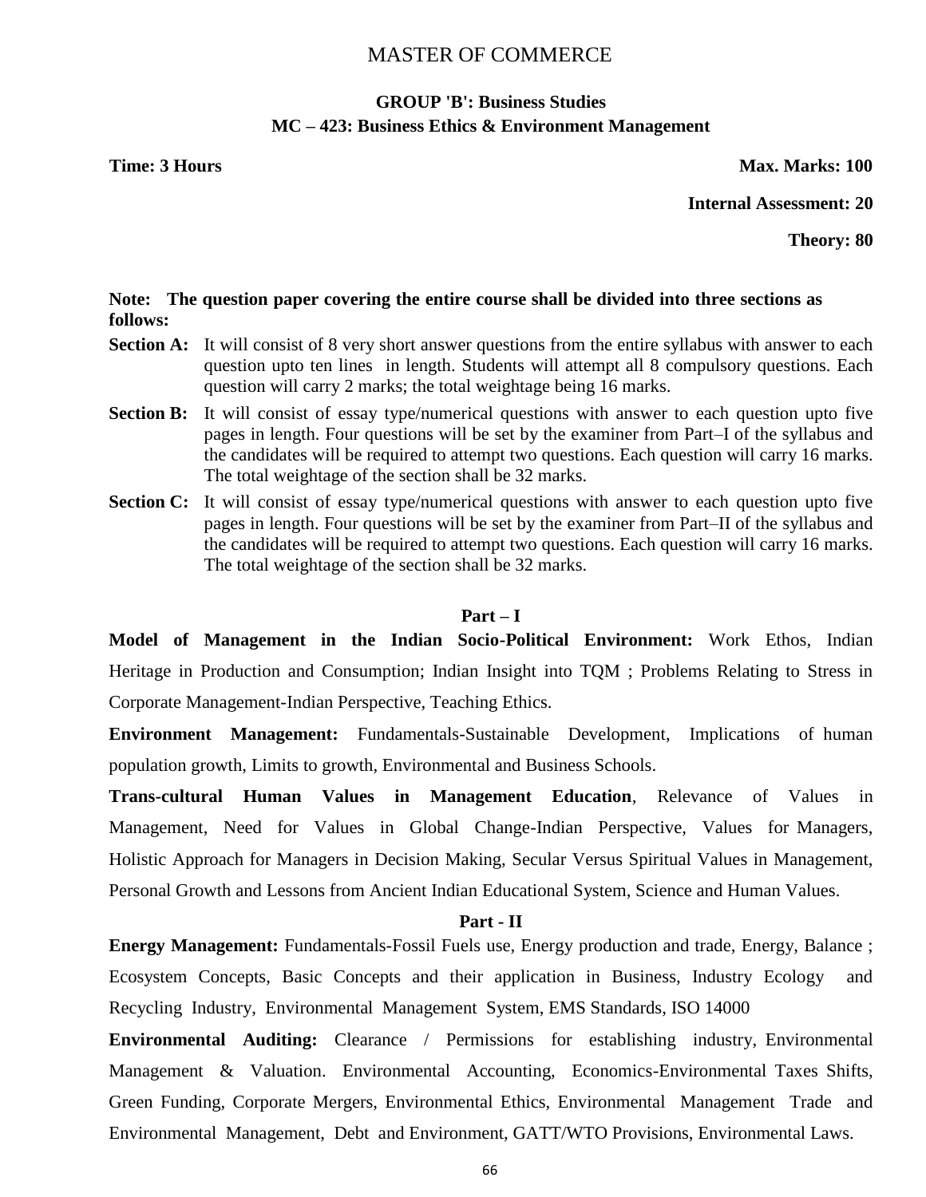# MASTER OF COMMERCE

## GROUP 'B': Business Studies

## MC – 423: Business Ethics & Environment Management

**Time: 3 Hours** **Max. Marks: 100**

**Internal Assessment: 20**

**Theory: 80**

**Note: The question paper covering the entire course shall be divided into three sections as follows:**

**Section A:** It will consist of 8 very short answer questions from the entire syllabus with answer to each question upto ten lines in length. Students will attempt all 8 compulsory questions. Each question will carry 2 marks; the total weightage being 16 marks.

**Section B:** It will consist of essay type/numerical questions with answer to each question upto five pages in length. Four questions will be set by the examiner from Part–I of the syllabus and the candidates will be required to attempt two questions. Each question will carry 16 marks. The total weightage of the section shall be 32 marks.

**Section C:** It will consist of essay type/numerical questions with answer to each question upto five pages in length. Four questions will be set by the examiner from Part–II of the syllabus and the candidates will be required to attempt two questions. Each question will carry 16 marks. The total weightage of the section shall be 32 marks.

### Part – I

**Model of Management in the Indian Socio-Political Environment:** Work Ethos, Indian Heritage in Production and Consumption; Indian Insight into TQM ; Problems Relating to Stress in Corporate Management-Indian Perspective, Teaching Ethics.

**Environment Management:** Fundamentals-Sustainable Development, Implications of human population growth, Limits to growth, Environmental and Business Schools.

**Trans-cultural Human Values in Management Education**, Relevance of Values in Management, Need for Values in Global Change-Indian Perspective, Values for Managers, Holistic Approach for Managers in Decision Making, Secular Versus Spiritual Values in Management, Personal Growth and Lessons from Ancient Indian Educational System, Science and Human Values.

### Part - II

**Energy Management:** Fundamentals-Fossil Fuels use, Energy production and trade, Energy, Balance ; Ecosystem Concepts, Basic Concepts and their application in Business, Industry Ecology and Recycling Industry, Environmental Management System, EMS Standards, ISO 14000

**Environmental Auditing:** Clearance / Permissions for establishing industry, Environmental Management & Valuation. Environmental Accounting, Economics-Environmental Taxes Shifts, Green Funding, Corporate Mergers, Environmental Ethics, Environmental Management Trade and Environmental Management, Debt and Environment, GATT/WTO Provisions, Environmental Laws.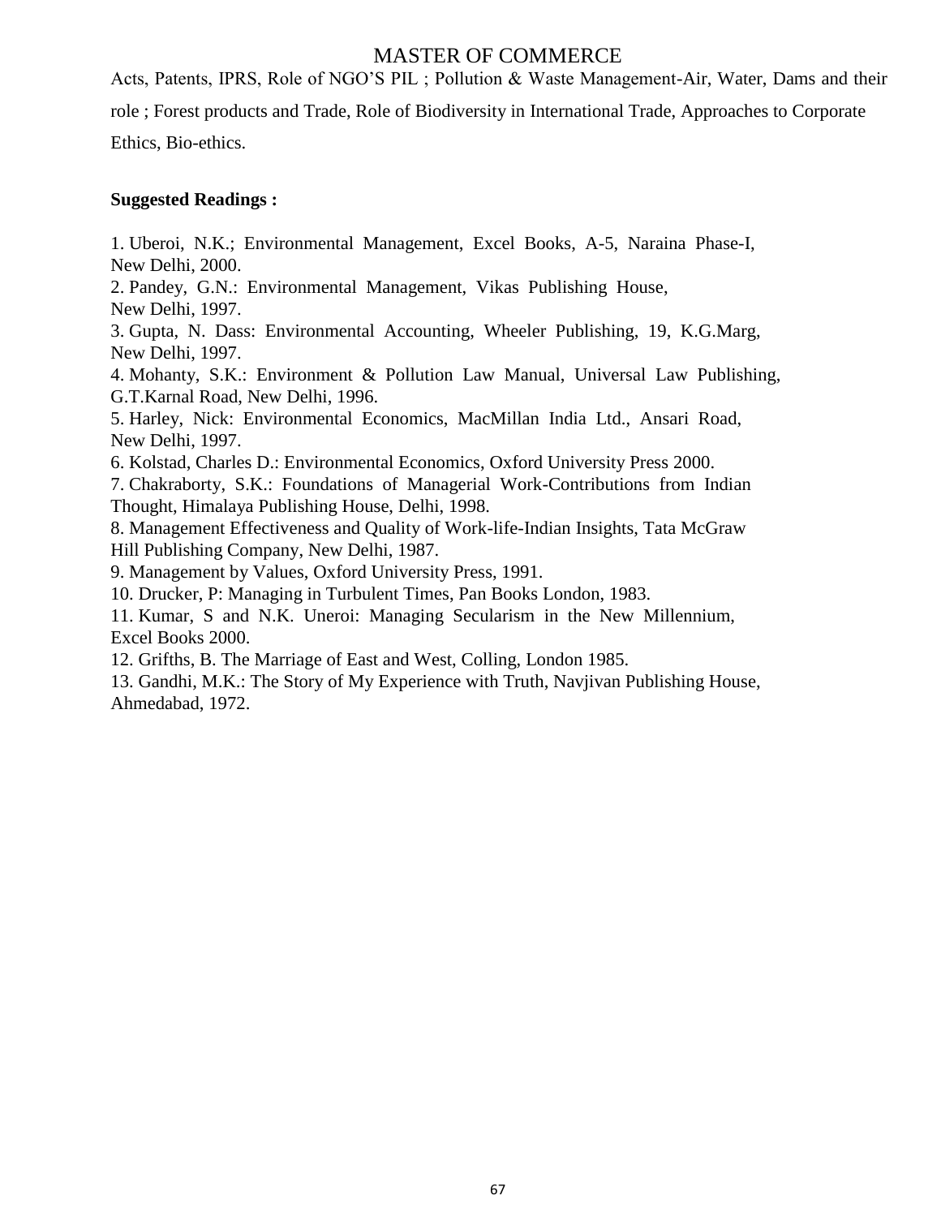Acts, Patents, IPRS, Role of NGO'S PIL ; Pollution & Waste Management-Air, Water, Dams and their role ; Forest products and Trade, Role of Biodiversity in International Trade, Approaches to Corporate Ethics, Bio-ethics.

**Suggested Readings :**

1. Uberoi, N.K.; Environmental Management, Excel Books, A-5, Naraina Phase-I, New Delhi, 2000.
2. Pandey, G.N.: Environmental Management, Vikas Publishing House, New Delhi, 1997.
3. Gupta, N. Dass: Environmental Accounting, Wheeler Publishing, 19, K.G.Marg, New Delhi, 1997.
4. Mohanty, S.K.: Environment & Pollution Law Manual, Universal Law Publishing, G.T.Karnal Road, New Delhi, 1996.
5. Harley, Nick: Environmental Economics, MacMillan India Ltd., Ansari Road, New Delhi, 1997.
6. Kolstad, Charles D.: Environmental Economics, Oxford University Press 2000.
7. Chakraborty, S.K.: Foundations of Managerial Work-Contributions from Indian Thought, Himalaya Publishing House, Delhi, 1998.
8. Management Effectiveness and Quality of Work-life-Indian Insights, Tata McGraw Hill Publishing Company, New Delhi, 1987.
9. Management by Values, Oxford University Press, 1991.
10. Drucker, P: Managing in Turbulent Times, Pan Books London, 1983.
11. Kumar, S and N.K. Uneroi: Managing Secularism in the New Millennium, Excel Books 2000.
12. Grifths, B. The Marriage of East and West, Colling, London 1985.
13. Gandhi, M.K.: The Story of My Experience with Truth, Navjivan Publishing House, Ahmedabad, 1972.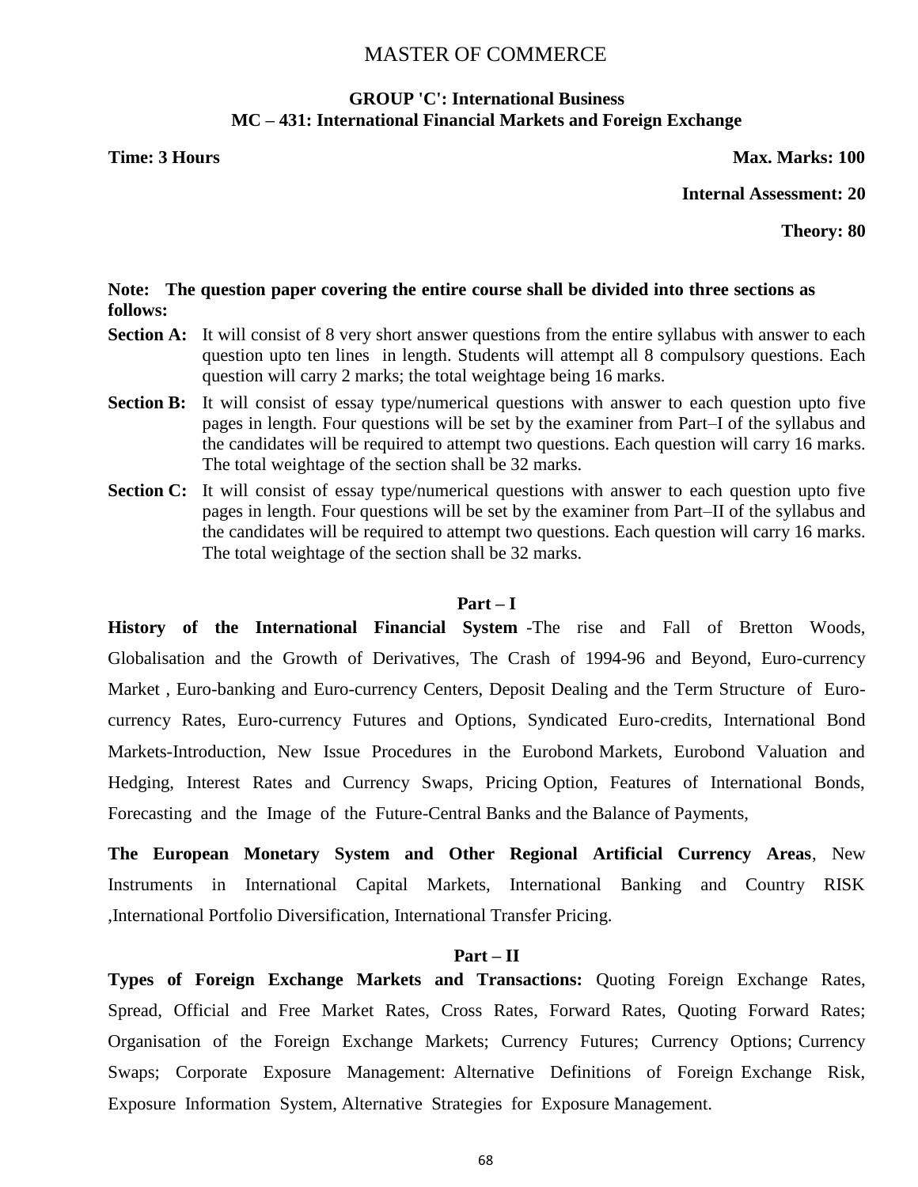# MASTER OF COMMERCE

## GROUP 'C': International Business
## MC – 431: International Financial Markets and Foreign Exchange

**Time: 3 Hours** **Max. Marks: 100**

**Internal Assessment: 20**

**Theory: 80**

**Note: The question paper covering the entire course shall be divided into three sections as follows:**

**Section A:** It will consist of 8 very short answer questions from the entire syllabus with answer to each question upto ten lines in length. Students will attempt all 8 compulsory questions. Each question will carry 2 marks; the total weightage being 16 marks.

**Section B:** It will consist of essay type/numerical questions with answer to each question upto five pages in length. Four questions will be set by the examiner from Part–I of the syllabus and the candidates will be required to attempt two questions. Each question will carry 16 marks. The total weightage of the section shall be 32 marks.

**Section C:** It will consist of essay type/numerical questions with answer to each question upto five pages in length. Four questions will be set by the examiner from Part–II of the syllabus and the candidates will be required to attempt two questions. Each question will carry 16 marks. The total weightage of the section shall be 32 marks.

### Part – I

**History of the International Financial System** -The rise and Fall of Bretton Woods, Globalisation and the Growth of Derivatives, The Crash of 1994-96 and Beyond, Euro-currency Market , Euro-banking and Euro-currency Centers, Deposit Dealing and the Term Structure of Euro-currency Rates, Euro-currency Futures and Options, Syndicated Euro-credits, International Bond Markets-Introduction, New Issue Procedures in the Eurobond Markets, Eurobond Valuation and Hedging, Interest Rates and Currency Swaps, Pricing Option, Features of International Bonds, Forecasting and the Image of the Future-Central Banks and the Balance of Payments,

**The European Monetary System and Other Regional Artificial Currency Areas**, New Instruments in International Capital Markets, International Banking and Country RISK ,International Portfolio Diversification, International Transfer Pricing.

### Part – II

**Types of Foreign Exchange Markets and Transactions:** Quoting Foreign Exchange Rates, Spread, Official and Free Market Rates, Cross Rates, Forward Rates, Quoting Forward Rates; Organisation of the Foreign Exchange Markets; Currency Futures; Currency Options; Currency Swaps; Corporate Exposure Management: Alternative Definitions of Foreign Exchange Risk, Exposure Information System, Alternative Strategies for Exposure Management.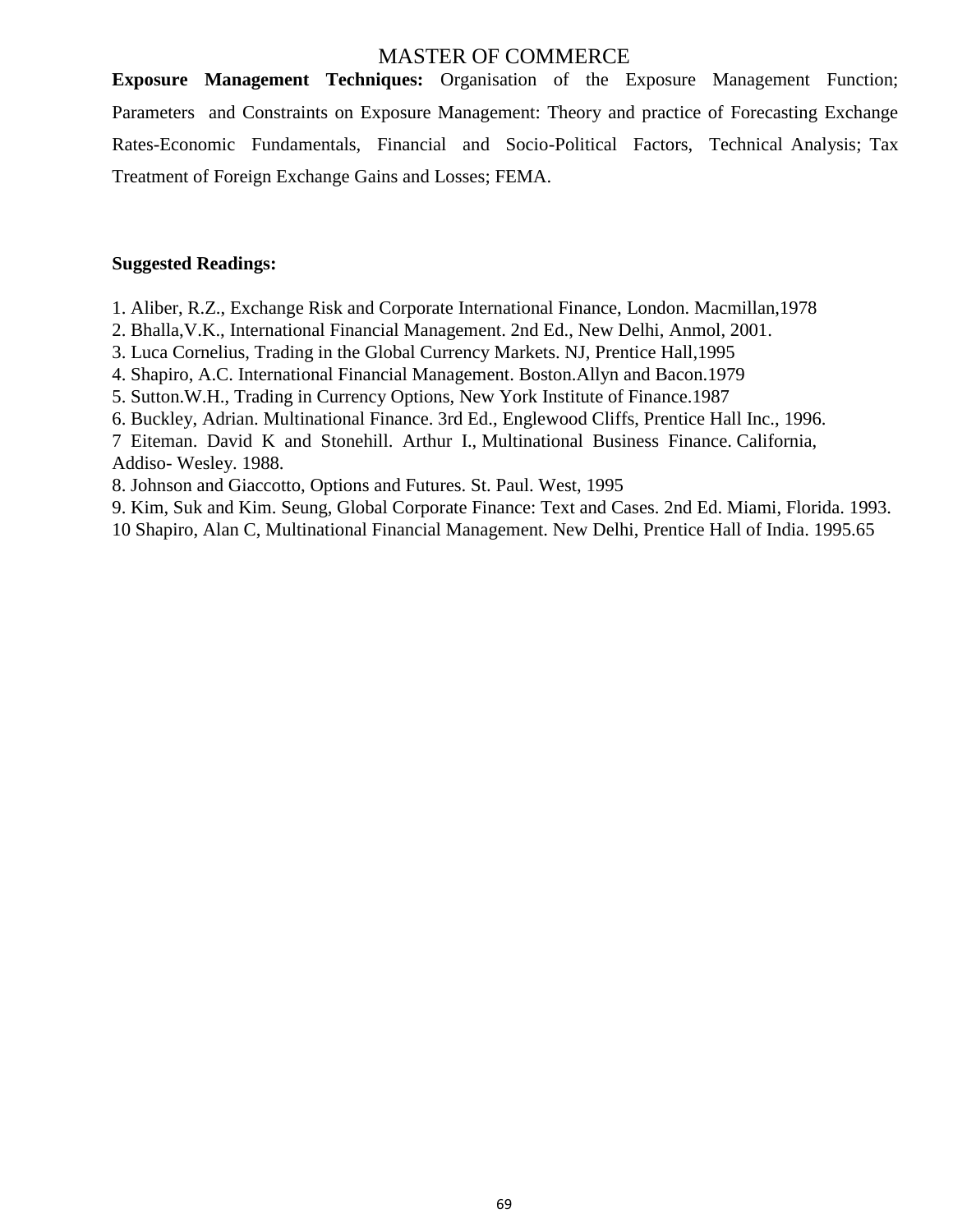MASTER OF COMMERCE

**Exposure Management Techniques:** Organisation of the Exposure Management Function; Parameters and Constraints on Exposure Management: Theory and practice of Forecasting Exchange Rates-Economic Fundamentals, Financial and Socio-Political Factors, Technical Analysis; Tax Treatment of Foreign Exchange Gains and Losses; FEMA.

**Suggested Readings:**

1. Aliber, R.Z., Exchange Risk and Corporate International Finance, London. Macmillan,1978
2. Bhalla,V.K., International Financial Management. 2nd Ed., New Delhi, Anmol, 2001.
3. Luca Cornelius, Trading in the Global Currency Markets. NJ, Prentice Hall,1995
4. Shapiro, A.C. International Financial Management. Boston.Allyn and Bacon.1979
5. Sutton.W.H., Trading in Currency Options, New York Institute of Finance.1987
6. Buckley, Adrian. Multinational Finance. 3rd Ed., Englewood Cliffs, Prentice Hall Inc., 1996.
7 Eiteman. David K and Stonehill. Arthur I., Multinational Business Finance. California, Addiso- Wesley. 1988.
8. Johnson and Giaccotto, Options and Futures. St. Paul. West, 1995
9. Kim, Suk and Kim. Seung, Global Corporate Finance: Text and Cases. 2nd Ed. Miami, Florida. 1993.
10 Shapiro, Alan C, Multinational Financial Management. New Delhi, Prentice Hall of India. 1995.65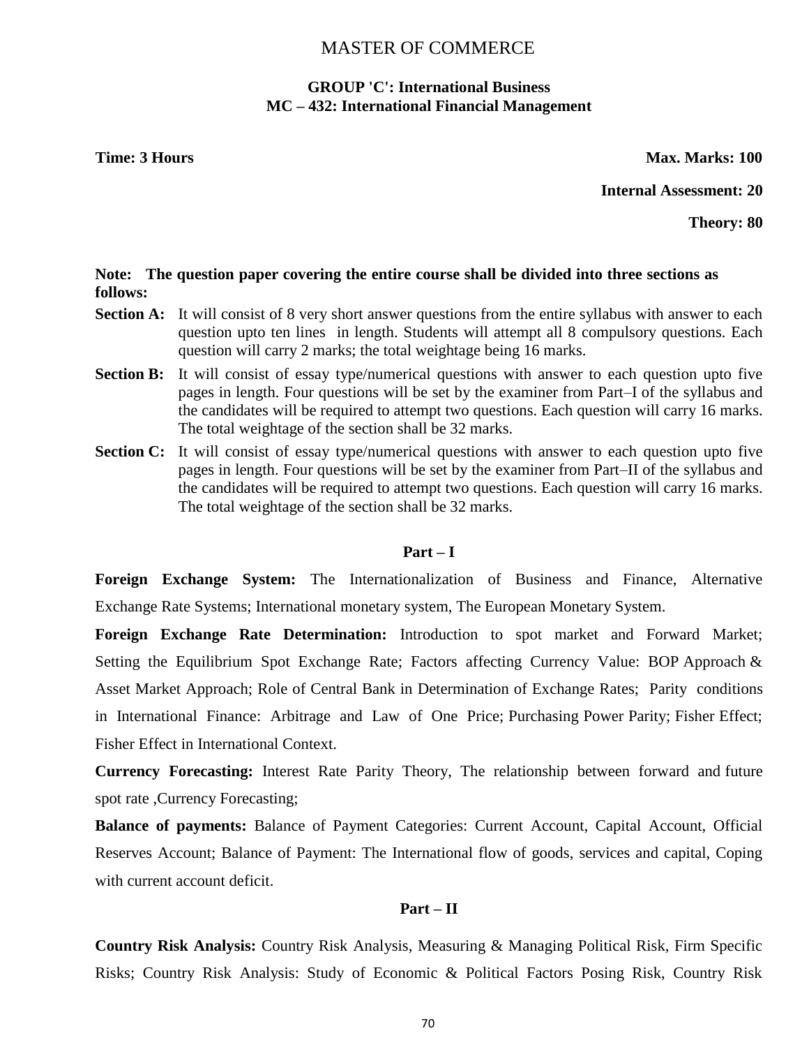# MASTER OF COMMERCE

## GROUP 'C': International Business
## MC – 432: International Financial Management

**Time: 3 Hours** **Max. Marks: 100**

**Internal Assessment: 20**

**Theory: 80**

**Note: The question paper covering the entire course shall be divided into three sections as follows:**

**Section A:** It will consist of 8 very short answer questions from the entire syllabus with answer to each question upto ten lines in length. Students will attempt all 8 compulsory questions. Each question will carry 2 marks; the total weightage being 16 marks.

**Section B:** It will consist of essay type/numerical questions with answer to each question upto five pages in length. Four questions will be set by the examiner from Part–I of the syllabus and the candidates will be required to attempt two questions. Each question will carry 16 marks. The total weightage of the section shall be 32 marks.

**Section C:** It will consist of essay type/numerical questions with answer to each question upto five pages in length. Four questions will be set by the examiner from Part–II of the syllabus and the candidates will be required to attempt two questions. Each question will carry 16 marks. The total weightage of the section shall be 32 marks.

### Part – I

**Foreign Exchange System:** The Internationalization of Business and Finance, Alternative Exchange Rate Systems; International monetary system, The European Monetary System.

**Foreign Exchange Rate Determination:** Introduction to spot market and Forward Market; Setting the Equilibrium Spot Exchange Rate; Factors affecting Currency Value: BOP Approach & Asset Market Approach; Role of Central Bank in Determination of Exchange Rates; Parity conditions in International Finance: Arbitrage and Law of One Price; Purchasing Power Parity; Fisher Effect; Fisher Effect in International Context.

**Currency Forecasting:** Interest Rate Parity Theory, The relationship between forward and future spot rate ,Currency Forecasting;

**Balance of payments:** Balance of Payment Categories: Current Account, Capital Account, Official Reserves Account; Balance of Payment: The International flow of goods, services and capital, Coping with current account deficit.

### Part – II

**Country Risk Analysis:** Country Risk Analysis, Measuring & Managing Political Risk, Firm Specific Risks; Country Risk Analysis: Study of Economic & Political Factors Posing Risk, Country Risk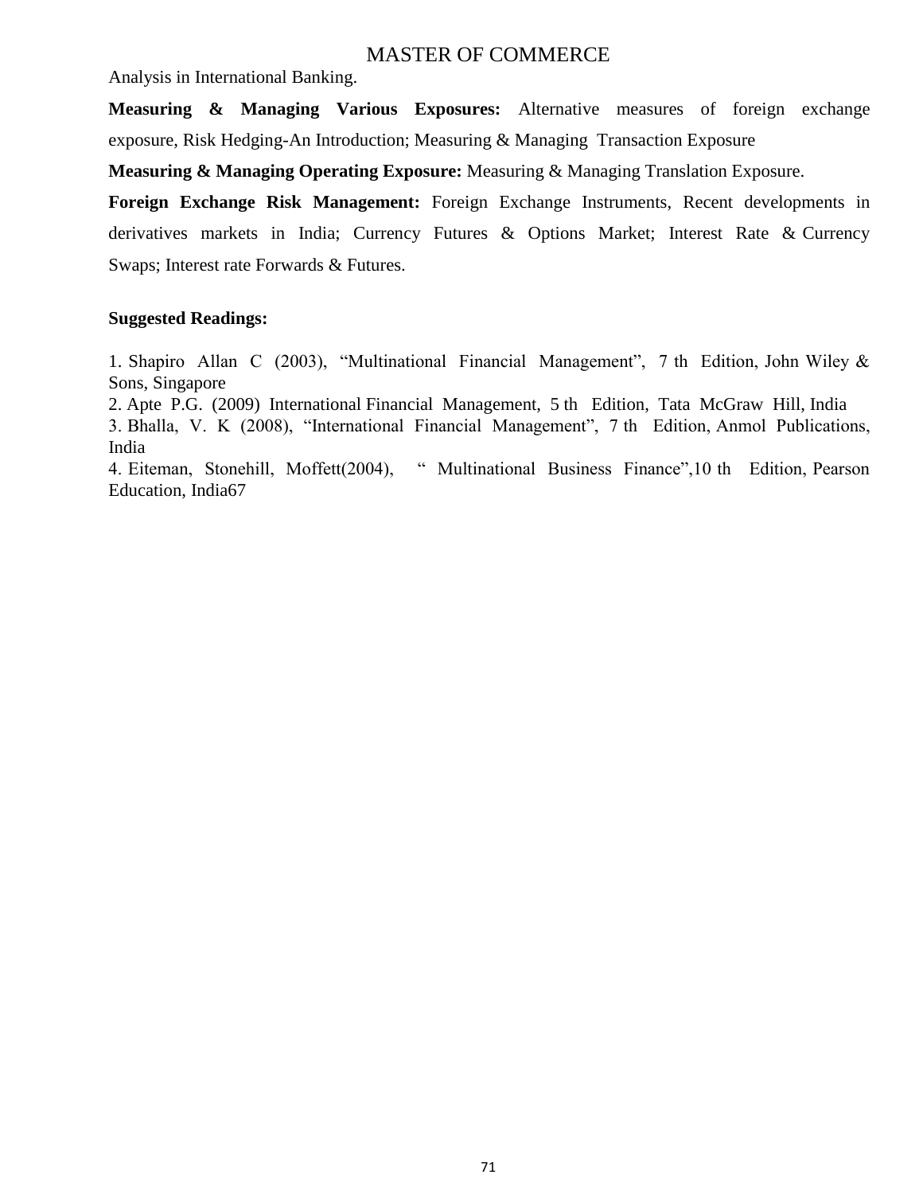Analysis in International Banking.

**Measuring & Managing Various Exposures:** Alternative measures of foreign exchange exposure, Risk Hedging-An Introduction; Measuring & Managing Transaction Exposure

**Measuring & Managing Operating Exposure:** Measuring & Managing Translation Exposure.

**Foreign Exchange Risk Management:** Foreign Exchange Instruments, Recent developments in derivatives markets in India; Currency Futures & Options Market; Interest Rate & Currency Swaps; Interest rate Forwards & Futures.

**Suggested Readings:**

1. Shapiro Allan C (2003), "Multinational Financial Management", 7 th Edition, John Wiley & Sons, Singapore
2. Apte P.G. (2009) International Financial Management, 5 th Edition, Tata McGraw Hill, India
3. Bhalla, V. K (2008), "International Financial Management", 7 th Edition, Anmol Publications, India
4. Eiteman, Stonehill, Moffett(2004), " Multinational Business Finance",10 th Edition, Pearson Education, India67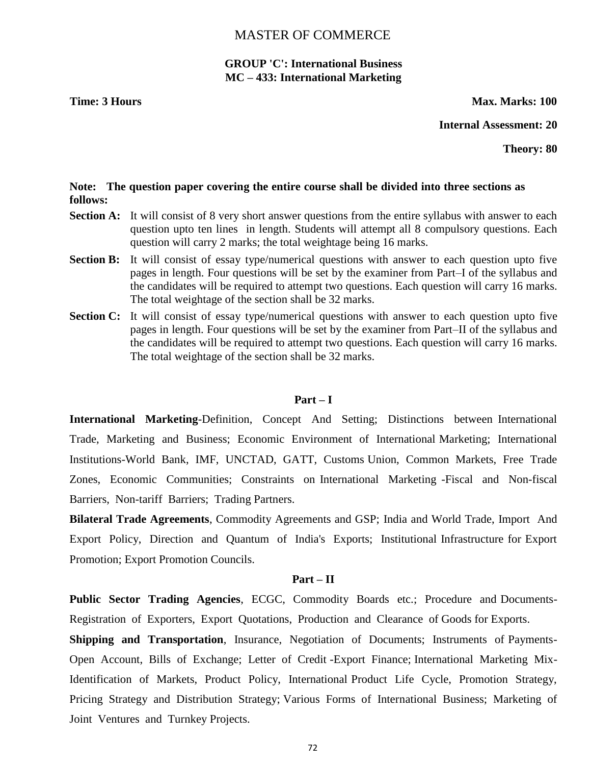# MASTER OF COMMERCE

## GROUP 'C': International Business
## MC – 433: International Marketing

**Time: 3 Hours** **Max. Marks: 100**

**Internal Assessment: 20**

**Theory: 80**

**Note: The question paper covering the entire course shall be divided into three sections as follows:**

**Section A:** It will consist of 8 very short answer questions from the entire syllabus with answer to each question upto ten lines in length. Students will attempt all 8 compulsory questions. Each question will carry 2 marks; the total weightage being 16 marks.

**Section B:** It will consist of essay type/numerical questions with answer to each question upto five pages in length. Four questions will be set by the examiner from Part–I of the syllabus and the candidates will be required to attempt two questions. Each question will carry 16 marks. The total weightage of the section shall be 32 marks.

**Section C:** It will consist of essay type/numerical questions with answer to each question upto five pages in length. Four questions will be set by the examiner from Part–II of the syllabus and the candidates will be required to attempt two questions. Each question will carry 16 marks. The total weightage of the section shall be 32 marks.

### Part – I

**International Marketing**-Definition, Concept And Setting; Distinctions between International Trade, Marketing and Business; Economic Environment of International Marketing; International Institutions-World Bank, IMF, UNCTAD, GATT, Customs Union, Common Markets, Free Trade Zones, Economic Communities; Constraints on International Marketing -Fiscal and Non-fiscal Barriers, Non-tariff Barriers; Trading Partners.

**Bilateral Trade Agreements**, Commodity Agreements and GSP; India and World Trade, Import And Export Policy, Direction and Quantum of India's Exports; Institutional Infrastructure for Export Promotion; Export Promotion Councils.

### Part – II

**Public Sector Trading Agencies**, ECGC, Commodity Boards etc.; Procedure and Documents-Registration of Exporters, Export Quotations, Production and Clearance of Goods for Exports.

**Shipping and Transportation**, Insurance, Negotiation of Documents; Instruments of Payments-Open Account, Bills of Exchange; Letter of Credit -Export Finance; International Marketing Mix-Identification of Markets, Product Policy, International Product Life Cycle, Promotion Strategy, Pricing Strategy and Distribution Strategy; Various Forms of International Business; Marketing of Joint Ventures and Turnkey Projects.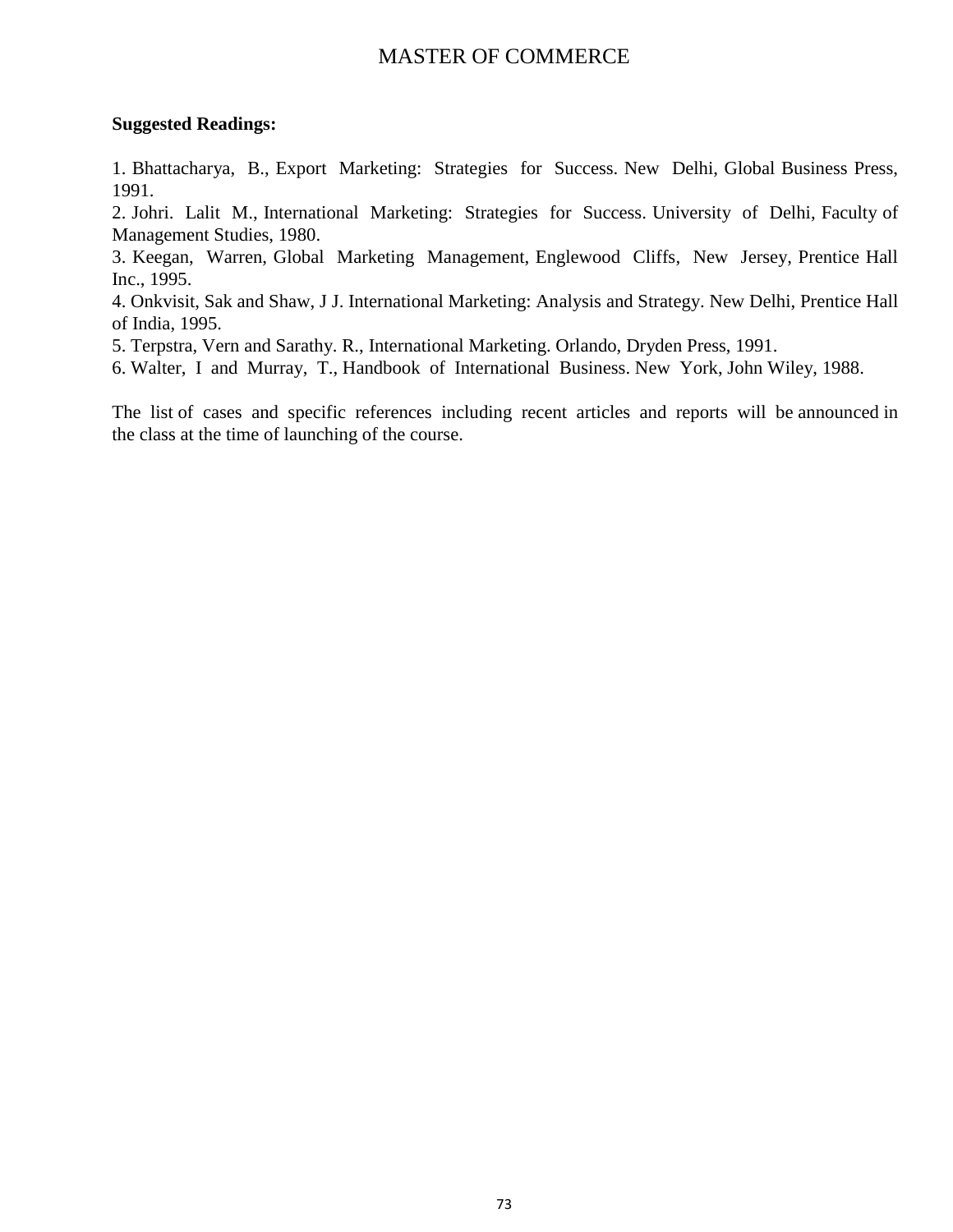**Suggested Readings:**

1. Bhattacharya, B., Export Marketing: Strategies for Success. New Delhi, Global Business Press, 1991.
2. Johri. Lalit M., International Marketing: Strategies for Success. University of Delhi, Faculty of Management Studies, 1980.
3. Keegan, Warren, Global Marketing Management, Englewood Cliffs, New Jersey, Prentice Hall Inc., 1995.
4. Onkvisit, Sak and Shaw, J J. International Marketing: Analysis and Strategy. New Delhi, Prentice Hall of India, 1995.
5. Terpstra, Vern and Sarathy. R., International Marketing. Orlando, Dryden Press, 1991.
6. Walter, I and Murray, T., Handbook of International Business. New York, John Wiley, 1988.

The list of cases and specific references including recent articles and reports will be announced in the class at the time of launching of the course.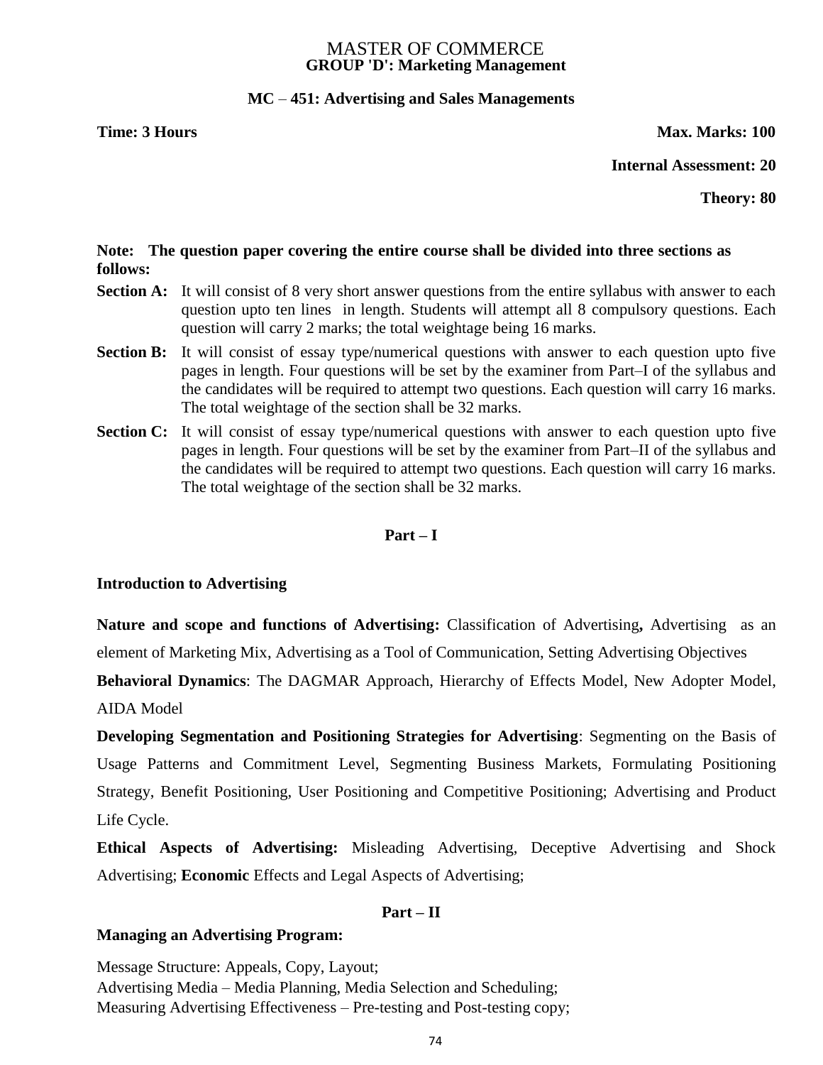# MASTER OF COMMERCE

## GROUP 'D': Marketing Management

### MC – 451: Advertising and Sales Managements

**Time: 3 Hours** **Max. Marks: 100**

**Internal Assessment: 20**

**Theory: 80**

**Note: The question paper covering the entire course shall be divided into three sections as follows:**

**Section A:** It will consist of 8 very short answer questions from the entire syllabus with answer to each question upto ten lines in length. Students will attempt all 8 compulsory questions. Each question will carry 2 marks; the total weightage being 16 marks.

**Section B:** It will consist of essay type/numerical questions with answer to each question upto five pages in length. Four questions will be set by the examiner from Part–I of the syllabus and the candidates will be required to attempt two questions. Each question will carry 16 marks. The total weightage of the section shall be 32 marks.

**Section C:** It will consist of essay type/numerical questions with answer to each question upto five pages in length. Four questions will be set by the examiner from Part–II of the syllabus and the candidates will be required to attempt two questions. Each question will carry 16 marks. The total weightage of the section shall be 32 marks.

### Part – I

**Introduction to Advertising**

**Nature and scope and functions of Advertising:** Classification of Advertising**,** Advertising as an element of Marketing Mix, Advertising as a Tool of Communication, Setting Advertising Objectives

**Behavioral Dynamics**: The DAGMAR Approach, Hierarchy of Effects Model, New Adopter Model, AIDA Model

**Developing Segmentation and Positioning Strategies for Advertising**: Segmenting on the Basis of Usage Patterns and Commitment Level, Segmenting Business Markets, Formulating Positioning Strategy, Benefit Positioning, User Positioning and Competitive Positioning; Advertising and Product Life Cycle.

**Ethical Aspects of Advertising:** Misleading Advertising, Deceptive Advertising and Shock Advertising; **Economic** Effects and Legal Aspects of Advertising;

### Part – II

**Managing an Advertising Program:**

Message Structure: Appeals, Copy, Layout;
Advertising Media – Media Planning, Media Selection and Scheduling;
Measuring Advertising Effectiveness – Pre-testing and Post-testing copy;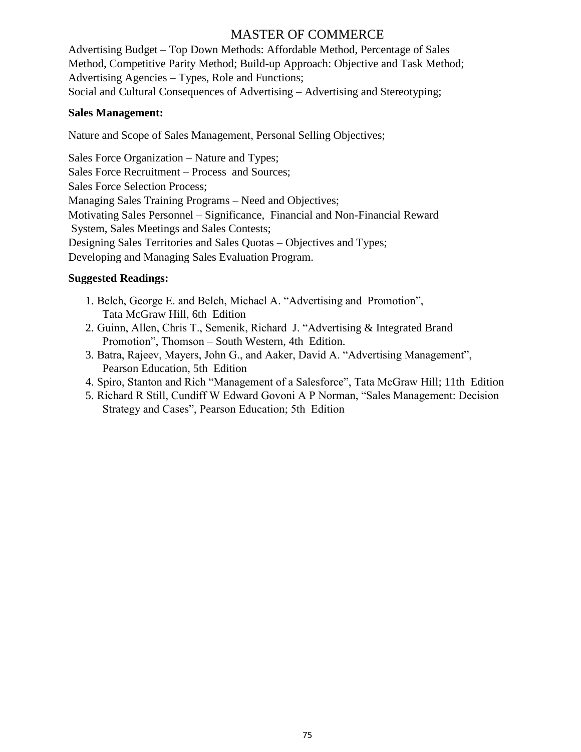Advertising Budget – Top Down Methods: Affordable Method, Percentage of Sales Method, Competitive Parity Method; Build-up Approach: Objective and Task Method;
Advertising Agencies – Types, Role and Functions;
Social and Cultural Consequences of Advertising – Advertising and Stereotyping;

**Sales Management:**

Nature and Scope of Sales Management, Personal Selling Objectives;

Sales Force Organization – Nature and Types;
Sales Force Recruitment – Process and Sources;
Sales Force Selection Process;
Managing Sales Training Programs – Need and Objectives;
Motivating Sales Personnel – Significance, Financial and Non-Financial Reward System, Sales Meetings and Sales Contests;
Designing Sales Territories and Sales Quotas – Objectives and Types;
Developing and Managing Sales Evaluation Program.

**Suggested Readings:**

1. Belch, George E. and Belch, Michael A. "Advertising and Promotion", Tata McGraw Hill, 6th Edition
2. Guinn, Allen, Chris T., Semenik, Richard J. "Advertising & Integrated Brand Promotion", Thomson – South Western, 4th Edition.
3. Batra, Rajeev, Mayers, John G., and Aaker, David A. "Advertising Management", Pearson Education, 5th Edition
4. Spiro, Stanton and Rich "Management of a Salesforce", Tata McGraw Hill; 11th Edition
5. Richard R Still, Cundiff W Edward Govoni A P Norman, "Sales Management: Decision Strategy and Cases", Pearson Education; 5th Edition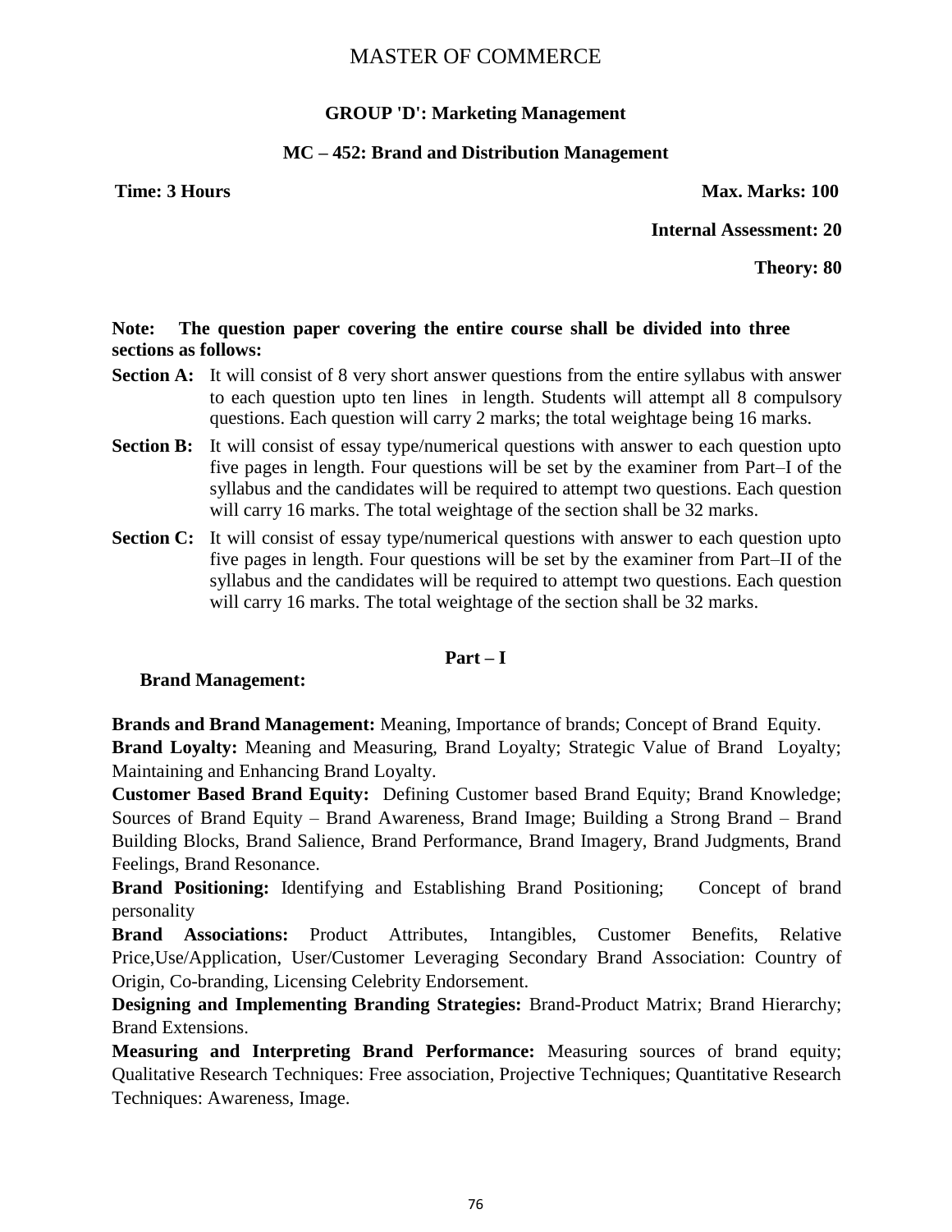# MASTER OF COMMERCE

## GROUP 'D': Marketing Management

### MC – 452: Brand and Distribution Management

**Time: 3 Hours** **Max. Marks: 100**

**Internal Assessment: 20**

**Theory: 80**

**Note: The question paper covering the entire course shall be divided into three sections as follows:**

**Section A:** It will consist of 8 very short answer questions from the entire syllabus with answer to each question upto ten lines in length. Students will attempt all 8 compulsory questions. Each question will carry 2 marks; the total weightage being 16 marks.

**Section B:** It will consist of essay type/numerical questions with answer to each question upto five pages in length. Four questions will be set by the examiner from Part–I of the syllabus and the candidates will be required to attempt two questions. Each question will carry 16 marks. The total weightage of the section shall be 32 marks.

**Section C:** It will consist of essay type/numerical questions with answer to each question upto five pages in length. Four questions will be set by the examiner from Part–II of the syllabus and the candidates will be required to attempt two questions. Each question will carry 16 marks. The total weightage of the section shall be 32 marks.

### Part – I

**Brand Management:**

**Brands and Brand Management:** Meaning, Importance of brands; Concept of Brand Equity.

**Brand Loyalty:** Meaning and Measuring, Brand Loyalty; Strategic Value of Brand Loyalty; Maintaining and Enhancing Brand Loyalty.

**Customer Based Brand Equity:** Defining Customer based Brand Equity; Brand Knowledge; Sources of Brand Equity – Brand Awareness, Brand Image; Building a Strong Brand – Brand Building Blocks, Brand Salience, Brand Performance, Brand Imagery, Brand Judgments, Brand Feelings, Brand Resonance.

**Brand Positioning:** Identifying and Establishing Brand Positioning; Concept of brand personality

**Brand Associations:** Product Attributes, Intangibles, Customer Benefits, Relative Price,Use/Application, User/Customer Leveraging Secondary Brand Association: Country of Origin, Co-branding, Licensing Celebrity Endorsement.

**Designing and Implementing Branding Strategies:** Brand-Product Matrix; Brand Hierarchy; Brand Extensions.

**Measuring and Interpreting Brand Performance:** Measuring sources of brand equity; Qualitative Research Techniques: Free association, Projective Techniques; Quantitative Research Techniques: Awareness, Image.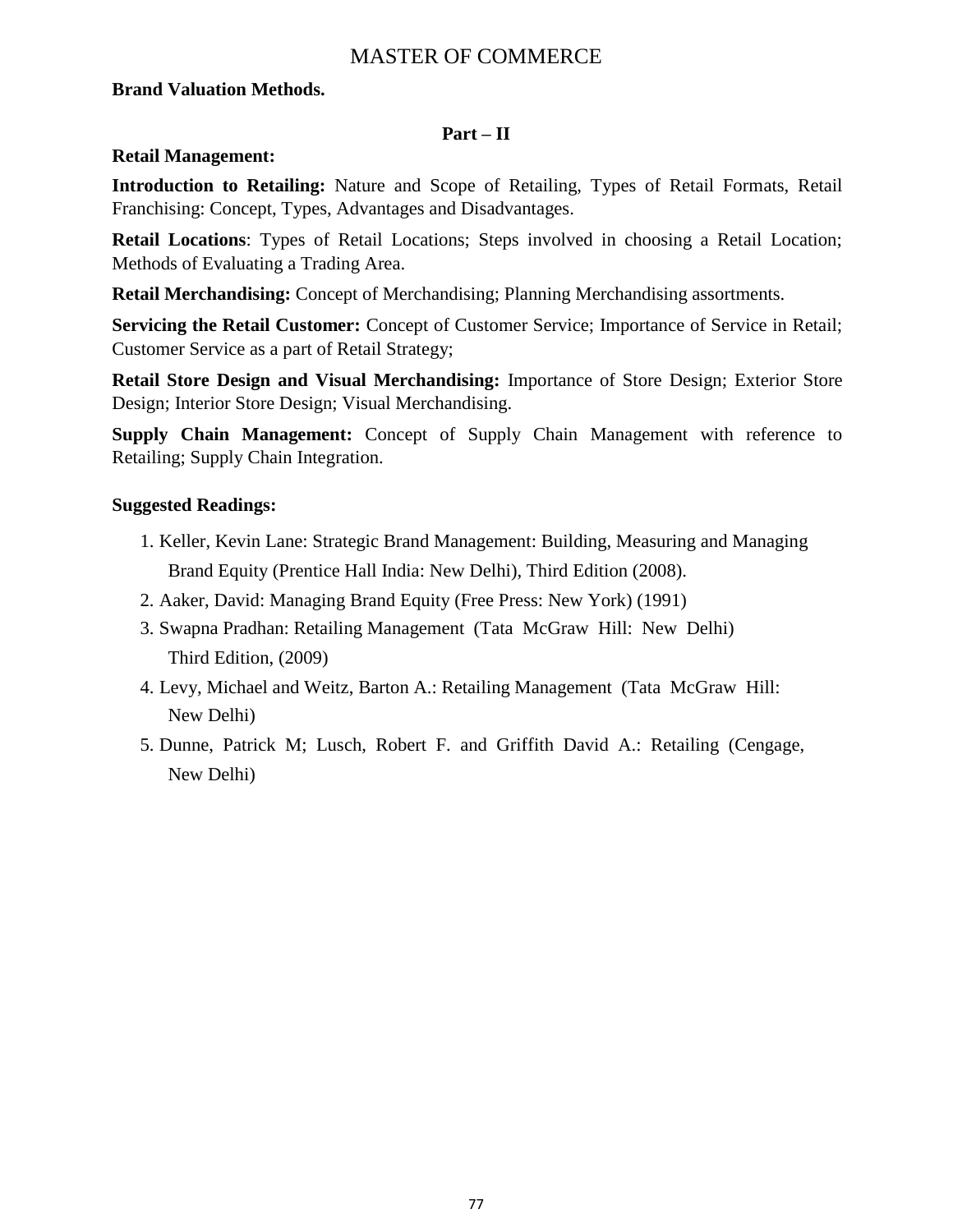MASTER OF COMMERCE

**Brand Valuation Methods.**

**Part – II**

**Retail Management:**

**Introduction to Retailing:** Nature and Scope of Retailing, Types of Retail Formats, Retail Franchising: Concept, Types, Advantages and Disadvantages.

**Retail Locations**: Types of Retail Locations; Steps involved in choosing a Retail Location; Methods of Evaluating a Trading Area.

**Retail Merchandising:** Concept of Merchandising; Planning Merchandising assortments.

**Servicing the Retail Customer:** Concept of Customer Service; Importance of Service in Retail; Customer Service as a part of Retail Strategy;

**Retail Store Design and Visual Merchandising:** Importance of Store Design; Exterior Store Design; Interior Store Design; Visual Merchandising.

**Supply Chain Management:** Concept of Supply Chain Management with reference to Retailing; Supply Chain Integration.

**Suggested Readings:**

1. Keller, Kevin Lane: Strategic Brand Management: Building, Measuring and Managing Brand Equity (Prentice Hall India: New Delhi), Third Edition (2008).
2. Aaker, David: Managing Brand Equity (Free Press: New York) (1991)
3. Swapna Pradhan: Retailing Management (Tata McGraw Hill: New Delhi) Third Edition, (2009)
4. Levy, Michael and Weitz, Barton A.: Retailing Management (Tata McGraw Hill: New Delhi)
5. Dunne, Patrick M; Lusch, Robert F. and Griffith David A.: Retailing (Cengage, New Delhi)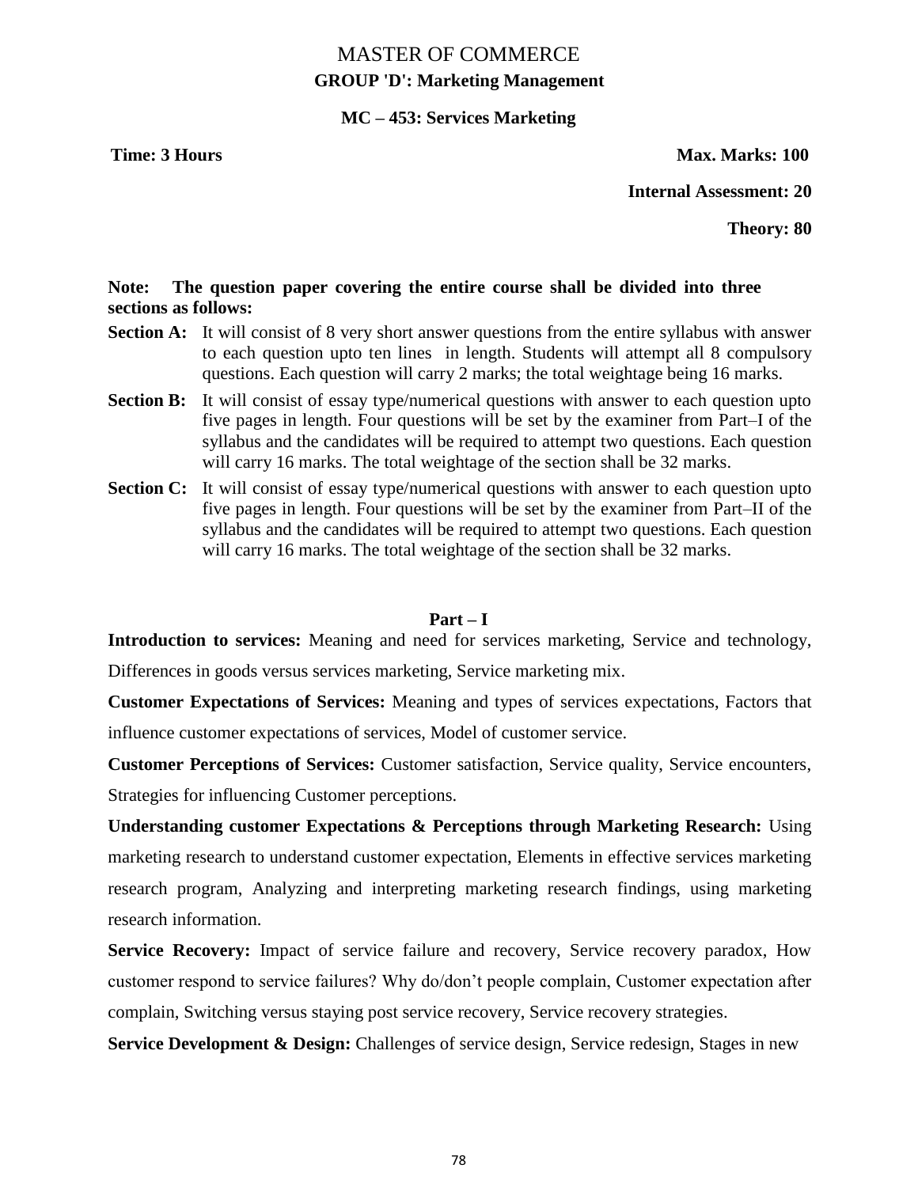# MASTER OF COMMERCE

## GROUP 'D': Marketing Management

### MC – 453: Services Marketing

**Time: 3 Hours** **Max. Marks: 100**

**Internal Assessment: 20**

**Theory: 80**

**Note: The question paper covering the entire course shall be divided into three sections as follows:**

**Section A:** It will consist of 8 very short answer questions from the entire syllabus with answer to each question upto ten lines in length. Students will attempt all 8 compulsory questions. Each question will carry 2 marks; the total weightage being 16 marks.

**Section B:** It will consist of essay type/numerical questions with answer to each question upto five pages in length. Four questions will be set by the examiner from Part–I of the syllabus and the candidates will be required to attempt two questions. Each question will carry 16 marks. The total weightage of the section shall be 32 marks.

**Section C:** It will consist of essay type/numerical questions with answer to each question upto five pages in length. Four questions will be set by the examiner from Part–II of the syllabus and the candidates will be required to attempt two questions. Each question will carry 16 marks. The total weightage of the section shall be 32 marks.

### Part – I

**Introduction to services:** Meaning and need for services marketing, Service and technology, Differences in goods versus services marketing, Service marketing mix.

**Customer Expectations of Services:** Meaning and types of services expectations, Factors that influence customer expectations of services, Model of customer service.

**Customer Perceptions of Services:** Customer satisfaction, Service quality, Service encounters, Strategies for influencing Customer perceptions.

**Understanding customer Expectations & Perceptions through Marketing Research:** Using marketing research to understand customer expectation, Elements in effective services marketing research program, Analyzing and interpreting marketing research findings, using marketing research information.

**Service Recovery:** Impact of service failure and recovery, Service recovery paradox, How customer respond to service failures? Why do/don't people complain, Customer expectation after complain, Switching versus staying post service recovery, Service recovery strategies.

**Service Development & Design:** Challenges of service design, Service redesign, Stages in new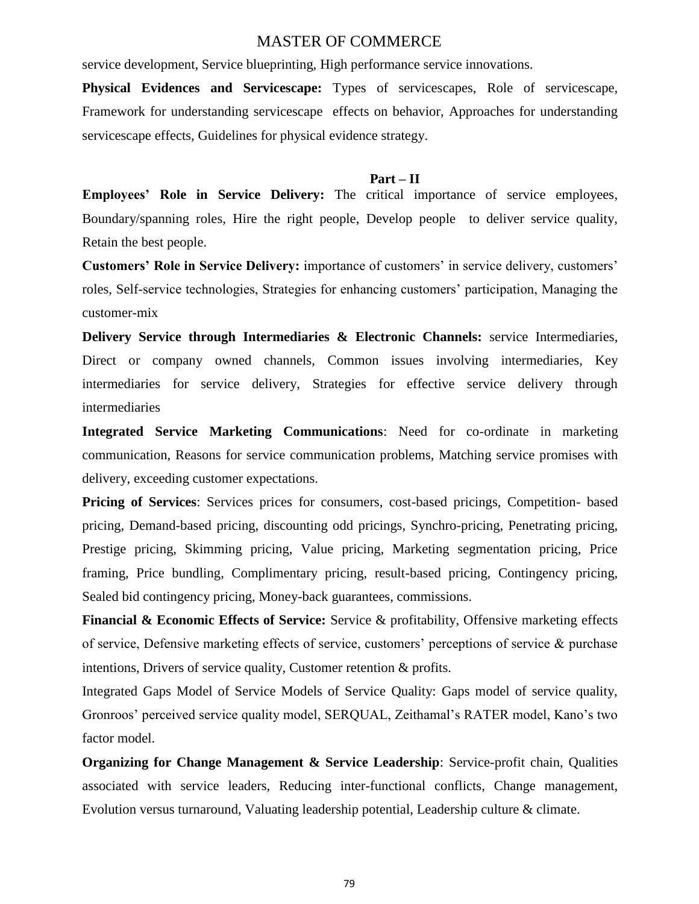service development, Service blueprinting, High performance service innovations.

**Physical Evidences and Servicescape:** Types of servicescapes, Role of servicescape, Framework for understanding servicescape effects on behavior, Approaches for understanding servicescape effects, Guidelines for physical evidence strategy.

## Part – II

**Employees' Role in Service Delivery:** The critical importance of service employees, Boundary/spanning roles, Hire the right people, Develop people to deliver service quality, Retain the best people.

**Customers' Role in Service Delivery:** importance of customers' in service delivery, customers' roles, Self-service technologies, Strategies for enhancing customers' participation, Managing the customer-mix

**Delivery Service through Intermediaries & Electronic Channels:** service Intermediaries, Direct or company owned channels, Common issues involving intermediaries, Key intermediaries for service delivery, Strategies for effective service delivery through intermediaries

**Integrated Service Marketing Communications**: Need for co-ordinate in marketing communication, Reasons for service communication problems, Matching service promises with delivery, exceeding customer expectations.

**Pricing of Services**: Services prices for consumers, cost-based pricings, Competition- based pricing, Demand-based pricing, discounting odd pricings, Synchro-pricing, Penetrating pricing, Prestige pricing, Skimming pricing, Value pricing, Marketing segmentation pricing, Price framing, Price bundling, Complimentary pricing, result-based pricing, Contingency pricing, Sealed bid contingency pricing, Money-back guarantees, commissions.

**Financial & Economic Effects of Service:** Service & profitability, Offensive marketing effects of service, Defensive marketing effects of service, customers' perceptions of service & purchase intentions, Drivers of service quality, Customer retention & profits.

Integrated Gaps Model of Service Models of Service Quality: Gaps model of service quality, Gronroos' perceived service quality model, SERQUAL, Zeithamal's RATER model, Kano's two factor model.

**Organizing for Change Management & Service Leadership**: Service-profit chain, Qualities associated with service leaders, Reducing inter-functional conflicts, Change management, Evolution versus turnaround, Valuating leadership potential, Leadership culture & climate.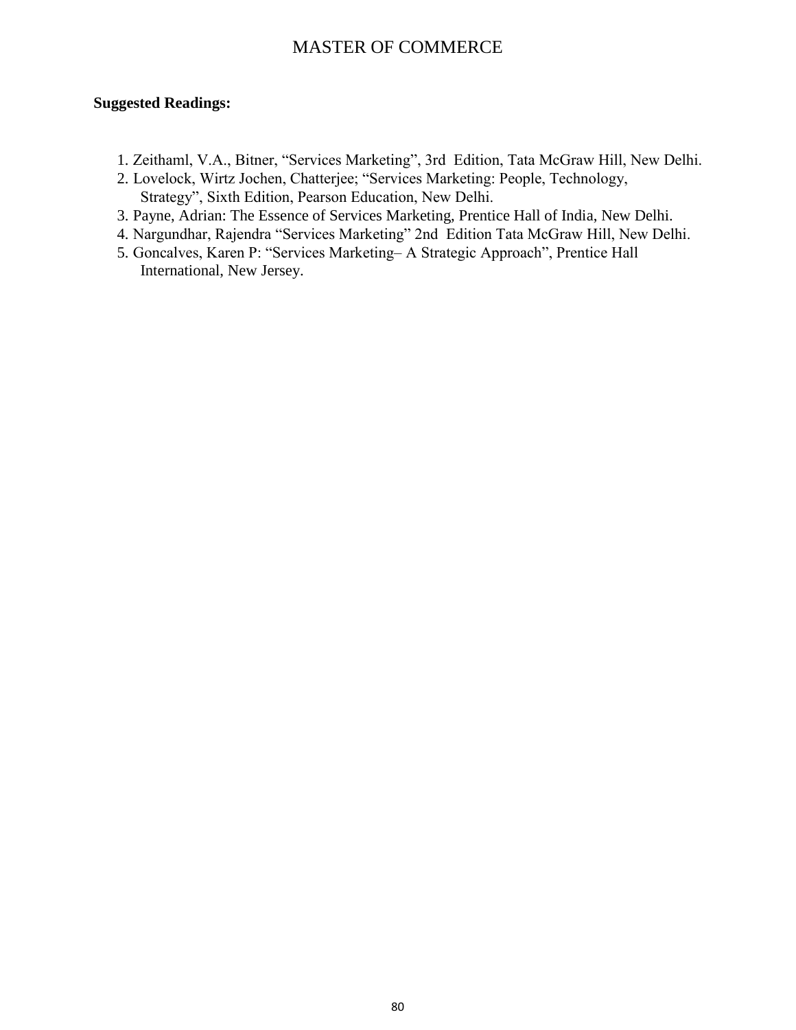**Suggested Readings:**

1. Zeithaml, V.A., Bitner, "Services Marketing", 3rd Edition, Tata McGraw Hill, New Delhi.
2. Lovelock, Wirtz Jochen, Chatterjee; "Services Marketing: People, Technology, Strategy", Sixth Edition, Pearson Education, New Delhi.
3. Payne, Adrian: The Essence of Services Marketing, Prentice Hall of India, New Delhi.
4. Nargundhar, Rajendra "Services Marketing" 2nd Edition Tata McGraw Hill, New Delhi.
5. Goncalves, Karen P: "Services Marketing– A Strategic Approach", Prentice Hall International, New Jersey.